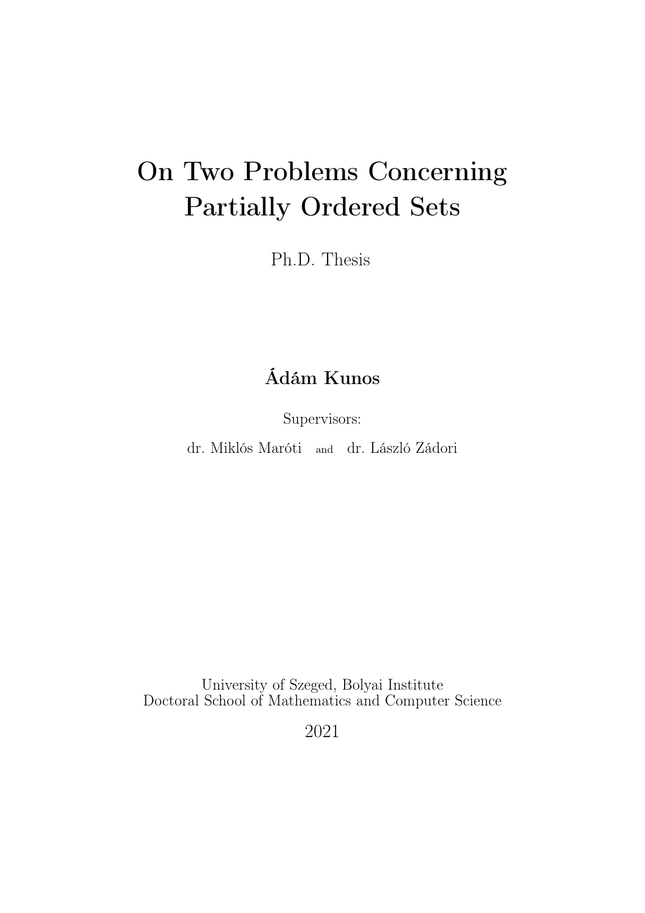# On Two Problems Concerning Partially Ordered Sets

Ph.D. Thesis

**Ádám Kunos**

Supervisors:

dr. Miklós Maróti and dr. László Zádori

University of Szeged, Bolyai Institute
Doctoral School of Mathematics and Computer Science

2021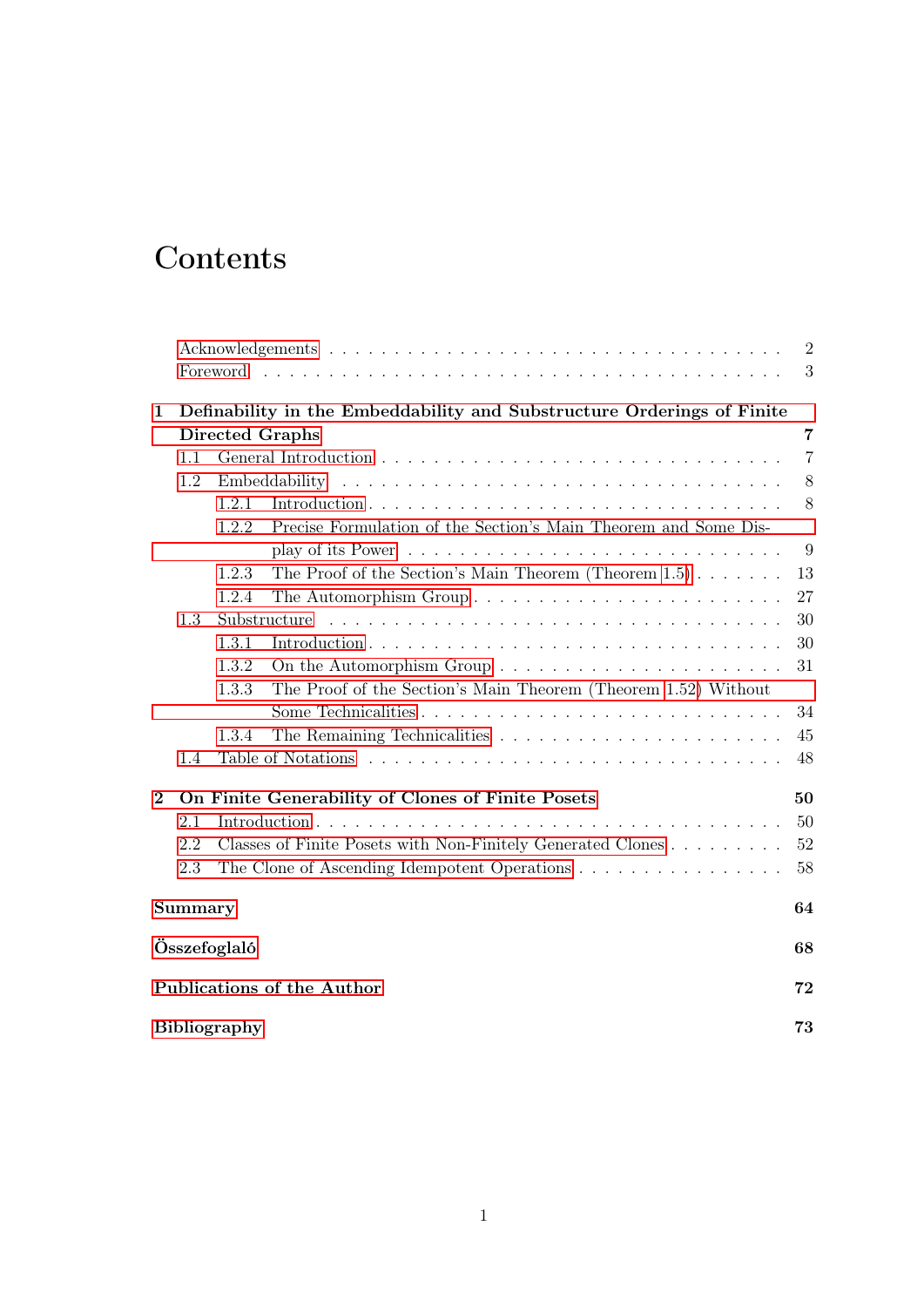# Contents

- Acknowledgements . . . 2
- Foreword . . . 3

**1 Definability in the Embeddability and Substructure Orderings of Finite Directed Graphs** **7**

- 1.1 General Introduction . . . 7
- 1.2 Embeddability . . . 8
  - 1.2.1 Introduction . . . 8
  - 1.2.2 Precise Formulation of the Section's Main Theorem and Some Display of its Power . . . 9
  - 1.2.3 The Proof of the Section's Main Theorem (Theorem 1.5) . . . 13
  - 1.2.4 The Automorphism Group . . . 27
- 1.3 Substructure . . . 30
  - 1.3.1 Introduction . . . 30
  - 1.3.2 On the Automorphism Group . . . 31
  - 1.3.3 The Proof of the Section's Main Theorem (Theorem 1.52) Without Some Technicalities . . . 34
  - 1.3.4 The Remaining Technicalities . . . 45
- 1.4 Table of Notations . . . 48

**2 On Finite Generability of Clones of Finite Posets** **50**

- 2.1 Introduction . . . 50
- 2.2 Classes of Finite Posets with Non-Finitely Generated Clones . . . 52
- 2.3 The Clone of Ascending Idempotent Operations . . . 58

**Summary** **64**

**Összefoglaló** **68**

**Publications of the Author** **72**

**Bibliography** **73**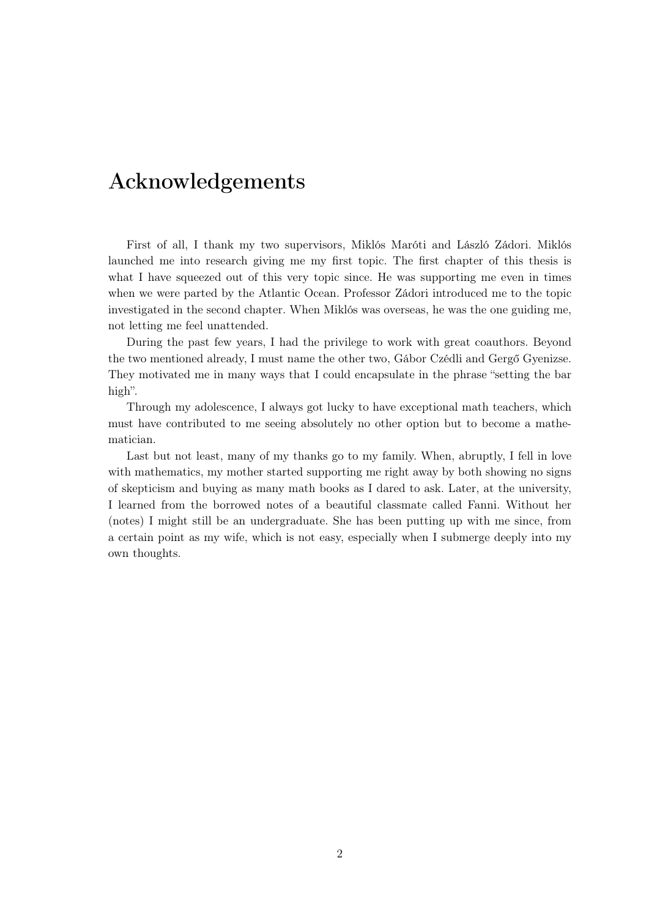# Acknowledgements

First of all, I thank my two supervisors, Miklós Maróti and László Zádori. Miklós launched me into research giving me my first topic. The first chapter of this thesis is what I have squeezed out of this very topic since. He was supporting me even in times when we were parted by the Atlantic Ocean. Professor Zádori introduced me to the topic investigated in the second chapter. When Miklós was overseas, he was the one guiding me, not letting me feel unattended.

During the past few years, I had the privilege to work with great coauthors. Beyond the two mentioned already, I must name the other two, Gábor Czédli and Gergő Gyenizse. They motivated me in many ways that I could encapsulate in the phrase "setting the bar high".

Through my adolescence, I always got lucky to have exceptional math teachers, which must have contributed to me seeing absolutely no other option but to become a mathematician.

Last but not least, many of my thanks go to my family. When, abruptly, I fell in love with mathematics, my mother started supporting me right away by both showing no signs of skepticism and buying as many math books as I dared to ask. Later, at the university, I learned from the borrowed notes of a beautiful classmate called Fanni. Without her (notes) I might still be an undergraduate. She has been putting up with me since, from a certain point as my wife, which is not easy, especially when I submerge deeply into my own thoughts.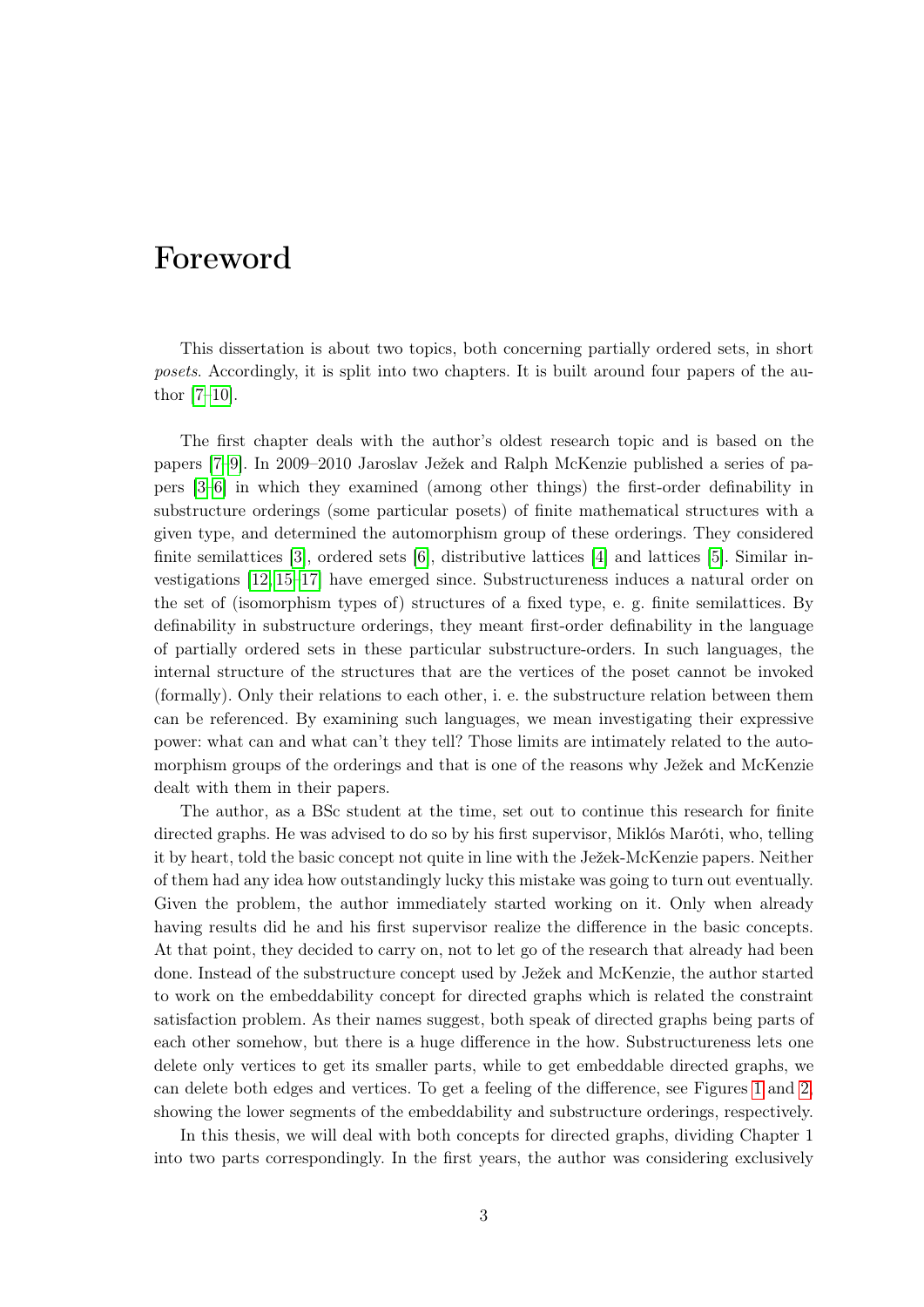# Foreword

This dissertation is about two topics, both concerning partially ordered sets, in short *posets*. Accordingly, it is split into two chapters. It is built around four papers of the author [7–10].

The first chapter deals with the author's oldest research topic and is based on the papers [7–9]. In 2009–2010 Jaroslav Ježek and Ralph McKenzie published a series of papers [3–6] in which they examined (among other things) the first-order definability in substructure orderings (some particular posets) of finite mathematical structures with a given type, and determined the automorphism group of these orderings. They considered finite semilattices [3], ordered sets [6], distributive lattices [4] and lattices [5]. Similar investigations [12, 15–17] have emerged since. Substructureness induces a natural order on the set of (isomorphism types of) structures of a fixed type, e. g. finite semilattices. By definability in substructure orderings, they meant first-order definability in the language of partially ordered sets in these particular substructure-orders. In such languages, the internal structure of the structures that are the vertices of the poset cannot be invoked (formally). Only their relations to each other, i. e. the substructure relation between them can be referenced. By examining such languages, we mean investigating their expressive power: what can and what can't they tell? Those limits are intimately related to the automorphism groups of the orderings and that is one of the reasons why Ježek and McKenzie dealt with them in their papers.

The author, as a BSc student at the time, set out to continue this research for finite directed graphs. He was advised to do so by his first supervisor, Miklós Maróti, who, telling it by heart, told the basic concept not quite in line with the Ježek-McKenzie papers. Neither of them had any idea how outstandingly lucky this mistake was going to turn out eventually. Given the problem, the author immediately started working on it. Only when already having results did he and his first supervisor realize the difference in the basic concepts. At that point, they decided to carry on, not to let go of the research that already had been done. Instead of the substructure concept used by Ježek and McKenzie, the author started to work on the embeddability concept for directed graphs which is related the constraint satisfaction problem. As their names suggest, both speak of directed graphs being parts of each other somehow, but there is a huge difference in the how. Substructureness lets one delete only vertices to get its smaller parts, while to get embeddable directed graphs, we can delete both edges and vertices. To get a feeling of the difference, see Figures 1 and 2, showing the lower segments of the embeddability and substructure orderings, respectively.

In this thesis, we will deal with both concepts for directed graphs, dividing Chapter 1 into two parts correspondingly. In the first years, the author was considering exclusively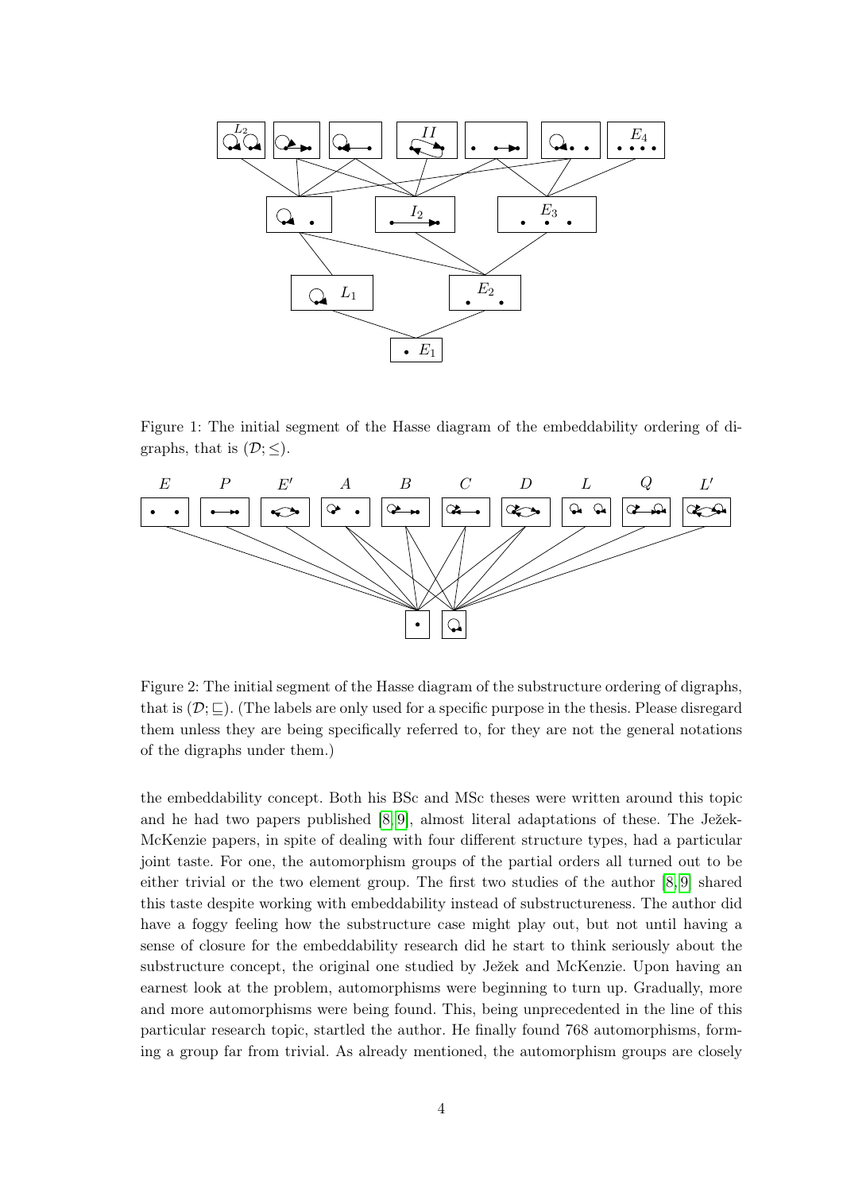Figure 1: The initial segment of the Hasse diagram of the embeddability ordering of digraphs, that is $(\mathcal{D}; \leq)$.

Figure 2: The initial segment of the Hasse diagram of the substructure ordering of digraphs, that is $(\mathcal{D}; \sqsubseteq)$. (The labels are only used for a specific purpose in the thesis. Please disregard them unless they are being specifically referred to, for they are not the general notations of the digraphs under them.)

the embeddability concept. Both his BSc and MSc theses were written around this topic and he had two papers published [8, 9], almost literal adaptations of these. The Ježek-McKenzie papers, in spite of dealing with four different structure types, had a particular joint taste. For one, the automorphism groups of the partial orders all turned out to be either trivial or the two element group. The first two studies of the author [8, 9] shared this taste despite working with embeddability instead of substructureness. The author did have a foggy feeling how the substructure case might play out, but not until having a sense of closure for the embeddability research did he start to think seriously about the substructure concept, the original one studied by Ježek and McKenzie. Upon having an earnest look at the problem, automorphisms were beginning to turn up. Gradually, more and more automorphisms were being found. This, being unprecedented in the line of this particular research topic, startled the author. He finally found 768 automorphisms, forming a group far from trivial. As already mentioned, the automorphism groups are closely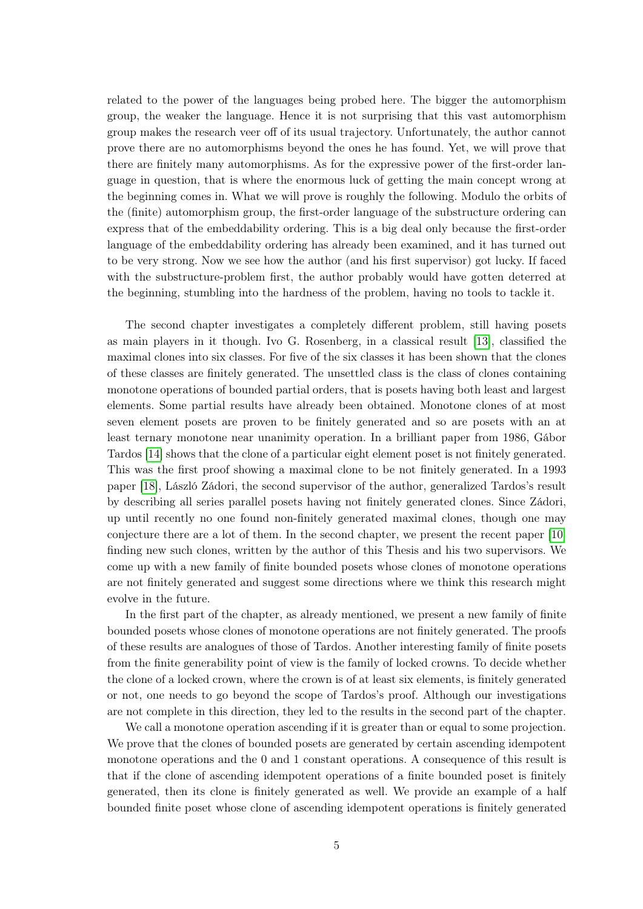related to the power of the languages being probed here. The bigger the automorphism group, the weaker the language. Hence it is not surprising that this vast automorphism group makes the research veer off of its usual trajectory. Unfortunately, the author cannot prove there are no automorphisms beyond the ones he has found. Yet, we will prove that there are finitely many automorphisms. As for the expressive power of the first-order language in question, that is where the enormous luck of getting the main concept wrong at the beginning comes in. What we will prove is roughly the following. Modulo the orbits of the (finite) automorphism group, the first-order language of the substructure ordering can express that of the embeddability ordering. This is a big deal only because the first-order language of the embeddability ordering has already been examined, and it has turned out to be very strong. Now we see how the author (and his first supervisor) got lucky. If faced with the substructure-problem first, the author probably would have gotten deterred at the beginning, stumbling into the hardness of the problem, having no tools to tackle it.

The second chapter investigates a completely different problem, still having posets as main players in it though. Ivo G. Rosenberg, in a classical result [13], classified the maximal clones into six classes. For five of the six classes it has been shown that the clones of these classes are finitely generated. The unsettled class is the class of clones containing monotone operations of bounded partial orders, that is posets having both least and largest elements. Some partial results have already been obtained. Monotone clones of at most seven element posets are proven to be finitely generated and so are posets with an at least ternary monotone near unanimity operation. In a brilliant paper from 1986, Gábor Tardos [14] shows that the clone of a particular eight element poset is not finitely generated. This was the first proof showing a maximal clone to be not finitely generated. In a 1993 paper [18], László Zádori, the second supervisor of the author, generalized Tardos's result by describing all series parallel posets having not finitely generated clones. Since Zádori, up until recently no one found non-finitely generated maximal clones, though one may conjecture there are a lot of them. In the second chapter, we present the recent paper [10] finding new such clones, written by the author of this Thesis and his two supervisors. We come up with a new family of finite bounded posets whose clones of monotone operations are not finitely generated and suggest some directions where we think this research might evolve in the future.

In the first part of the chapter, as already mentioned, we present a new family of finite bounded posets whose clones of monotone operations are not finitely generated. The proofs of these results are analogues of those of Tardos. Another interesting family of finite posets from the finite generability point of view is the family of locked crowns. To decide whether the clone of a locked crown, where the crown is of at least six elements, is finitely generated or not, one needs to go beyond the scope of Tardos's proof. Although our investigations are not complete in this direction, they led to the results in the second part of the chapter.

We call a monotone operation ascending if it is greater than or equal to some projection. We prove that the clones of bounded posets are generated by certain ascending idempotent monotone operations and the 0 and 1 constant operations. A consequence of this result is that if the clone of ascending idempotent operations of a finite bounded poset is finitely generated, then its clone is finitely generated as well. We provide an example of a half bounded finite poset whose clone of ascending idempotent operations is finitely generated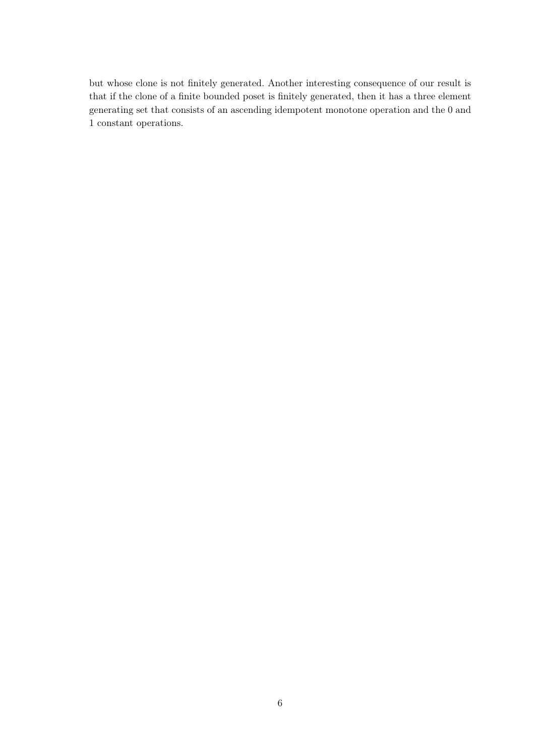but whose clone is not finitely generated. Another interesting consequence of our result is that if the clone of a finite bounded poset is finitely generated, then it has a three element generating set that consists of an ascending idempotent monotone operation and the 0 and 1 constant operations.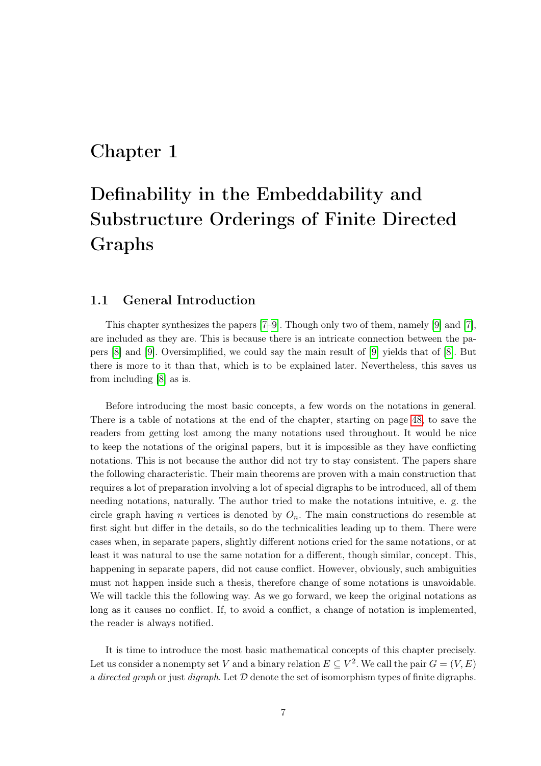# Chapter 1

# Definability in the Embeddability and Substructure Orderings of Finite Directed Graphs

## 1.1 General Introduction

This chapter synthesizes the papers [7–9]. Though only two of them, namely [9] and [7], are included as they are. This is because there is an intricate connection between the papers [8] and [9]. Oversimplified, we could say the main result of [9] yields that of [8]. But there is more to it than that, which is to be explained later. Nevertheless, this saves us from including [8] as is.

Before introducing the most basic concepts, a few words on the notations in general. There is a table of notations at the end of the chapter, starting on page 48, to save the readers from getting lost among the many notations used throughout. It would be nice to keep the notations of the original papers, but it is impossible as they have conflicting notations. This is not because the author did not try to stay consistent. The papers share the following characteristic. Their main theorems are proven with a main construction that requires a lot of preparation involving a lot of special digraphs to be introduced, all of them needing notations, naturally. The author tried to make the notations intuitive, e. g. the circle graph having $n$ vertices is denoted by $O_n$. The main constructions do resemble at first sight but differ in the details, so do the technicalities leading up to them. There were cases when, in separate papers, slightly different notions cried for the same notations, or at least it was natural to use the same notation for a different, though similar, concept. This, happening in separate papers, did not cause conflict. However, obviously, such ambiguities must not happen inside such a thesis, therefore change of some notations is unavoidable. We will tackle this the following way. As we go forward, we keep the original notations as long as it causes no conflict. If, to avoid a conflict, a change of notation is implemented, the reader is always notified.

It is time to introduce the most basic mathematical concepts of this chapter precisely. Let us consider a nonempty set $V$ and a binary relation $E \subseteq V^2$. We call the pair $G = (V, E)$ a *directed graph* or just *digraph*. Let $\mathcal{D}$ denote the set of isomorphism types of finite digraphs.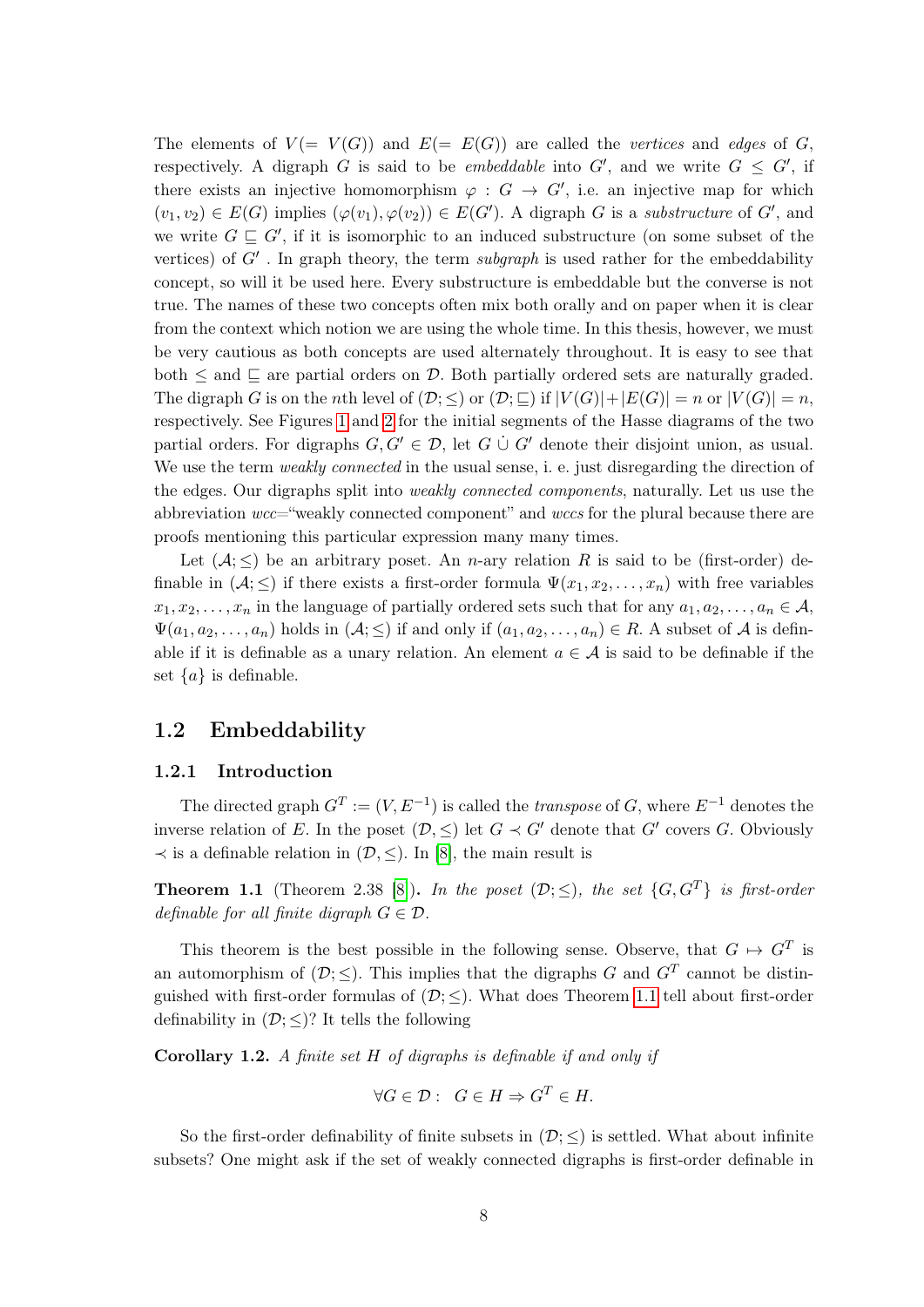The elements of $V(= V(G))$ and $E(= E(G))$ are called the *vertices* and *edges* of $G$, respectively. A digraph $G$ is said to be *embeddable* into $G'$, and we write $G \leq G'$, if there exists an injective homomorphism $\varphi : G \to G'$, i.e. an injective map for which $(v_1, v_2) \in E(G)$ implies $(\varphi(v_1), \varphi(v_2)) \in E(G')$. A digraph $G$ is a *substructure* of $G'$, and we write $G \sqsubseteq G'$, if it is isomorphic to an induced substructure (on some subset of the vertices) of $G'$ . In graph theory, the term *subgraph* is used rather for the embeddability concept, so will it be used here. Every substructure is embeddable but the converse is not true. The names of these two concepts often mix both orally and on paper when it is clear from the context which notion we are using the whole time. In this thesis, however, we must be very cautious as both concepts are used alternately throughout. It is easy to see that both $\leq$ and $\sqsubseteq$ are partial orders on $\mathcal{D}$. Both partially ordered sets are naturally graded. The digraph $G$ is on the $n$th level of $(\mathcal{D}; \leq)$ or $(\mathcal{D}; \sqsubseteq)$ if $|V(G)|+|E(G)| = n$ or $|V(G)| = n$, respectively. See Figures 1 and 2 for the initial segments of the Hasse diagrams of the two partial orders. For digraphs $G, G' \in \mathcal{D}$, let $G \,\dot{\cup}\, G'$ denote their disjoint union, as usual. We use the term *weakly connected* in the usual sense, i. e. just disregarding the direction of the edges. Our digraphs split into *weakly connected components*, naturally. Let us use the abbreviation *wcc*="weakly connected component" and *wccs* for the plural because there are proofs mentioning this particular expression many many times.

Let $(\mathcal{A}; \leq)$ be an arbitrary poset. An $n$-ary relation $R$ is said to be (first-order) definable in $(\mathcal{A}; \leq)$ if there exists a first-order formula $\Psi(x_1, x_2, \ldots, x_n)$ with free variables $x_1, x_2, \ldots, x_n$ in the language of partially ordered sets such that for any $a_1, a_2, \ldots, a_n \in \mathcal{A}$, $\Psi(a_1, a_2, \ldots, a_n)$ holds in $(\mathcal{A}; \leq)$ if and only if $(a_1, a_2, \ldots, a_n) \in R$. A subset of $\mathcal{A}$ is definable if it is definable as a unary relation. An element $a \in \mathcal{A}$ is said to be definable if the set $\{a\}$ is definable.

## 1.2 Embeddability

### 1.2.1 Introduction

The directed graph $G^T := (V, E^{-1})$ is called the *transpose* of $G$, where $E^{-1}$ denotes the inverse relation of $E$. In the poset $(\mathcal{D}, \leq)$ let $G \prec G'$ denote that $G'$ covers $G$. Obviously $\prec$ is a definable relation in $(\mathcal{D}, \leq)$. In [8], the main result is

**Theorem 1.1** (Theorem 2.38 [8])**.** *In the poset $(\mathcal{D}; \leq)$, the set $\{G, G^T\}$ is first-order definable for all finite digraph $G \in \mathcal{D}$.*

This theorem is the best possible in the following sense. Observe, that $G \mapsto G^T$ is an automorphism of $(\mathcal{D}; \leq)$. This implies that the digraphs $G$ and $G^T$ cannot be distinguished with first-order formulas of $(\mathcal{D}; \leq)$. What does Theorem 1.1 tell about first-order definability in $(\mathcal{D}; \leq)$? It tells the following

**Corollary 1.2.** *A finite set $H$ of digraphs is definable if and only if*

$$\forall G \in \mathcal{D} : \;\; G \in H \Rightarrow G^T \in H.$$

So the first-order definability of finite subsets in $(\mathcal{D}; \leq)$ is settled. What about infinite subsets? One might ask if the set of weakly connected digraphs is first-order definable in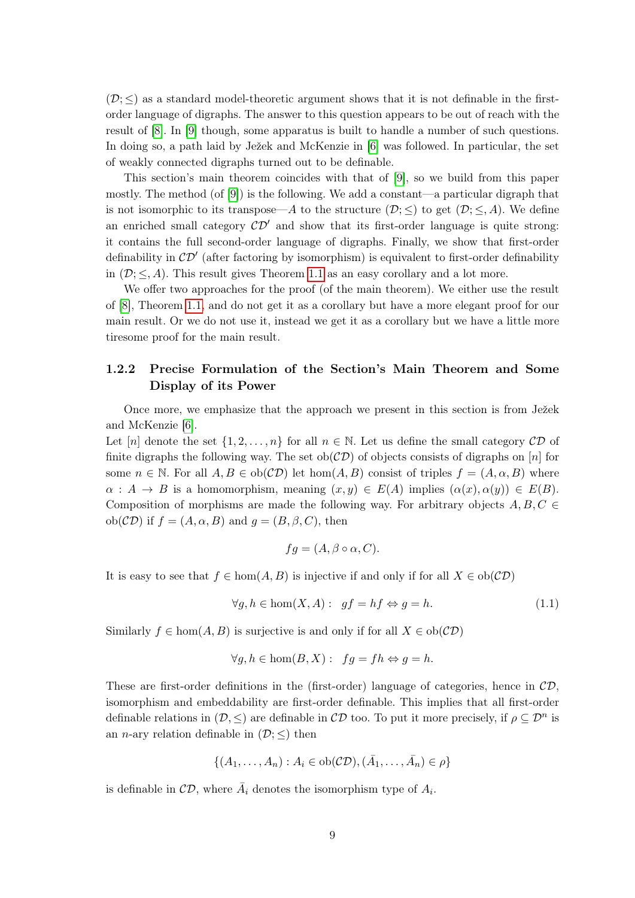$(\mathcal{D}; \leq)$ as a standard model-theoretic argument shows that it is not definable in the first-order language of digraphs. The answer to this question appears to be out of reach with the result of [8]. In [9] though, some apparatus is built to handle a number of such questions. In doing so, a path laid by Ježek and McKenzie in [6] was followed. In particular, the set of weakly connected digraphs turned out to be definable.

This section's main theorem coincides with that of [9], so we build from this paper mostly. The method (of [9]) is the following. We add a constant—a particular digraph that is not isomorphic to its transpose—$A$ to the structure $(\mathcal{D}; \leq)$ to get $(\mathcal{D}; \leq, A)$. We define an enriched small category $\mathcal{CD}'$ and show that its first-order language is quite strong: it contains the full second-order language of digraphs. Finally, we show that first-order definability in $\mathcal{CD}'$ (after factoring by isomorphism) is equivalent to first-order definability in $(\mathcal{D}; \leq, A)$. This result gives Theorem 1.1 as an easy corollary and a lot more.

We offer two approaches for the proof (of the main theorem). We either use the result of [8], Theorem 1.1, and do not get it as a corollary but have a more elegant proof for our main result. Or we do not use it, instead we get it as a corollary but we have a little more tiresome proof for the main result.

### 1.2.2 Precise Formulation of the Section's Main Theorem and Some Display of its Power

Once more, we emphasize that the approach we present in this section is from Ježek and McKenzie [6].

Let $[n]$ denote the set $\{1, 2, \ldots, n\}$ for all $n \in \mathbb{N}$. Let us define the small category $\mathcal{CD}$ of finite digraphs the following way. The set $\mathrm{ob}(\mathcal{CD})$ of objects consists of digraphs on $[n]$ for some $n \in \mathbb{N}$. For all $A, B \in \mathrm{ob}(\mathcal{CD})$ let $\mathrm{hom}(A, B)$ consist of triples $f = (A, \alpha, B)$ where $\alpha : A \to B$ is a homomorphism, meaning $(x, y) \in E(A)$ implies $(\alpha(x), \alpha(y)) \in E(B)$. Composition of morphisms are made the following way. For arbitrary objects $A, B, C \in \mathrm{ob}(\mathcal{CD})$ if $f = (A, \alpha, B)$ and $g = (B, \beta, C)$, then

$$fg = (A, \beta \circ \alpha, C).$$

It is easy to see that $f \in \mathrm{hom}(A, B)$ is injective if and only if for all $X \in \mathrm{ob}(\mathcal{CD})$

$$\forall g, h \in \mathrm{hom}(X, A): \quad gf = hf \Leftrightarrow g = h. \tag{1.1}$$

Similarly $f \in \mathrm{hom}(A, B)$ is surjective is and only if for all $X \in \mathrm{ob}(\mathcal{CD})$

$$\forall g, h \in \mathrm{hom}(B, X): \quad fg = fh \Leftrightarrow g = h.$$

These are first-order definitions in the (first-order) language of categories, hence in $\mathcal{CD}$, isomorphism and embeddability are first-order definable. This implies that all first-order definable relations in $(\mathcal{D}, \leq)$ are definable in $\mathcal{CD}$ too. To put it more precisely, if $\rho \subseteq \mathcal{D}^n$ is an $n$-ary relation definable in $(\mathcal{D}; \leq)$ then

$$\{(A_1, \ldots, A_n) : A_i \in \mathrm{ob}(\mathcal{CD}), (\bar{A}_1, \ldots, \bar{A}_n) \in \rho\}$$

is definable in $\mathcal{CD}$, where $\bar{A}_i$ denotes the isomorphism type of $A_i$.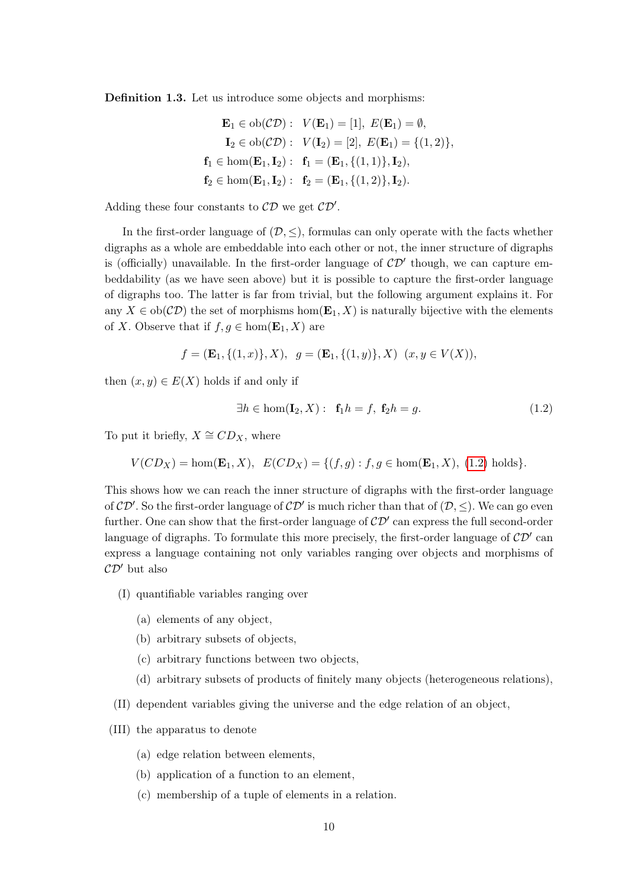**Definition 1.3.** Let us introduce some objects and morphisms:

$$\begin{aligned}
\mathbf{E}_1 \in \mathrm{ob}(\mathcal{CD}):&\ \ V(\mathbf{E}_1) = [1],\ E(\mathbf{E}_1) = \emptyset,\\
\mathbf{I}_2 \in \mathrm{ob}(\mathcal{CD}):&\ \ V(\mathbf{I}_2) = [2],\ E(\mathbf{E}_1) = \{(1,2)\},\\
\mathbf{f}_1 \in \hom(\mathbf{E}_1, \mathbf{I}_2):&\ \ \mathbf{f}_1 = (\mathbf{E}_1, \{(1,1)\}, \mathbf{I}_2),\\
\mathbf{f}_2 \in \hom(\mathbf{E}_1, \mathbf{I}_2):&\ \ \mathbf{f}_2 = (\mathbf{E}_1, \{(1,2)\}, \mathbf{I}_2).
\end{aligned}$$

Adding these four constants to $\mathcal{CD}$ we get $\mathcal{CD}'$.

In the first-order language of $(\mathcal{D}, \leq)$, formulas can only operate with the facts whether digraphs as a whole are embeddable into each other or not, the inner structure of digraphs is (officially) unavailable. In the first-order language of $\mathcal{CD}'$ though, we can capture embeddability (as we have seen above) but it is possible to capture the first-order language of digraphs too. The latter is far from trivial, but the following argument explains it. For any $X \in \mathrm{ob}(\mathcal{CD})$ the set of morphisms $\hom(\mathbf{E}_1, X)$ is naturally bijective with the elements of $X$. Observe that if $f, g \in \hom(\mathbf{E}_1, X)$ are

$$f = (\mathbf{E}_1, \{(1,x)\}, X),\ \ g = (\mathbf{E}_1, \{(1,y)\}, X)\ \ (x, y \in V(X)),$$

then $(x, y) \in E(X)$ holds if and only if

$$\exists h \in \hom(\mathbf{I}_2, X):\ \ \mathbf{f}_1 h = f,\ \mathbf{f}_2 h = g. \tag{1.2}$$

To put it briefly, $X \cong CD_X$, where

$$V(CD_X) = \hom(\mathbf{E}_1, X),\ \ E(CD_X) = \{(f, g) : f, g \in \hom(\mathbf{E}_1, X),\ (1.2) \text{ holds}\}.$$

This shows how we can reach the inner structure of digraphs with the first-order language of $\mathcal{CD}'$. So the first-order language of $\mathcal{CD}'$ is much richer than that of $(\mathcal{D}, \leq)$. We can go even further. One can show that the first-order language of $\mathcal{CD}'$ can express the full second-order language of digraphs. To formulate this more precisely, the first-order language of $\mathcal{CD}'$ can express a language containing not only variables ranging over objects and morphisms of $\mathcal{CD}'$ but also

(I) quantifiable variables ranging over

  (a) elements of any object,

  (b) arbitrary subsets of objects,

  (c) arbitrary functions between two objects,

  (d) arbitrary subsets of products of finitely many objects (heterogeneous relations),

(II) dependent variables giving the universe and the edge relation of an object,

(III) the apparatus to denote

  (a) edge relation between elements,

  (b) application of a function to an element,

  (c) membership of a tuple of elements in a relation.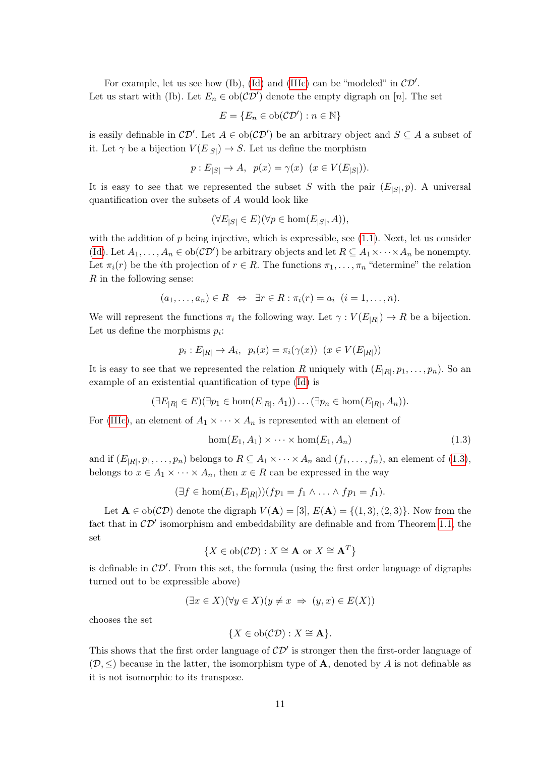For example, let us see how (Ib), (Id) and (IIIc) can be "modeled" in $\mathcal{CD}'$. Let us start with (Ib). Let $E_n \in \mathrm{ob}(\mathcal{CD}')$ denote the empty digraph on $[n]$. The set

$$E = \{E_n \in \mathrm{ob}(\mathcal{CD}') : n \in \mathbb{N}\}$$

is easily definable in $\mathcal{CD}'$. Let $A \in \mathrm{ob}(\mathcal{CD}')$ be an arbitrary object and $S \subseteq A$ a subset of it. Let $\gamma$ be a bijection $V(E_{|S|}) \to S$. Let us define the morphism

$$p : E_{|S|} \to A, \;\; p(x) = \gamma(x) \;\; (x \in V(E_{|S|})).$$

It is easy to see that we represented the subset $S$ with the pair $(E_{|S|}, p)$. A universal quantification over the subsets of $A$ would look like

$$(\forall E_{|S|} \in E)(\forall p \in \hom(E_{|S|}, A)),$$

with the addition of $p$ being injective, which is expressible, see (1.1). Next, let us consider (Id). Let $A_1, \ldots, A_n \in \mathrm{ob}(\mathcal{CD}')$ be arbitrary objects and let $R \subseteq A_1 \times \cdots \times A_n$ be nonempty. Let $\pi_i(r)$ be the $i$th projection of $r \in R$. The functions $\pi_1, \ldots, \pi_n$ "determine" the relation $R$ in the following sense:

$$(a_1, \ldots, a_n) \in R \;\; \Leftrightarrow \;\; \exists r \in R : \pi_i(r) = a_i \;\; (i = 1, \ldots, n).$$

We will represent the functions $\pi_i$ the following way. Let $\gamma : V(E_{|R|}) \to R$ be a bijection. Let us define the morphisms $p_i$:

$$p_i : E_{|R|} \to A_i, \;\; p_i(x) = \pi_i(\gamma(x)) \;\; (x \in V(E_{|R|}))$$

It is easy to see that we represented the relation $R$ uniquely with $(E_{|R|}, p_1, \ldots, p_n)$. So an example of an existential quantification of type (Id) is

$$(\exists E_{|R|} \in E)(\exists p_1 \in \hom(E_{|R|}, A_1)) \ldots (\exists p_n \in \hom(E_{|R|}, A_n)).$$

For (IIIc), an element of $A_1 \times \cdots \times A_n$ is represented with an element of

$$\hom(E_1, A_1) \times \cdots \times \hom(E_1, A_n) \tag{1.3}$$

and if $(E_{|R|}, p_1, \ldots, p_n)$ belongs to $R \subseteq A_1 \times \cdots \times A_n$ and $(f_1, \ldots, f_n)$, an element of (1.3), belongs to $x \in A_1 \times \cdots \times A_n$, then $x \in R$ can be expressed in the way

$$(\exists f \in \hom(E_1, E_{|R|}))(fp_1 = f_1 \wedge \ldots \wedge fp_1 = f_1).$$

Let $\mathbf{A} \in \mathrm{ob}(\mathcal{CD})$ denote the digraph $V(\mathbf{A}) = [3]$, $E(\mathbf{A}) = \{(1,3), (2,3)\}$. Now from the fact that in $\mathcal{CD}'$ isomorphism and embeddability are definable and from Theorem 1.1, the set

$$\{X \in \mathrm{ob}(\mathcal{CD}) : X \cong \mathbf{A} \text{ or } X \cong \mathbf{A}^T\}$$

is definable in $\mathcal{CD}'$. From this set, the formula (using the first order language of digraphs turned out to be expressible above)

$$(\exists x \in X)(\forall y \in X)(y \neq x \;\Rightarrow\; (y, x) \in E(X))$$

chooses the set

$$\{X \in \mathrm{ob}(\mathcal{CD}) : X \cong \mathbf{A}\}.$$

This shows that the first order language of $\mathcal{CD}'$ is stronger then the first-order language of $(\mathcal{D}, \leq)$ because in the latter, the isomorphism type of $\mathbf{A}$, denoted by $A$ is not definable as it is not isomorphic to its transpose.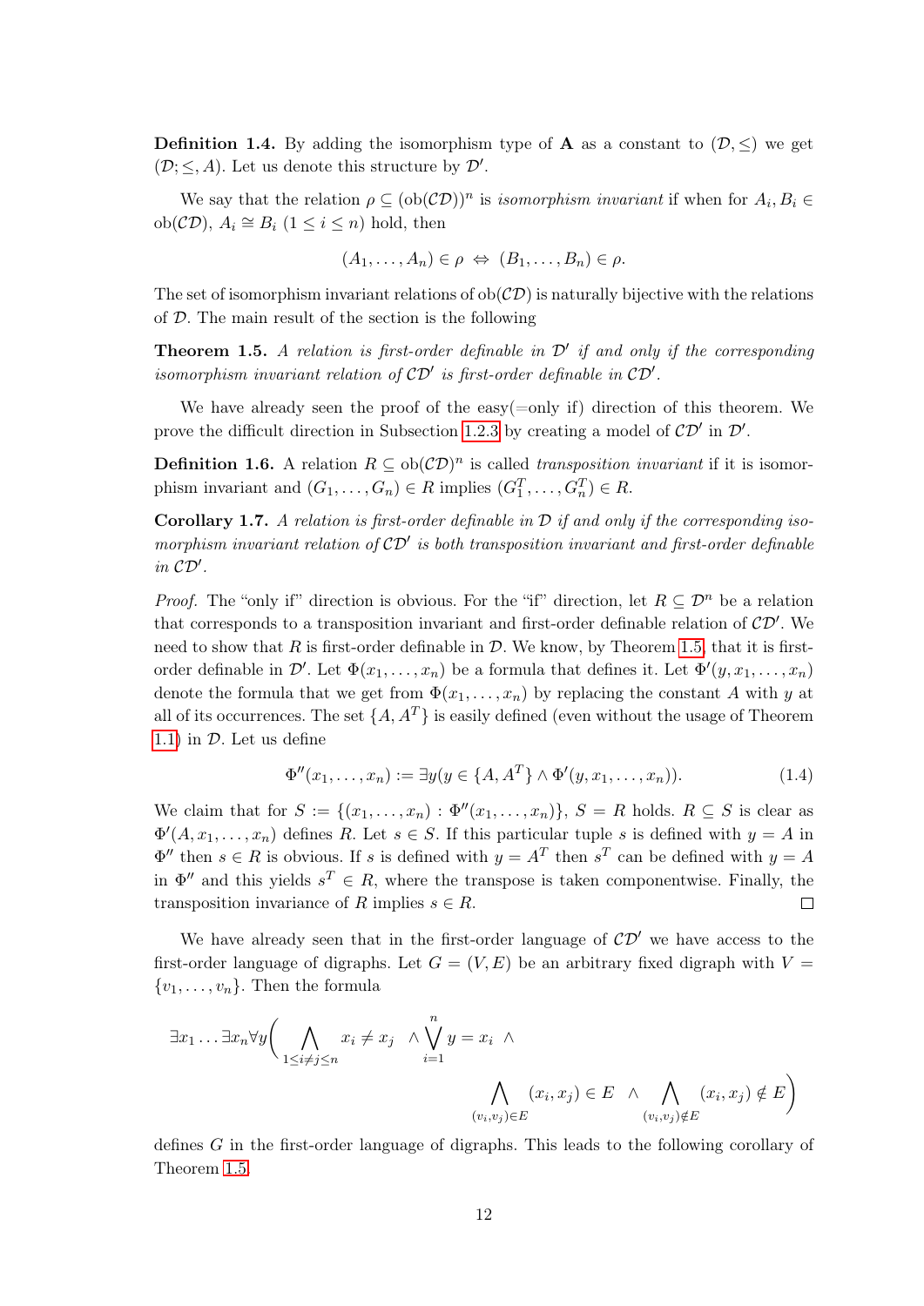**Definition 1.4.** By adding the isomorphism type of $\mathbf{A}$ as a constant to $(\mathcal{D}, \leq)$ we get $(\mathcal{D}; \leq, A)$. Let us denote this structure by $\mathcal{D}'$.

We say that the relation $\rho \subseteq (\mathrm{ob}(\mathcal{CD}))^n$ is *isomorphism invariant* if when for $A_i, B_i \in \mathrm{ob}(\mathcal{CD})$, $A_i \cong B_i$ $(1 \leq i \leq n)$ hold, then

$$(A_1, \dots, A_n) \in \rho \Leftrightarrow (B_1, \dots, B_n) \in \rho.$$

The set of isomorphism invariant relations of $\mathrm{ob}(\mathcal{CD})$ is naturally bijective with the relations of $\mathcal{D}$. The main result of the section is the following

**Theorem 1.5.** *A relation is first-order definable in $\mathcal{D}'$ if and only if the corresponding isomorphism invariant relation of $\mathcal{CD}'$ is first-order definable in $\mathcal{CD}'$.*

We have already seen the proof of the easy(=only if) direction of this theorem. We prove the difficult direction in Subsection 1.2.3 by creating a model of $\mathcal{CD}'$ in $\mathcal{D}'$.

**Definition 1.6.** A relation $R \subseteq \mathrm{ob}(\mathcal{CD})^n$ is called *transposition invariant* if it is isomorphism invariant and $(G_1, \dots, G_n) \in R$ implies $(G_1^T, \dots, G_n^T) \in R$.

**Corollary 1.7.** *A relation is first-order definable in $\mathcal{D}$ if and only if the corresponding isomorphism invariant relation of $\mathcal{CD}'$ is both transposition invariant and first-order definable in $\mathcal{CD}'$.*

*Proof.* The "only if" direction is obvious. For the "if" direction, let $R \subseteq \mathcal{D}^n$ be a relation that corresponds to a transposition invariant and first-order definable relation of $\mathcal{CD}'$. We need to show that $R$ is first-order definable in $\mathcal{D}$. We know, by Theorem 1.5, that it is first-order definable in $\mathcal{D}'$. Let $\Phi(x_1, \dots, x_n)$ be a formula that defines it. Let $\Phi'(y, x_1, \dots, x_n)$ denote the formula that we get from $\Phi(x_1, \dots, x_n)$ by replacing the constant $A$ with $y$ at all of its occurrences. The set $\{A, A^T\}$ is easily defined (even without the usage of Theorem 1.1) in $\mathcal{D}$. Let us define

$$\Phi''(x_1, \dots, x_n) := \exists y (y \in \{A, A^T\} \wedge \Phi'(y, x_1, \dots, x_n)). \tag{1.4}$$

We claim that for $S := \{(x_1, \dots, x_n) : \Phi''(x_1, \dots, x_n)\}$, $S = R$ holds. $R \subseteq S$ is clear as $\Phi'(A, x_1, \dots, x_n)$ defines $R$. Let $s \in S$. If this particular tuple $s$ is defined with $y = A$ in $\Phi''$ then $s \in R$ is obvious. If $s$ is defined with $y = A^T$ then $s^T$ can be defined with $y = A$ in $\Phi''$ and this yields $s^T \in R$, where the transpose is taken componentwise. Finally, the transposition invariance of $R$ implies $s \in R$. $\square$

We have already seen that in the first-order language of $\mathcal{CD}'$ we have access to the first-order language of digraphs. Let $G = (V, E)$ be an arbitrary fixed digraph with $V = \{v_1, \dots, v_n\}$. Then the formula

$$\exists x_1 \dots \exists x_n \forall y \Big( \bigwedge_{1 \leq i \neq j \leq n} x_i \neq x_j \ \wedge \bigvee_{i=1}^{n} y = x_i \ \wedge \bigwedge_{(v_i, v_j) \in E} (x_i, x_j) \in E \ \wedge \bigwedge_{(v_i, v_j) \notin E} (x_i, x_j) \notin E \Big)$$

defines $G$ in the first-order language of digraphs. This leads to the following corollary of Theorem 1.5.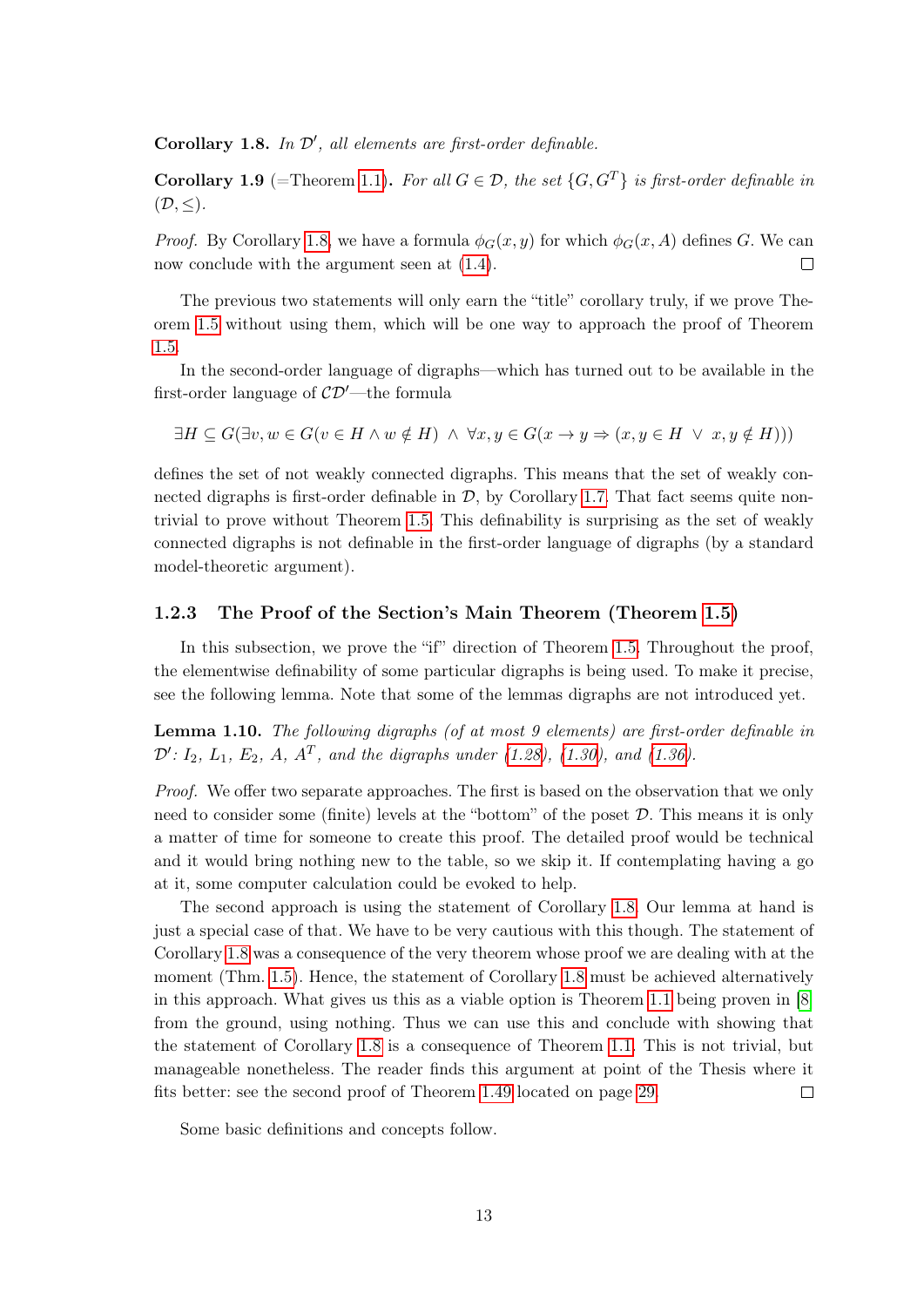**Corollary 1.8.** *In $\mathcal{D}'$, all elements are first-order definable.*

**Corollary 1.9** (=Theorem 1.1)**.** *For all $G \in \mathcal{D}$, the set $\{G, G^T\}$ is first-order definable in $(\mathcal{D}, \leq)$.*

*Proof.* By Corollary 1.8, we have a formula $\phi_G(x, y)$ for which $\phi_G(x, A)$ defines $G$. We can now conclude with the argument seen at (1.4). □

The previous two statements will only earn the "title" corollary truly, if we prove Theorem 1.5 without using them, which will be one way to approach the proof of Theorem 1.5.

In the second-order language of digraphs—which has turned out to be available in the first-order language of $\mathcal{CD}'$—the formula

$$\exists H \subseteq G(\exists v, w \in G(v \in H \wedge w \notin H) \ \wedge \ \forall x, y \in G(x \rightarrow y \Rightarrow (x, y \in H \ \vee \ x, y \notin H)))$$

defines the set of not weakly connected digraphs. This means that the set of weakly connected digraphs is first-order definable in $\mathcal{D}$, by Corollary 1.7. That fact seems quite nontrivial to prove without Theorem 1.5. This definability is surprising as the set of weakly connected digraphs is not definable in the first-order language of digraphs (by a standard model-theoretic argument).

### 1.2.3 The Proof of the Section's Main Theorem (Theorem 1.5)

In this subsection, we prove the "if" direction of Theorem 1.5. Throughout the proof, the elementwise definability of some particular digraphs is being used. To make it precise, see the following lemma. Note that some of the lemmas digraphs are not introduced yet.

**Lemma 1.10.** *The following digraphs (of at most 9 elements) are first-order definable in $\mathcal{D}'$: $I_2$, $L_1$, $E_2$, $A$, $A^T$, and the digraphs under (1.28), (1.30), and (1.36).*

*Proof.* We offer two separate approaches. The first is based on the observation that we only need to consider some (finite) levels at the "bottom" of the poset $\mathcal{D}$. This means it is only a matter of time for someone to create this proof. The detailed proof would be technical and it would bring nothing new to the table, so we skip it. If contemplating having a go at it, some computer calculation could be evoked to help.

The second approach is using the statement of Corollary 1.8. Our lemma at hand is just a special case of that. We have to be very cautious with this though. The statement of Corollary 1.8 was a consequence of the very theorem whose proof we are dealing with at the moment (Thm. 1.5). Hence, the statement of Corollary 1.8 must be achieved alternatively in this approach. What gives us this as a viable option is Theorem 1.1 being proven in [8] from the ground, using nothing. Thus we can use this and conclude with showing that the statement of Corollary 1.8 is a consequence of Theorem 1.1. This is not trivial, but manageable nonetheless. The reader finds this argument at point of the Thesis where it fits better: see the second proof of Theorem 1.49 located on page 29. □

Some basic definitions and concepts follow.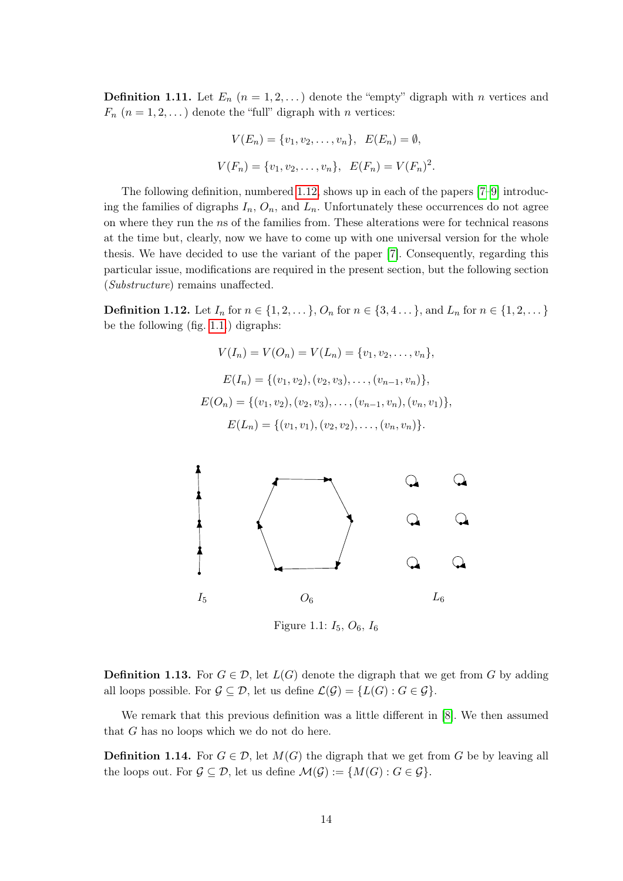**Definition 1.11.** Let $E_n$ $(n = 1, 2, \dots)$ denote the "empty" digraph with $n$ vertices and $F_n$ $(n = 1, 2, \dots)$ denote the "full" digraph with $n$ vertices:

$$V(E_n) = \{v_1, v_2, \dots, v_n\}, \quad E(E_n) = \emptyset,$$

$$V(F_n) = \{v_1, v_2, \dots, v_n\}, \quad E(F_n) = V(F_n)^2.$$

The following definition, numbered 1.12, shows up in each of the papers [7–9] introducing the families of digraphs $I_n$, $O_n$, and $L_n$. Unfortunately these occurrences do not agree on where they run the $n$s of the families from. These alterations were for technical reasons at the time but, clearly, now we have to come up with one universal version for the whole thesis. We have decided to use the variant of the paper [7]. Consequently, regarding this particular issue, modifications are required in the present section, but the following section (*Substructure*) remains unaffected.

**Definition 1.12.** Let $I_n$ for $n \in \{1, 2, \dots\}$, $O_n$ for $n \in \{3, 4 \dots\}$, and $L_n$ for $n \in \{1, 2, \dots\}$ be the following (fig. 1.1.) digraphs:

$$V(I_n) = V(O_n) = V(L_n) = \{v_1, v_2, \dots, v_n\},$$

$$E(I_n) = \{(v_1, v_2), (v_2, v_3), \dots, (v_{n-1}, v_n)\},$$

$$E(O_n) = \{(v_1, v_2), (v_2, v_3), \dots, (v_{n-1}, v_n), (v_n, v_1)\},$$

$$E(L_n) = \{(v_1, v_1), (v_2, v_2), \dots, (v_n, v_n)\}.$$

$I_5$ $O_6$ $L_6$

Figure 1.1: $I_5$, $O_6$, $I_6$

**Definition 1.13.** For $G \in \mathcal{D}$, let $L(G)$ denote the digraph that we get from $G$ by adding all loops possible. For $\mathcal{G} \subseteq \mathcal{D}$, let us define $\mathcal{L}(\mathcal{G}) = \{L(G) : G \in \mathcal{G}\}$.

We remark that this previous definition was a little different in [8]. We then assumed that $G$ has no loops which we do not do here.

**Definition 1.14.** For $G \in \mathcal{D}$, let $M(G)$ the digraph that we get from $G$ be by leaving all the loops out. For $\mathcal{G} \subseteq \mathcal{D}$, let us define $\mathcal{M}(\mathcal{G}) := \{M(G) : G \in \mathcal{G}\}$.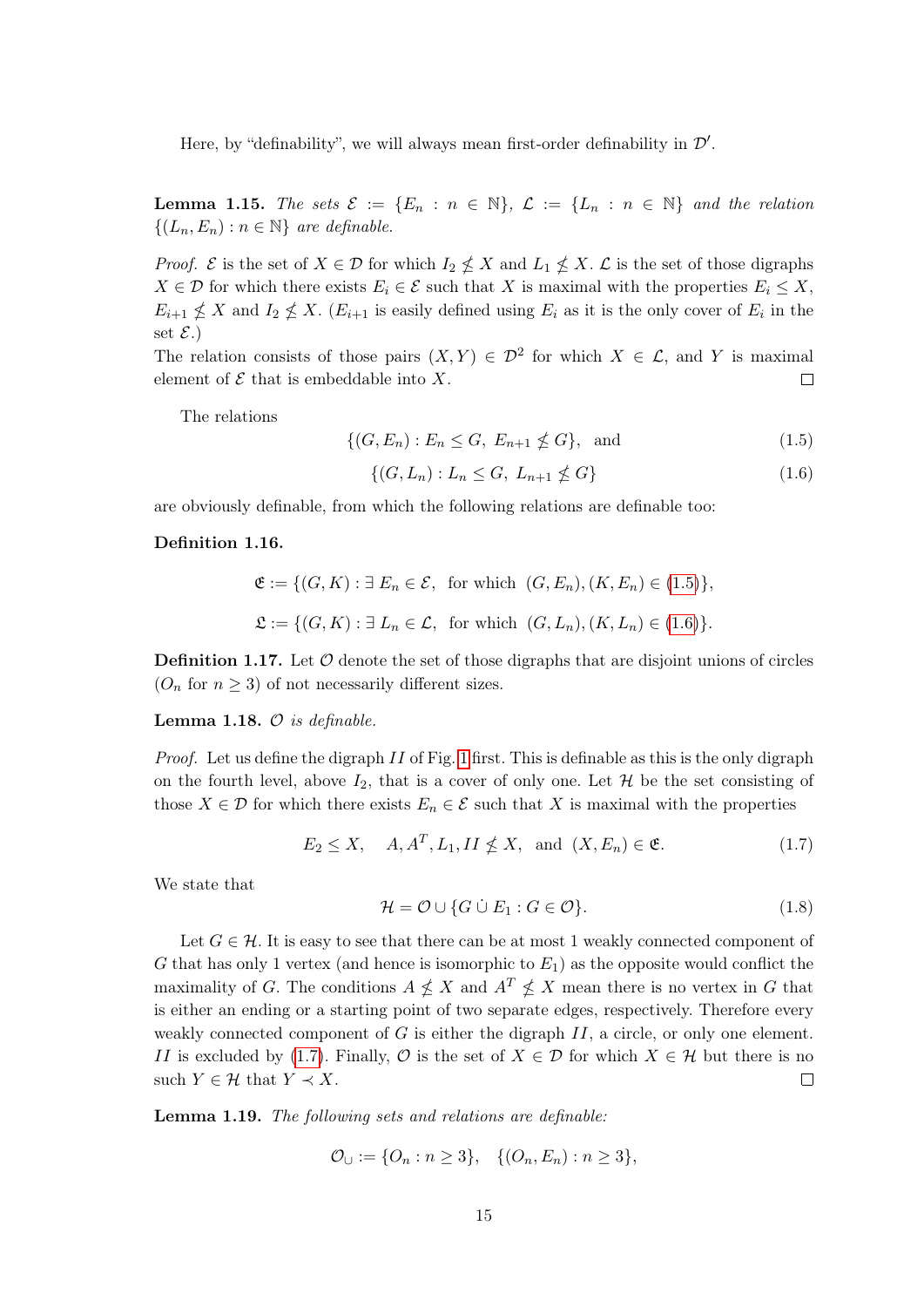Here, by "definability", we will always mean first-order definability in $\mathcal{D}'$.

**Lemma 1.15.** *The sets $\mathcal{E} := \{E_n : n \in \mathbb{N}\}$, $\mathcal{L} := \{L_n : n \in \mathbb{N}\}$ and the relation $\{(L_n, E_n) : n \in \mathbb{N}\}$ are definable.*

*Proof.* $\mathcal{E}$ is the set of $X \in \mathcal{D}$ for which $I_2 \nleq X$ and $L_1 \nleq X$. $\mathcal{L}$ is the set of those digraphs $X \in \mathcal{D}$ for which there exists $E_i \in \mathcal{E}$ such that $X$ is maximal with the properties $E_i \leq X$, $E_{i+1} \nleq X$ and $I_2 \nleq X$. ($E_{i+1}$ is easily defined using $E_i$ as it is the only cover of $E_i$ in the set $\mathcal{E}$.)
The relation consists of those pairs $(X, Y) \in \mathcal{D}^2$ for which $X \in \mathcal{L}$, and $Y$ is maximal element of $\mathcal{E}$ that is embeddable into $X$. $\square$

The relations

$$\{(G, E_n) : E_n \leq G,\ E_{n+1} \nleq G\}, \text{ and} \tag{1.5}$$

$$\{(G, L_n) : L_n \leq G,\ L_{n+1} \nleq G\} \tag{1.6}$$

are obviously definable, from which the following relations are definable too:

**Definition 1.16.**

$$\mathfrak{E} := \{(G, K) : \exists\ E_n \in \mathcal{E}, \text{ for which } (G, E_n), (K, E_n) \in (1.5)\},$$

$$\mathfrak{L} := \{(G, K) : \exists\ L_n \in \mathcal{L}, \text{ for which } (G, L_n), (K, L_n) \in (1.6)\}.$$

**Definition 1.17.** Let $\mathcal{O}$ denote the set of those digraphs that are disjoint unions of circles ($O_n$ for $n \geq 3$) of not necessarily different sizes.

**Lemma 1.18.** *$\mathcal{O}$ is definable.*

*Proof.* Let us define the digraph $II$ of Fig. 1 first. This is definable as this is the only digraph on the fourth level, above $I_2$, that is a cover of only one. Let $\mathcal{H}$ be the set consisting of those $X \in \mathcal{D}$ for which there exists $E_n \in \mathcal{E}$ such that $X$ is maximal with the properties

$$E_2 \leq X, \quad A, A^T, L_1, II \nleq X, \text{ and } (X, E_n) \in \mathfrak{E}. \tag{1.7}$$

We state that

$$\mathcal{H} = \mathcal{O} \cup \{G \,\dot{\cup}\, E_1 : G \in \mathcal{O}\}. \tag{1.8}$$

Let $G \in \mathcal{H}$. It is easy to see that there can be at most 1 weakly connected component of $G$ that has only 1 vertex (and hence is isomorphic to $E_1$) as the opposite would conflict the maximality of $G$. The conditions $A \nleq X$ and $A^T \nleq X$ mean there is no vertex in $G$ that is either an ending or a starting point of two separate edges, respectively. Therefore every weakly connected component of $G$ is either the digraph $II$, a circle, or only one element. $II$ is excluded by (1.7). Finally, $\mathcal{O}$ is the set of $X \in \mathcal{D}$ for which $X \in \mathcal{H}$ but there is no such $Y \in \mathcal{H}$ that $Y \prec X$. $\square$

**Lemma 1.19.** *The following sets and relations are definable:*

$$\mathcal{O}_{\cup} := \{O_n : n \geq 3\}, \quad \{(O_n, E_n) : n \geq 3\},$$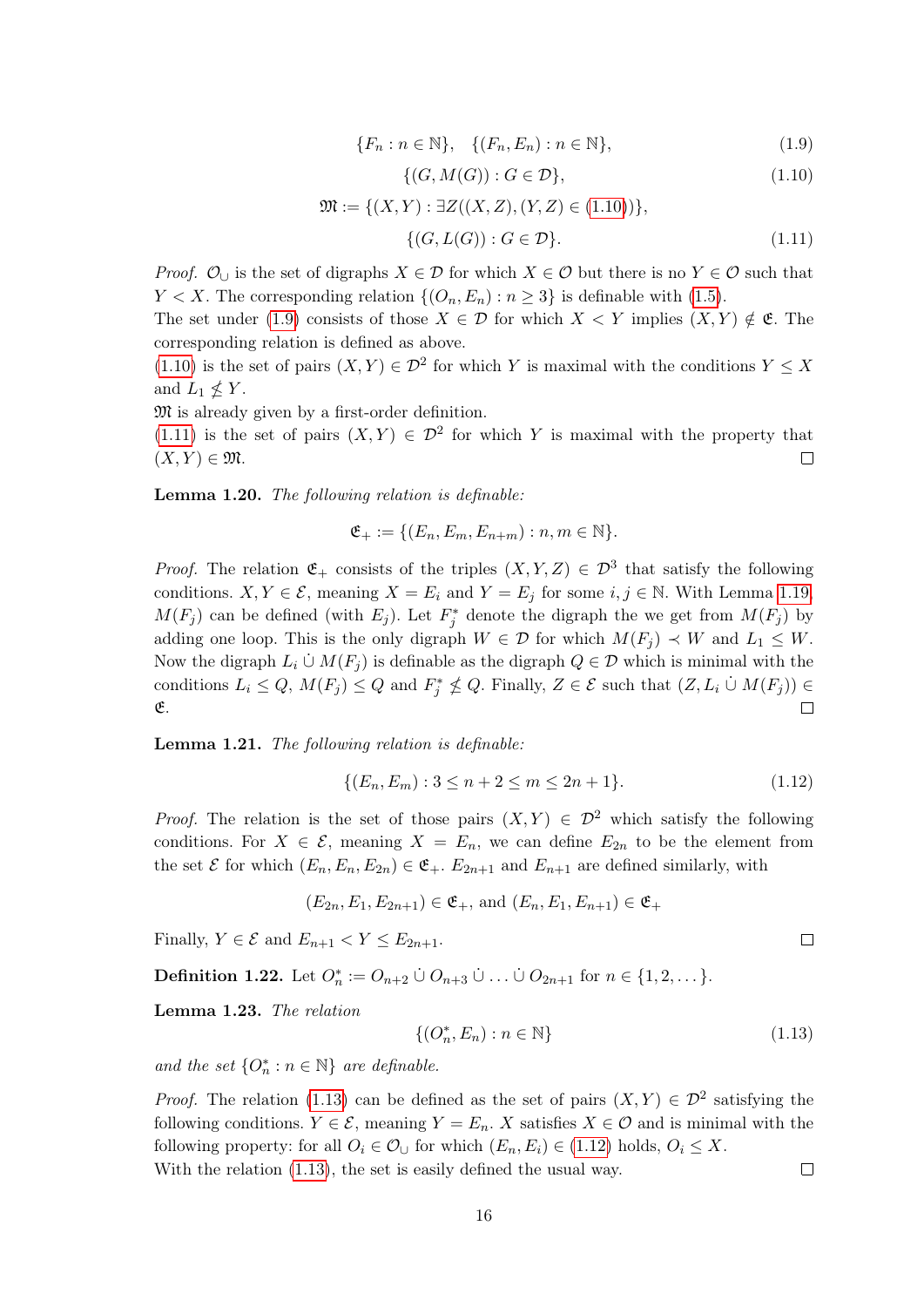$$\{F_n : n \in \mathbb{N}\}, \quad \{(F_n, E_n) : n \in \mathbb{N}\}, \tag{1.9}$$

$$\{(G, M(G)) : G \in \mathcal{D}\}, \tag{1.10}$$

$$\mathfrak{M} := \{(X,Y) : \exists Z((X,Z),(Y,Z) \in (1.10))\},$$

$$\{(G, L(G)) : G \in \mathcal{D}\}. \tag{1.11}$$

*Proof.* $\mathcal{O}_\cup$ is the set of digraphs $X \in \mathcal{D}$ for which $X \in \mathcal{O}$ but there is no $Y \in \mathcal{O}$ such that $Y < X$. The corresponding relation $\{(O_n, E_n) : n \geq 3\}$ is definable with (1.5).
The set under (1.9) consists of those $X \in \mathcal{D}$ for which $X < Y$ implies $(X,Y) \notin \mathfrak{E}$. The corresponding relation is defined as above.
(1.10) is the set of pairs $(X,Y) \in \mathcal{D}^2$ for which $Y$ is maximal with the conditions $Y \leq X$ and $L_1 \nleq Y$.
$\mathfrak{M}$ is already given by a first-order definition.
(1.11) is the set of pairs $(X,Y) \in \mathcal{D}^2$ for which $Y$ is maximal with the property that $(X,Y) \in \mathfrak{M}$. □

**Lemma 1.20.** *The following relation is definable:*

$$\mathfrak{E}_+ := \{(E_n, E_m, E_{n+m}) : n, m \in \mathbb{N}\}.$$

*Proof.* The relation $\mathfrak{E}_+$ consists of the triples $(X,Y,Z) \in \mathcal{D}^3$ that satisfy the following conditions. $X, Y \in \mathcal{E}$, meaning $X = E_i$ and $Y = E_j$ for some $i, j \in \mathbb{N}$. With Lemma 1.19, $M(F_j)$ can be defined (with $E_j$). Let $F_j^*$ denote the digraph the we get from $M(F_j)$ by adding one loop. This is the only digraph $W \in \mathcal{D}$ for which $M(F_j) \prec W$ and $L_1 \leq W$. Now the digraph $L_i \,\dot\cup\, M(F_j)$ is definable as the digraph $Q \in \mathcal{D}$ which is minimal with the conditions $L_i \leq Q$, $M(F_j) \leq Q$ and $F_j^* \nleq Q$. Finally, $Z \in \mathcal{E}$ such that $(Z, L_i \,\dot\cup\, M(F_j)) \in \mathfrak{E}$. □

**Lemma 1.21.** *The following relation is definable:*

$$\{(E_n, E_m) : 3 \leq n+2 \leq m \leq 2n+1\}. \tag{1.12}$$

*Proof.* The relation is the set of those pairs $(X,Y) \in \mathcal{D}^2$ which satisfy the following conditions. For $X \in \mathcal{E}$, meaning $X = E_n$, we can define $E_{2n}$ to be the element from the set $\mathcal{E}$ for which $(E_n, E_n, E_{2n}) \in \mathfrak{E}_+$. $E_{2n+1}$ and $E_{n+1}$ are defined similarly, with

$$(E_{2n}, E_1, E_{2n+1}) \in \mathfrak{E}_+, \text{ and } (E_n, E_1, E_{n+1}) \in \mathfrak{E}_+$$

Finally, $Y \in \mathcal{E}$ and $E_{n+1} < Y \leq E_{2n+1}$. □

**Definition 1.22.** Let $O_n^* := O_{n+2} \,\dot\cup\, O_{n+3} \,\dot\cup \ldots \dot\cup\, O_{2n+1}$ for $n \in \{1, 2, \ldots\}$.

**Lemma 1.23.** *The relation*

$$\{(O_n^*, E_n) : n \in \mathbb{N}\} \tag{1.13}$$

*and the set $\{O_n^* : n \in \mathbb{N}\}$ are definable.*

*Proof.* The relation (1.13) can be defined as the set of pairs $(X,Y) \in \mathcal{D}^2$ satisfying the following conditions. $Y \in \mathcal{E}$, meaning $Y = E_n$. $X$ satisfies $X \in \mathcal{O}$ and is minimal with the following property: for all $O_i \in \mathcal{O}_\cup$ for which $(E_n, E_i) \in$ (1.12) holds, $O_i \leq X$.
With the relation (1.13), the set is easily defined the usual way. □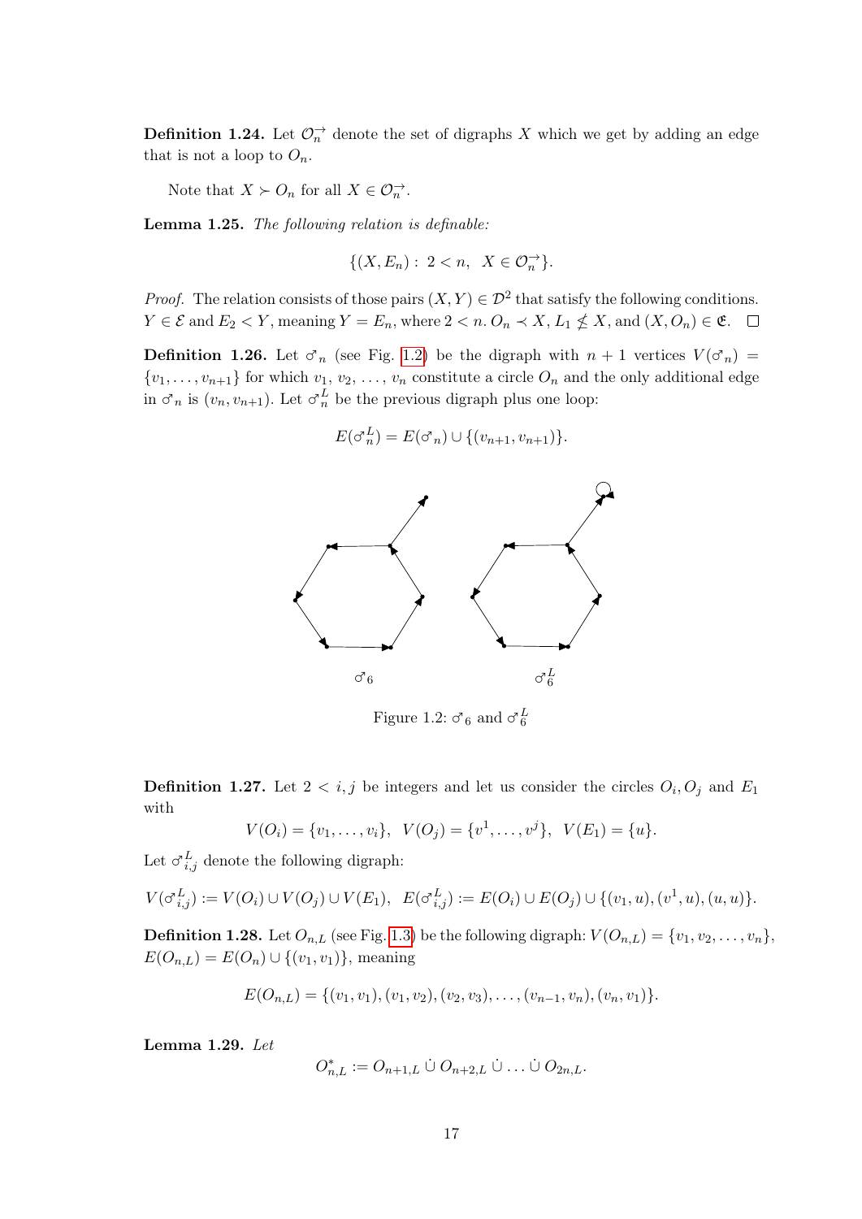**Definition 1.24.** Let $\mathcal{O}_n^{\to}$ denote the set of digraphs $X$ which we get by adding an edge that is not a loop to $O_n$.

Note that $X \succ O_n$ for all $X \in \mathcal{O}_n^{\to}$.

**Lemma 1.25.** *The following relation is definable:*

$$\{(X, E_n) : \ 2 < n, \ \ X \in \mathcal{O}_n^{\to}\}.$$

*Proof.* The relation consists of those pairs $(X, Y) \in \mathcal{D}^2$ that satisfy the following conditions. $Y \in \mathcal{E}$ and $E_2 < Y$, meaning $Y = E_n$, where $2 < n$. $O_n \prec X$, $L_1 \nleq X$, and $(X, O_n) \in \mathfrak{E}$. $\square$

**Definition 1.26.** Let $♂_n$ (see Fig. 1.2) be the digraph with $n+1$ vertices $V(♂_n) = \{v_1, \ldots, v_{n+1}\}$ for which $v_1, v_2, \ldots, v_n$ constitute a circle $O_n$ and the only additional edge in $♂_n$ is $(v_n, v_{n+1})$. Let $♂_n^L$ be the previous digraph plus one loop:

$$E(♂_n^L) = E(♂_n) \cup \{(v_{n+1}, v_{n+1})\}.$$

Figure 1.2: $♂_6$ and $♂_6^L$

**Definition 1.27.** Let $2 < i, j$ be integers and let us consider the circles $O_i, O_j$ and $E_1$ with

$$V(O_i) = \{v_1, \ldots, v_i\}, \ \ V(O_j) = \{v^1, \ldots, v^j\}, \ \ V(E_1) = \{u\}.$$

Let $♂_{i,j}^L$ denote the following digraph:

$$V(♂_{i,j}^L) := V(O_i) \cup V(O_j) \cup V(E_1), \ \ E(♂_{i,j}^L) := E(O_i) \cup E(O_j) \cup \{(v_1, u), (v^1, u), (u, u)\}.$$

**Definition 1.28.** Let $O_{n,L}$ (see Fig. 1.3) be the following digraph: $V(O_{n,L}) = \{v_1, v_2, \ldots, v_n\}$, $E(O_{n,L}) = E(O_n) \cup \{(v_1, v_1)\}$, meaning

$$E(O_{n,L}) = \{(v_1, v_1), (v_1, v_2), (v_2, v_3), \ldots, (v_{n-1}, v_n), (v_n, v_1)\}.$$

**Lemma 1.29.** *Let*

$$O_{n,L}^* := O_{n+1,L} \mathbin{\dot\cup} O_{n+2,L} \mathbin{\dot\cup} \ldots \mathbin{\dot\cup} O_{2n,L}.$$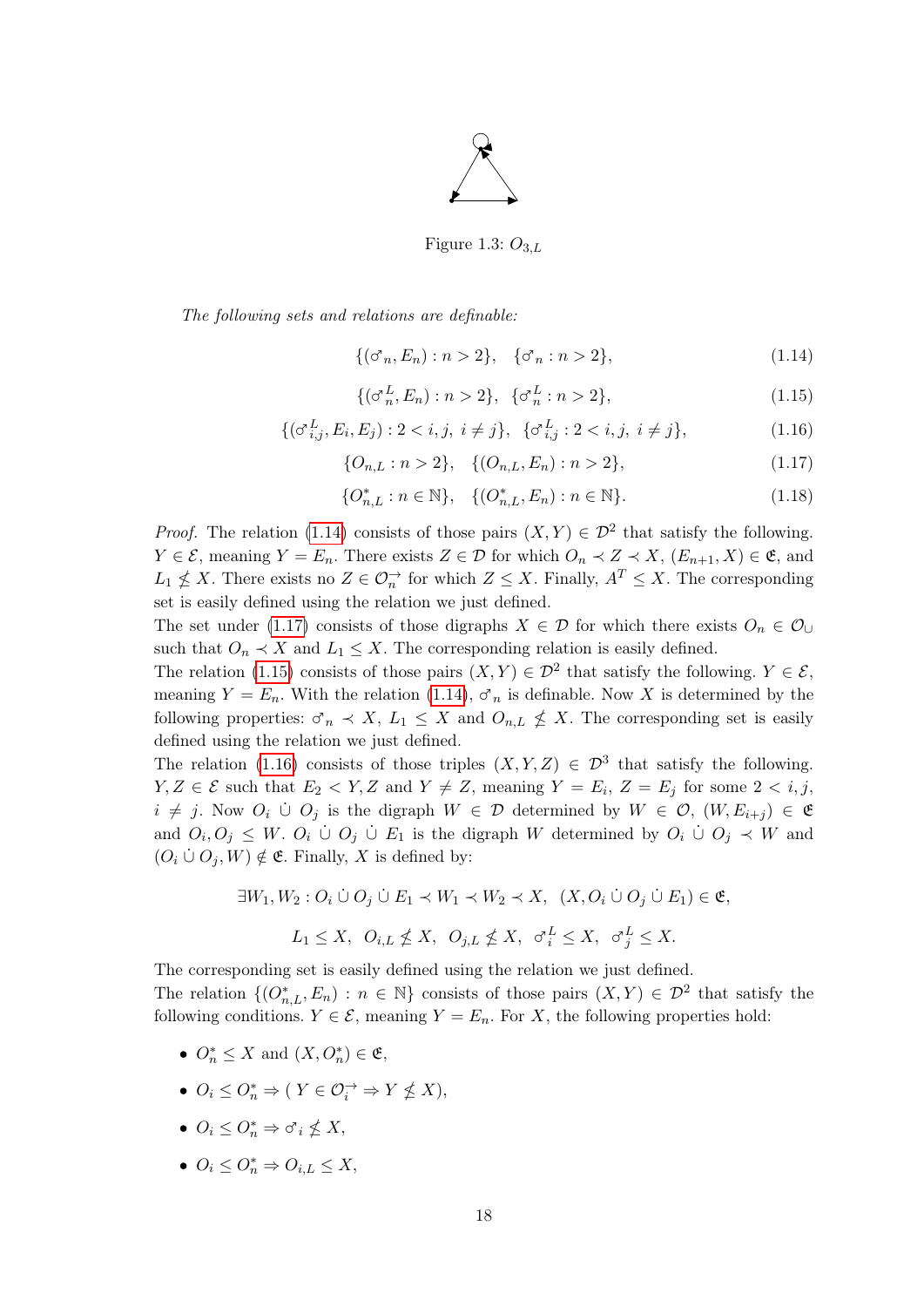Figure 1.3: $O_{3,L}$

*The following sets and relations are definable:*

$$\{(\male_n, E_n) : n > 2\}, \quad \{\male_n : n > 2\}, \tag{1.14}$$

$$\{(\male^L_n, E_n) : n > 2\}, \quad \{\male^L_n : n > 2\}, \tag{1.15}$$

$$\{(\male^L_{i,j}, E_i, E_j) : 2 < i, j, \; i \neq j\}, \quad \{\male^L_{i,j} : 2 < i, j, \; i \neq j\}, \tag{1.16}$$

$$\{O_{n,L} : n > 2\}, \quad \{(O_{n,L}, E_n) : n > 2\}, \tag{1.17}$$

$$\{O^*_{n,L} : n \in \mathbb{N}\}, \quad \{(O^*_{n,L}, E_n) : n \in \mathbb{N}\}. \tag{1.18}$$

*Proof.* The relation (1.14) consists of those pairs $(X, Y) \in \mathcal{D}^2$ that satisfy the following. $Y \in \mathcal{E}$, meaning $Y = E_n$. There exists $Z \in \mathcal{D}$ for which $O_n \prec Z \prec X$, $(E_{n+1}, X) \in \mathfrak{E}$, and $L_1 \nleq X$. There exists no $Z \in \mathcal{O}^{\to}_n$ for which $Z \leq X$. Finally, $A^T \leq X$. The corresponding set is easily defined using the relation we just defined.
The set under (1.17) consists of those digraphs $X \in \mathcal{D}$ for which there exists $O_n \in \mathcal{O}_\cup$ such that $O_n \prec X$ and $L_1 \leq X$. The corresponding relation is easily defined.
The relation (1.15) consists of those pairs $(X, Y) \in \mathcal{D}^2$ that satisfy the following. $Y \in \mathcal{E}$, meaning $Y = E_n$. With the relation (1.14), $\male_n$ is definable. Now $X$ is determined by the following properties: $\male_n \prec X$, $L_1 \leq X$ and $O_{n,L} \nleq X$. The corresponding set is easily defined using the relation we just defined.
The relation (1.16) consists of those triples $(X, Y, Z) \in \mathcal{D}^3$ that satisfy the following. $Y, Z \in \mathcal{E}$ such that $E_2 < Y, Z$ and $Y \neq Z$, meaning $Y = E_i$, $Z = E_j$ for some $2 < i, j$, $i \neq j$. Now $O_i \dot\cup O_j$ is the digraph $W \in \mathcal{D}$ determined by $W \in \mathcal{O}$, $(W, E_{i+j}) \in \mathfrak{E}$ and $O_i, O_j \leq W$. $O_i \dot\cup O_j \dot\cup E_1$ is the digraph $W$ determined by $O_i \dot\cup O_j \prec W$ and $(O_i \dot\cup O_j, W) \notin \mathfrak{E}$. Finally, $X$ is defined by:

$$\exists W_1, W_2 : O_i \dot\cup O_j \dot\cup E_1 \prec W_1 \prec W_2 \prec X, \; (X, O_i \dot\cup O_j \dot\cup E_1) \in \mathfrak{E},$$

$$L_1 \leq X, \; O_{i,L} \nleq X, \; O_{j,L} \nleq X, \; \male^L_i \leq X, \; \male^L_j \leq X.$$

The corresponding set is easily defined using the relation we just defined.
The relation $\{(O^*_{n,L}, E_n) : n \in \mathbb{N}\}$ consists of those pairs $(X, Y) \in \mathcal{D}^2$ that satisfy the following conditions. $Y \in \mathcal{E}$, meaning $Y = E_n$. For $X$, the following properties hold:

- $O^*_n \leq X$ and $(X, O^*_n) \in \mathfrak{E}$,
- $O_i \leq O^*_n \Rightarrow (\, Y \in \mathcal{O}^{\to}_i \Rightarrow Y \nleq X)$,
- $O_i \leq O^*_n \Rightarrow \male_i \nleq X$,
- $O_i \leq O^*_n \Rightarrow O_{i,L} \leq X$,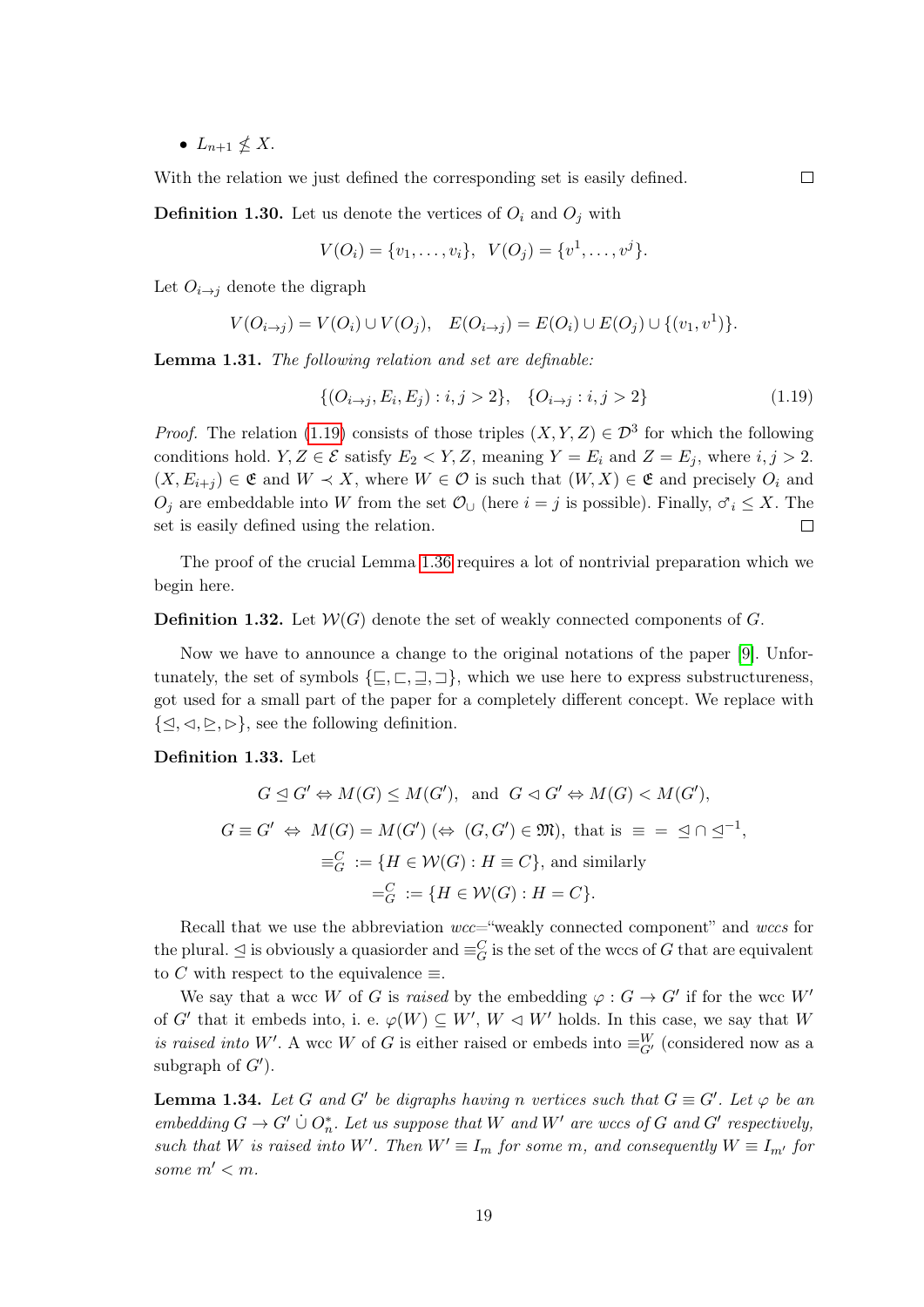- $L_{n+1} \not\leq X$.

With the relation we just defined the corresponding set is easily defined. $\square$

**Definition 1.30.** Let us denote the vertices of $O_i$ and $O_j$ with

$$V(O_i) = \{v_1, \dots, v_i\}, \ \ V(O_j) = \{v^1, \dots, v^j\}.$$

Let $O_{i\to j}$ denote the digraph

$$V(O_{i\to j}) = V(O_i) \cup V(O_j), \quad E(O_{i\to j}) = E(O_i) \cup E(O_j) \cup \{(v_1, v^1)\}.$$

**Lemma 1.31.** *The following relation and set are definable:*

$$\{(O_{i\to j}, E_i, E_j) : i, j > 2\}, \quad \{O_{i\to j} : i, j > 2\} \tag{1.19}$$

*Proof.* The relation (1.19) consists of those triples $(X, Y, Z) \in \mathcal{D}^3$ for which the following conditions hold. $Y, Z \in \mathcal{E}$ satisfy $E_2 < Y, Z$, meaning $Y = E_i$ and $Z = E_j$, where $i, j > 2$. $(X, E_{i+j}) \in \mathfrak{E}$ and $W \prec X$, where $W \in \mathcal{O}$ is such that $(W, X) \in \mathfrak{E}$ and precisely $O_i$ and $O_j$ are embeddable into $W$ from the set $\mathcal{O}_\cup$ (here $i = j$ is possible). Finally, $\sigma^\!\!\!\!\!\!\nearrow_i \leq X$. The set is easily defined using the relation. $\square$

The proof of the crucial Lemma 1.36 requires a lot of nontrivial preparation which we begin here.

**Definition 1.32.** Let $\mathcal{W}(G)$ denote the set of weakly connected components of $G$.

Now we have to announce a change to the original notations of the paper [9]. Unfortunately, the set of symbols $\{\sqsubseteq, \sqsubset, \sqsupseteq, \sqsupset\}$, which we use here to express substructureness, got used for a small part of the paper for a completely different concept. We replace with $\{\trianglelefteq, \triangleleft, \trianglerighteq, \triangleright\}$, see the following definition.

**Definition 1.33.** Let

$$G \trianglelefteq G' \Leftrightarrow M(G) \leq M(G'), \quad \text{and} \quad G \triangleleft G' \Leftrightarrow M(G) < M(G'),$$

$$G \equiv G' \ \Leftrightarrow \ M(G) = M(G') \ (\Leftrightarrow \ (G, G') \in \mathfrak{M}), \ \text{that is} \ \equiv \ = \ \trianglelefteq \cap \trianglelefteq^{-1},$$

$$\equiv^C_G \ := \{H \in \mathcal{W}(G) : H \equiv C\}, \text{ and similarly}$$

$$=^C_G \ := \{H \in \mathcal{W}(G) : H = C\}.$$

Recall that we use the abbreviation *wcc*="weakly connected component" and *wccs* for the plural. $\trianglelefteq$ is obviously a quasiorder and $\equiv^C_G$ is the set of the wccs of $G$ that are equivalent to $C$ with respect to the equivalence $\equiv$.

We say that a wcc $W$ of $G$ is *raised* by the embedding $\varphi : G \to G'$ if for the wcc $W'$ of $G'$ that it embeds into, i. e. $\varphi(W) \subseteq W'$, $W \triangleleft W'$ holds. In this case, we say that $W$ *is raised into* $W'$. A wcc $W$ of $G$ is either raised or embeds into $\equiv^W_{G'}$ (considered now as a subgraph of $G'$).

**Lemma 1.34.** *Let $G$ and $G'$ be digraphs having $n$ vertices such that $G \equiv G'$. Let $\varphi$ be an embedding $G \to G' \,\dot\cup\, O^*_n$. Let us suppose that $W$ and $W'$ are wccs of $G$ and $G'$ respectively, such that $W$ is raised into $W'$. Then $W' \equiv I_m$ for some $m$, and consequently $W \equiv I_{m'}$ for some $m' < m$.*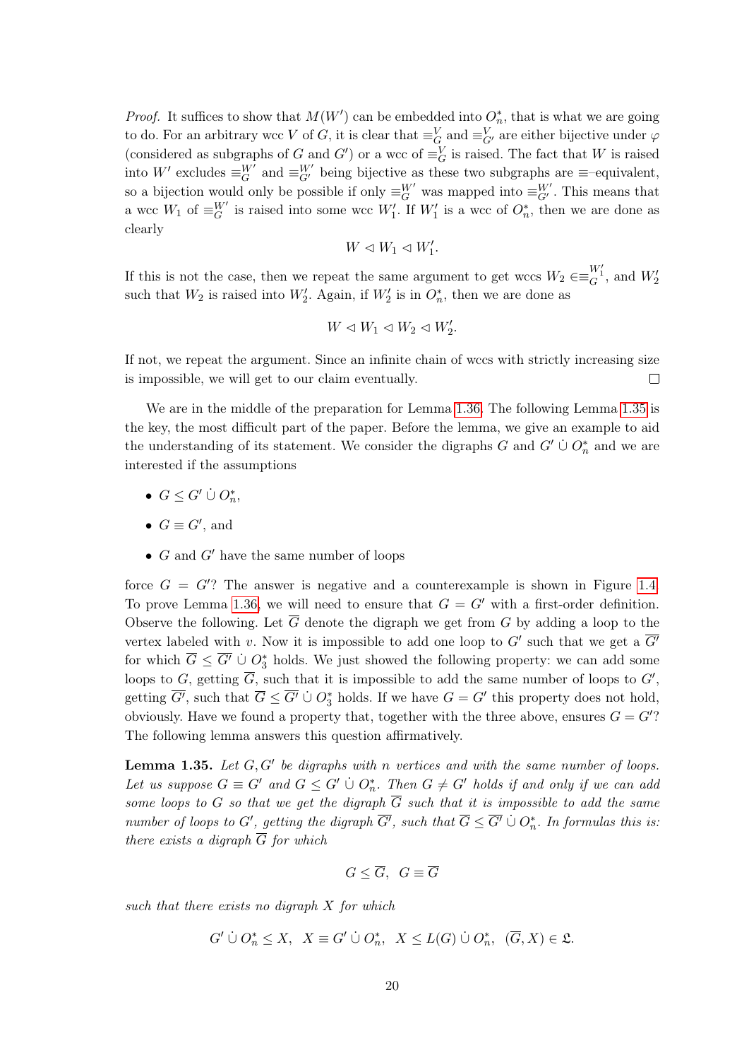*Proof.* It suffices to show that $M(W')$ can be embedded into $O_n^*$, that is what we are going to do. For an arbitrary wcc $V$ of $G$, it is clear that $\equiv_G^V$ and $\equiv_{G'}^V$ are either bijective under $\varphi$ (considered as subgraphs of $G$ and $G'$) or a wcc of $\equiv_G^V$ is raised. The fact that $W$ is raised into $W'$ excludes $\equiv_G^{W'}$ and $\equiv_{G'}^{W'}$ being bijective as these two subgraphs are $\equiv$-equivalent, so a bijection would only be possible if only $\equiv_G^{W'}$ was mapped into $\equiv_{G'}^{W'}$. This means that a wcc $W_1$ of $\equiv_G^{W'}$ is raised into some wcc $W_1'$. If $W_1'$ is a wcc of $O_n^*$, then we are done as clearly

$$W \lhd W_1 \lhd W_1'.$$

If this is not the case, then we repeat the same argument to get wccs $W_2 \in \equiv_G^{W_1'}$, and $W_2'$ such that $W_2$ is raised into $W_2'$. Again, if $W_2'$ is in $O_n^*$, then we are done as

$$W \lhd W_1 \lhd W_2 \lhd W_2'.$$

If not, we repeat the argument. Since an infinite chain of wccs with strictly increasing size is impossible, we will get to our claim eventually. $\square$

We are in the middle of the preparation for Lemma 1.36. The following Lemma 1.35 is the key, the most difficult part of the paper. Before the lemma, we give an example to aid the understanding of its statement. We consider the digraphs $G$ and $G' \dot\cup O_n^*$ and we are interested if the assumptions

- $G \leq G' \dot\cup O_n^*$,
- $G \equiv G'$, and
- $G$ and $G'$ have the same number of loops

force $G = G'$? The answer is negative and a counterexample is shown in Figure 1.4. To prove Lemma 1.36, we will need to ensure that $G = G'$ with a first-order definition. Observe the following. Let $\overline{G}$ denote the digraph we get from $G$ by adding a loop to the vertex labeled with $v$. Now it is impossible to add one loop to $G'$ such that we get a $\overline{G'}$ for which $\overline{G} \leq \overline{G'} \dot\cup O_3^*$ holds. We just showed the following property: we can add some loops to $G$, getting $\overline{G}$, such that it is impossible to add the same number of loops to $G'$, getting $\overline{G'}$, such that $\overline{G} \leq \overline{G'} \dot\cup O_3^*$ holds. If we have $G = G'$ this property does not hold, obviously. Have we found a property that, together with the three above, ensures $G = G'$? The following lemma answers this question affirmatively.

**Lemma 1.35.** *Let $G, G'$ be digraphs with $n$ vertices and with the same number of loops. Let us suppose $G \equiv G'$ and $G \leq G' \dot\cup O_n^*$. Then $G \neq G'$ holds if and only if we can add some loops to $G$ so that we get the digraph $\overline{G}$ such that it is impossible to add the same number of loops to $G'$, getting the digraph $\overline{G'}$, such that $\overline{G} \leq \overline{G'} \dot\cup O_n^*$. In formulas this is: there exists a digraph $\overline{G}$ for which*

$$G \leq \overline{G}, \;\; G \equiv \overline{G}$$

*such that there exists no digraph $X$ for which*

$$G' \dot\cup O_n^* \leq X, \;\; X \equiv G' \dot\cup O_n^*, \;\; X \leq L(G) \dot\cup O_n^*, \;\; (\overline{G}, X) \in \mathfrak{L}.$$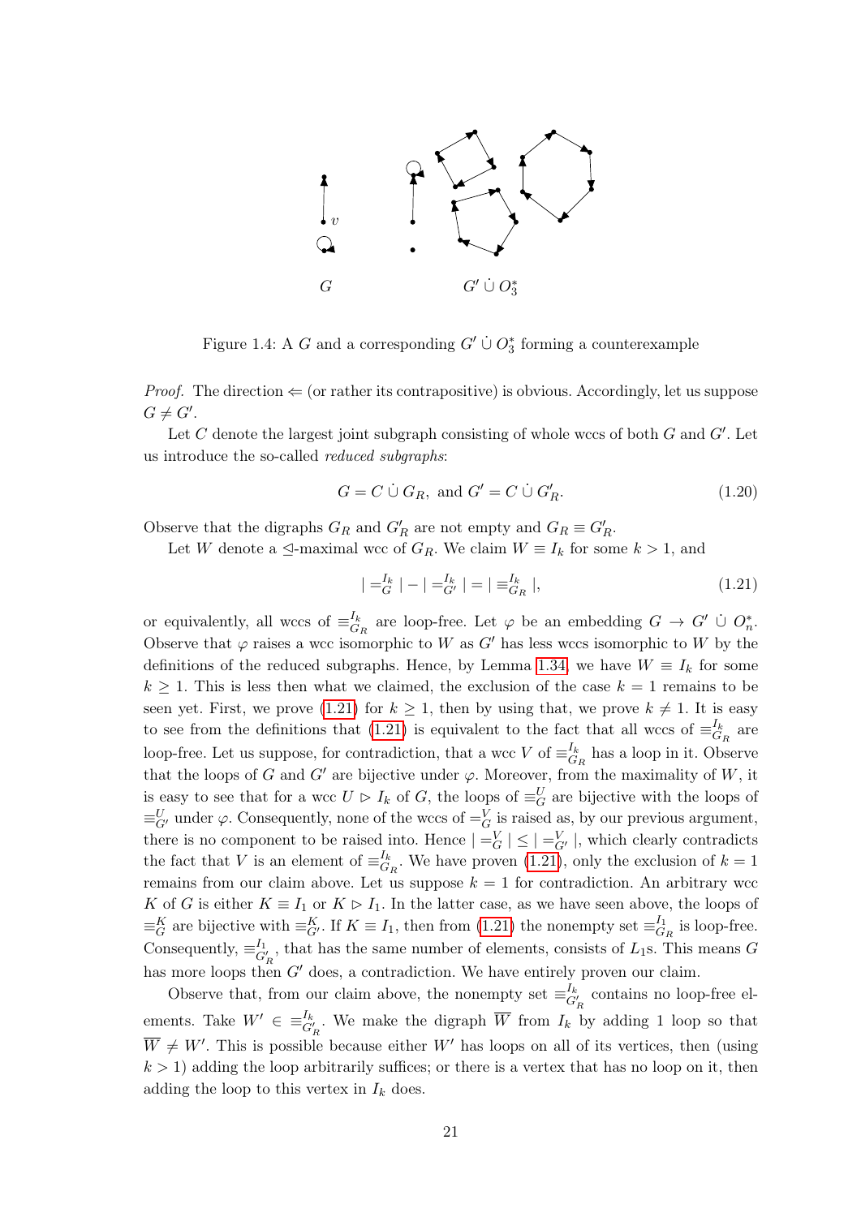Figure 1.4: A $G$ and a corresponding $G' \dot\cup O_3^*$ forming a counterexample

*Proof.* The direction $\Leftarrow$ (or rather its contrapositive) is obvious. Accordingly, let us suppose $G \neq G'$.

Let $C$ denote the largest joint subgraph consisting of whole wccs of both $G$ and $G'$. Let us introduce the so-called *reduced subgraphs*:

$$G = C \dot\cup G_R, \text{ and } G' = C \dot\cup G'_R. \tag{1.20}$$

Observe that the digraphs $G_R$ and $G'_R$ are not empty and $G_R \equiv G'_R$.

Let $W$ denote a $\trianglelefteq$-maximal wcc of $G_R$. We claim $W \equiv I_k$ for some $k > 1$, and

$$| =_G^{I_k} | - | =_{G'}^{I_k} | = | \equiv_{G_R}^{I_k} |, \tag{1.21}$$

or equivalently, all wccs of $\equiv_{G_R}^{I_k}$ are loop-free. Let $\varphi$ be an embedding $G \to G' \dot\cup O_n^*$. Observe that $\varphi$ raises a wcc isomorphic to $W$ as $G'$ has less wccs isomorphic to $W$ by the definitions of the reduced subgraphs. Hence, by Lemma 1.34, we have $W \equiv I_k$ for some $k \geq 1$. This is less then what we claimed, the exclusion of the case $k = 1$ remains to be seen yet. First, we prove (1.21) for $k \geq 1$, then by using that, we prove $k \neq 1$. It is easy to see from the definitions that (1.21) is equivalent to the fact that all wccs of $\equiv_{G_R}^{I_k}$ are loop-free. Let us suppose, for contradiction, that a wcc $V$ of $\equiv_{G_R}^{I_k}$ has a loop in it. Observe that the loops of $G$ and $G'$ are bijective under $\varphi$. Moreover, from the maximality of $W$, it is easy to see that for a wcc $U \triangleright I_k$ of $G$, the loops of $\equiv_G^U$ are bijective with the loops of $\equiv_{G'}^U$ under $\varphi$. Consequently, none of the wccs of $=_G^V$ is raised as, by our previous argument, there is no component to be raised into. Hence $| =_G^V | \leq | =_{G'}^V |$, which clearly contradicts the fact that $V$ is an element of $\equiv_{G_R}^{I_k}$. We have proven (1.21), only the exclusion of $k = 1$ remains from our claim above. Let us suppose $k = 1$ for contradiction. An arbitrary wcc $K$ of $G$ is either $K \equiv I_1$ or $K \triangleright I_1$. In the latter case, as we have seen above, the loops of $\equiv_G^K$ are bijective with $\equiv_{G'}^K$. If $K \equiv I_1$, then from (1.21) the nonempty set $\equiv_{G_R}^{I_1}$ is loop-free. Consequently, $\equiv_{G'_R}^{I_1}$, that has the same number of elements, consists of $L_1$s. This means $G$ has more loops then $G'$ does, a contradiction. We have entirely proven our claim.

Observe that, from our claim above, the nonempty set $\equiv_{G'_R}^{I_k}$ contains no loop-free elements. Take $W' \in \equiv_{G'_R}^{I_k}$. We make the digraph $\overline{W}$ from $I_k$ by adding 1 loop so that $\overline{W} \neq W'$. This is possible because either $W'$ has loops on all of its vertices, then (using $k > 1$) adding the loop arbitrarily suffices; or there is a vertex that has no loop on it, then adding the loop to this vertex in $I_k$ does.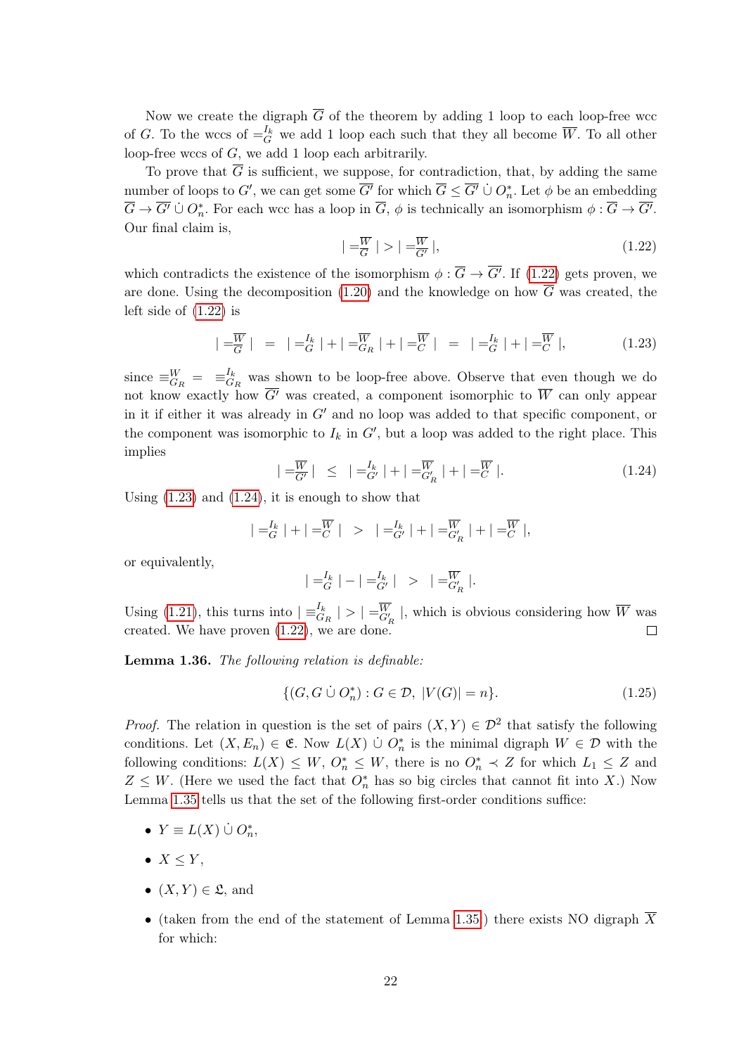Now we create the digraph $\overline{G}$ of the theorem by adding 1 loop to each loop-free wcc of $G$. To the wccs of $=_G^{I_k}$ we add 1 loop each such that they all become $\overline{W}$. To all other loop-free wccs of $G$, we add 1 loop each arbitrarily.

To prove that $\overline{G}$ is sufficient, we suppose, for contradiction, that, by adding the same number of loops to $G'$, we can get some $\overline{G'}$ for which $\overline{G} \leq \overline{G'} \,\dot\cup\, O_n^*$. Let $\phi$ be an embedding $\overline{G} \to \overline{G'} \,\dot\cup\, O_n^*$. For each wcc has a loop in $\overline{G}$, $\phi$ is technically an isomorphism $\phi : \overline{G} \to \overline{G'}$. Our final claim is,

$$| =_{\overline{G}}^{\overline{W}} | > | =_{\overline{G'}}^{\overline{W}} |, \tag{1.22}$$

which contradicts the existence of the isomorphism $\phi : \overline{G} \to \overline{G'}$. If (1.22) gets proven, we are done. Using the decomposition (1.20) and the knowledge on how $\overline{G}$ was created, the left side of (1.22) is

$$| =_{\overline{G}}^{\overline{W}} | \;\; = \;\; | =_G^{I_k} | + | =_{G_R}^{\overline{W}} | + | =_C^{\overline{W}} | \;\; = \;\; | =_G^{I_k} | + | =_C^{\overline{W}} |, \tag{1.23}$$

since $\equiv_{G_R}^{W} \;=\; \equiv_{G_R}^{I_k}$ was shown to be loop-free above. Observe that even though we do not know exactly how $\overline{G'}$ was created, a component isomorphic to $\overline{W}$ can only appear in it if either it was already in $G'$ and no loop was added to that specific component, or the component was isomorphic to $I_k$ in $G'$, but a loop was added to the right place. This implies

$$| =_{\overline{G'}}^{\overline{W}} | \;\; \leq \;\; | =_{G'}^{I_k} | + | =_{G'_R}^{\overline{W}} | + | =_C^{\overline{W}} |. \tag{1.24}$$

Using (1.23) and (1.24), it is enough to show that

$$| =_G^{I_k} | + | =_C^{\overline{W}} | \;\; > \;\; | =_{G'}^{I_k} | + | =_{G'_R}^{\overline{W}} | + | =_C^{\overline{W}} |,$$

or equivalently,

$$| =_G^{I_k} | - | =_{G'}^{I_k} | \;\; > \;\; | =_{G'_R}^{\overline{W}} |.$$

Using (1.21), this turns into $| \equiv_{G_R}^{I_k} | > | =_{G'_R}^{\overline{W}} |$, which is obvious considering how $\overline{W}$ was created. We have proven (1.22), we are done. □

**Lemma 1.36.** *The following relation is definable:*

$$\{(G, G \,\dot\cup\, O_n^*) : G \in \mathcal{D},\; |V(G)| = n\}. \tag{1.25}$$

*Proof.* The relation in question is the set of pairs $(X, Y) \in \mathcal{D}^2$ that satisfy the following conditions. Let $(X, E_n) \in \mathfrak{E}$. Now $L(X) \,\dot\cup\, O_n^*$ is the minimal digraph $W \in \mathcal{D}$ with the following conditions: $L(X) \leq W$, $O_n^* \leq W$, there is no $O_n^* \prec Z$ for which $L_1 \leq Z$ and $Z \leq W$. (Here we used the fact that $O_n^*$ has so big circles that cannot fit into $X$.) Now Lemma 1.35 tells us that the set of the following first-order conditions suffice:

- $Y \equiv L(X) \,\dot\cup\, O_n^*$,
- $X \leq Y$,
- $(X, Y) \in \mathfrak{L}$, and
- (taken from the end of the statement of Lemma 1.35) there exists NO digraph $\overline{X}$ for which: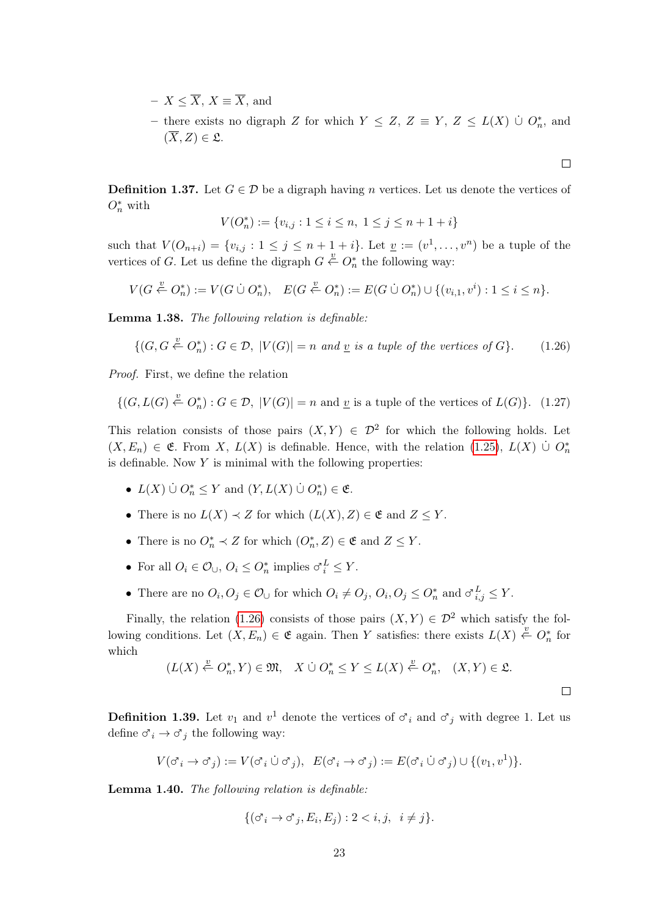- $X \leq \overline{X}$, $X \equiv \overline{X}$, and
- there exists no digraph $Z$ for which $Y \leq Z$, $Z \equiv Y$, $Z \leq L(X) \dot\cup O_n^*$, and $(\overline{X}, Z) \in \mathfrak{L}$.

$\square$

**Definition 1.37.** Let $G \in \mathcal{D}$ be a digraph having $n$ vertices. Let us denote the vertices of $O_n^*$ with

$$V(O_n^*) := \{v_{i,j} : 1 \leq i \leq n,\ 1 \leq j \leq n+1+i\}$$

such that $V(O_{n+i}) = \{v_{i,j} : 1 \leq j \leq n+1+i\}$. Let $\underline{v} := (v^1, \dots, v^n)$ be a tuple of the vertices of $G$. Let us define the digraph $G \overset{v}{\leftarrow} O_n^*$ the following way:

$$V(G \overset{v}{\leftarrow} O_n^*) := V(G \dot\cup O_n^*), \quad E(G \overset{v}{\leftarrow} O_n^*) := E(G \dot\cup O_n^*) \cup \{(v_{i,1}, v^i) : 1 \leq i \leq n\}.$$

**Lemma 1.38.** *The following relation is definable:*

$$\{(G, G \overset{v}{\leftarrow} O_n^*) : G \in \mathcal{D},\ |V(G)| = n \text{ and } \underline{v} \text{ is a tuple of the vertices of } G\}. \tag{1.26}$$

*Proof.* First, we define the relation

$$\{(G, L(G) \overset{v}{\leftarrow} O_n^*) : G \in \mathcal{D},\ |V(G)| = n \text{ and } \underline{v} \text{ is a tuple of the vertices of } L(G)\}. \tag{1.27}$$

This relation consists of those pairs $(X, Y) \in \mathcal{D}^2$ for which the following holds. Let $(X, E_n) \in \mathfrak{E}$. From $X$, $L(X)$ is definable. Hence, with the relation (1.25), $L(X) \dot\cup O_n^*$ is definable. Now $Y$ is minimal with the following properties:

- $L(X) \dot\cup O_n^* \leq Y$ and $(Y, L(X) \dot\cup O_n^*) \in \mathfrak{E}$.
- There is no $L(X) \prec Z$ for which $(L(X), Z) \in \mathfrak{E}$ and $Z \leq Y$.
- There is no $O_n^* \prec Z$ for which $(O_n^*, Z) \in \mathfrak{E}$ and $Z \leq Y$.
- For all $O_i \in \mathcal{O}_\cup$, $O_i \leq O_n^*$ implies $♂_i^L \leq Y$.
- There are no $O_i, O_j \in \mathcal{O}_\cup$ for which $O_i \neq O_j$, $O_i, O_j \leq O_n^*$ and $♂_{i,j}^L \leq Y$.

Finally, the relation (1.26) consists of those pairs $(X, Y) \in \mathcal{D}^2$ which satisfy the following conditions. Let $(X, E_n) \in \mathfrak{E}$ again. Then $Y$ satisfies: there exists $L(X) \overset{v}{\leftarrow} O_n^*$ for which

$$(L(X) \overset{v}{\leftarrow} O_n^*, Y) \in \mathfrak{M}, \quad X \dot\cup O_n^* \leq Y \leq L(X) \overset{v}{\leftarrow} O_n^*, \quad (X, Y) \in \mathfrak{L}.$$

$\square$

**Definition 1.39.** Let $v_1$ and $v^1$ denote the vertices of $♂_i$ and $♂_j$ with degree 1. Let us define $♂_i \to ♂_j$ the following way:

$$V(♂_i \to ♂_j) := V(♂_i \dot\cup ♂_j), \quad E(♂_i \to ♂_j) := E(♂_i \dot\cup ♂_j) \cup \{(v_1, v^1)\}.$$

**Lemma 1.40.** *The following relation is definable:*

$$\{(♂_i \to ♂_j, E_i, E_j) : 2 < i, j,\ \ i \neq j\}.$$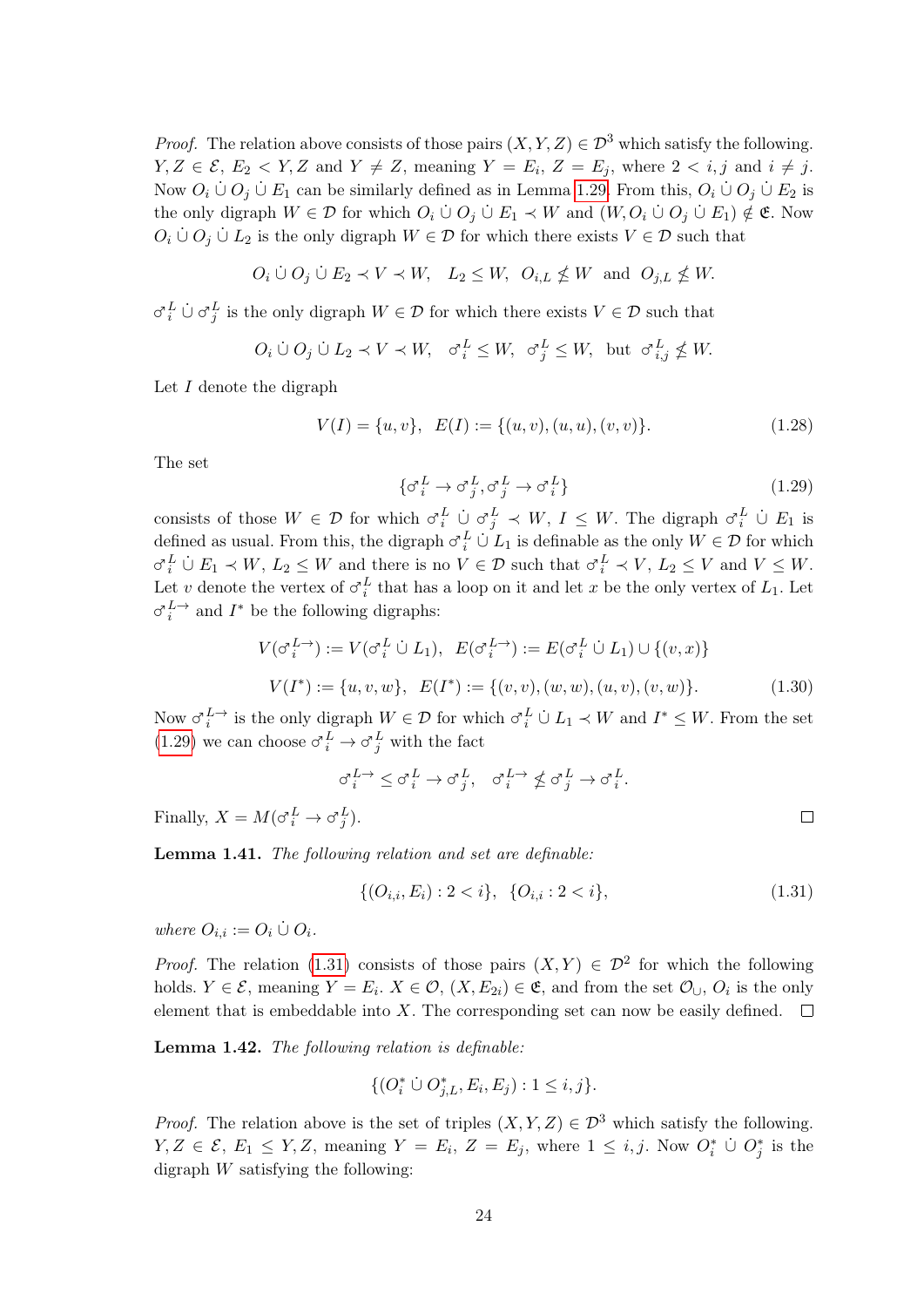*Proof.* The relation above consists of those pairs $(X, Y, Z) \in \mathcal{D}^3$ which satisfy the following. $Y, Z \in \mathcal{E}$, $E_2 < Y, Z$ and $Y \neq Z$, meaning $Y = E_i$, $Z = E_j$, where $2 < i, j$ and $i \neq j$. Now $O_i \dot\cup O_j \dot\cup E_1$ can be similarly defined as in Lemma 1.29. From this, $O_i \dot\cup O_j \dot\cup E_2$ is the only digraph $W \in \mathcal{D}$ for which $O_i \dot\cup O_j \dot\cup E_1 \prec W$ and $(W, O_i \dot\cup O_j \dot\cup E_1) \notin \mathfrak{E}$. Now $O_i \dot\cup O_j \dot\cup L_2$ is the only digraph $W \in \mathcal{D}$ for which there exists $V \in \mathcal{D}$ such that

$$O_i \dot\cup O_j \dot\cup E_2 \prec V \prec W, \quad L_2 \leq W, \quad O_{i,L} \not\leq W \quad \text{and} \quad O_{j,L} \not\leq W.$$

$\male_i^L \dot\cup \male_j^L$ is the only digraph $W \in \mathcal{D}$ for which there exists $V \in \mathcal{D}$ such that

$$O_i \dot\cup O_j \dot\cup L_2 \prec V \prec W, \quad \male_i^L \leq W, \quad \male_j^L \leq W, \quad \text{but} \quad \male_{i,j}^L \not\leq W.$$

Let $I$ denote the digraph

$$V(I) = \{u, v\}, \quad E(I) := \{(u, v), (u, u), (v, v)\}. \tag{1.28}$$

The set

$$\{\male_i^L \to \male_j^L, \male_j^L \to \male_i^L\} \tag{1.29}$$

consists of those $W \in \mathcal{D}$ for which $\male_i^L \dot\cup \male_j^L \prec W$, $I \leq W$. The digraph $\male_i^L \dot\cup E_1$ is defined as usual. From this, the digraph $\male_i^L \dot\cup L_1$ is definable as the only $W \in \mathcal{D}$ for which $\male_i^L \dot\cup E_1 \prec W$, $L_2 \leq W$ and there is no $V \in \mathcal{D}$ such that $\male_i^L \prec V$, $L_2 \leq V$ and $V \leq W$. Let $v$ denote the vertex of $\male_i^L$ that has a loop on it and let $x$ be the only vertex of $L_1$. Let $\male_i^{L\to}$ and $I^*$ be the following digraphs:

$$V(\male_i^{L\to}) := V(\male_i^L \dot\cup L_1), \quad E(\male_i^{L\to}) := E(\male_i^L \dot\cup L_1) \cup \{(v, x)\}$$

$$V(I^*) := \{u, v, w\}, \quad E(I^*) := \{(v, v), (w, w), (u, v), (v, w)\}. \tag{1.30}$$

Now $\male_i^{L\to}$ is the only digraph $W \in \mathcal{D}$ for which $\male_i^L \dot\cup L_1 \prec W$ and $I^* \leq W$. From the set (1.29) we can choose $\male_i^L \to \male_j^L$ with the fact

$$\male_i^{L\to} \leq \male_i^L \to \male_j^L, \quad \male_i^{L\to} \not\leq \male_j^L \to \male_i^L.$$

Finally, $X = M(\male_i^L \to \male_j^L)$. $\square$

**Lemma 1.41.** *The following relation and set are definable:*

$$\{(O_{i,i}, E_i) : 2 < i\}, \quad \{O_{i,i} : 2 < i\}, \tag{1.31}$$

*where* $O_{i,i} := O_i \dot\cup O_i$.

*Proof.* The relation (1.31) consists of those pairs $(X, Y) \in \mathcal{D}^2$ for which the following holds. $Y \in \mathcal{E}$, meaning $Y = E_i$. $X \in \mathcal{O}$, $(X, E_{2i}) \in \mathfrak{E}$, and from the set $\mathcal{O}_\cup$, $O_i$ is the only element that is embeddable into $X$. The corresponding set can now be easily defined. $\square$

**Lemma 1.42.** *The following relation is definable:*

$$\{(O_i^* \dot\cup O_{j,L}^*, E_i, E_j) : 1 \leq i, j\}.$$

*Proof.* The relation above is the set of triples $(X, Y, Z) \in \mathcal{D}^3$ which satisfy the following. $Y, Z \in \mathcal{E}$, $E_1 \leq Y, Z$, meaning $Y = E_i$, $Z = E_j$, where $1 \leq i, j$. Now $O_i^* \dot\cup O_j^*$ is the digraph $W$ satisfying the following: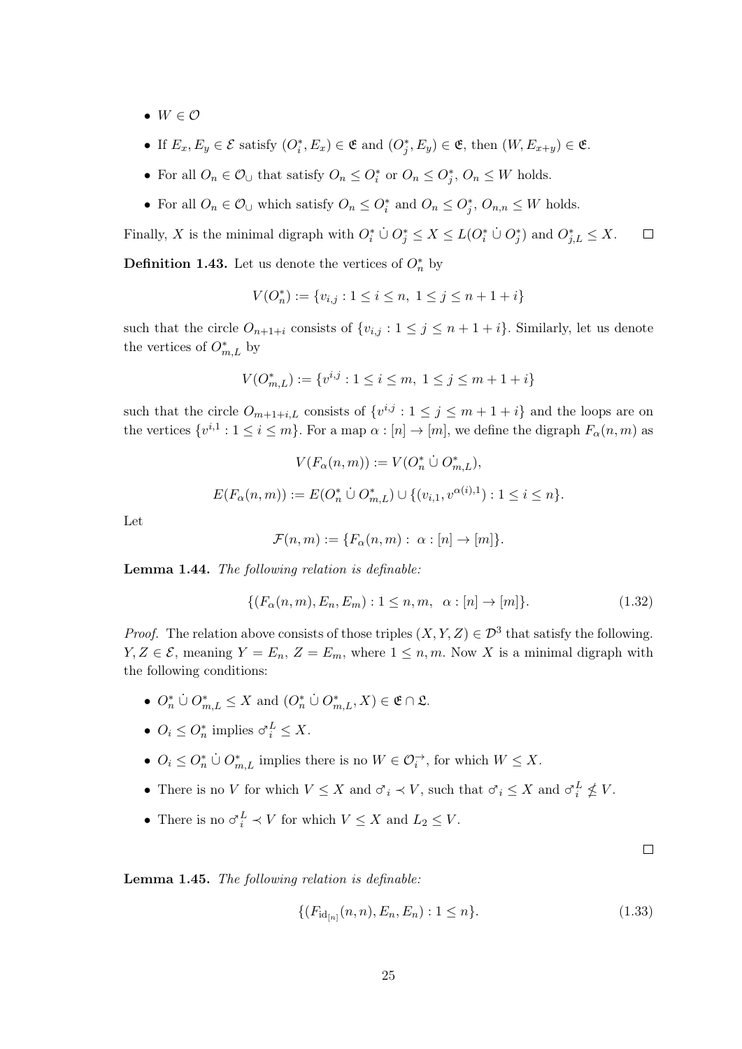- $W \in \mathcal{O}$
- If $E_x, E_y \in \mathcal{E}$ satisfy $(O_i^*, E_x) \in \mathfrak{E}$ and $(O_j^*, E_y) \in \mathfrak{E}$, then $(W, E_{x+y}) \in \mathfrak{E}$.
- For all $O_n \in \mathcal{O}_\cup$ that satisfy $O_n \leq O_i^*$ or $O_n \leq O_j^*$, $O_n \leq W$ holds.
- For all $O_n \in \mathcal{O}_\cup$ which satisfy $O_n \leq O_i^*$ and $O_n \leq O_j^*$, $O_{n,n} \leq W$ holds.

Finally, $X$ is the minimal digraph with $O_i^* \,\dot\cup\, O_j^* \leq X \leq L(O_i^* \,\dot\cup\, O_j^*)$ and $O_{j,L}^* \leq X$. $\square$

**Definition 1.43.** Let us denote the vertices of $O_n^*$ by

$$V(O_n^*) := \{v_{i,j} : 1 \leq i \leq n,\ 1 \leq j \leq n+1+i\}$$

such that the circle $O_{n+1+i}$ consists of $\{v_{i,j} : 1 \leq j \leq n+1+i\}$. Similarly, let us denote the vertices of $O_{m,L}^*$ by

$$V(O_{m,L}^*) := \{v^{i,j} : 1 \leq i \leq m,\ 1 \leq j \leq m+1+i\}$$

such that the circle $O_{m+1+i,L}$ consists of $\{v^{i,j} : 1 \leq j \leq m+1+i\}$ and the loops are on the vertices $\{v^{i,1} : 1 \leq i \leq m\}$. For a map $\alpha : [n] \to [m]$, we define the digraph $F_\alpha(n,m)$ as

$$V(F_\alpha(n,m)) := V(O_n^* \,\dot\cup\, O_{m,L}^*),$$

$$E(F_\alpha(n,m)) := E(O_n^* \,\dot\cup\, O_{m,L}^*) \cup \{(v_{i,1}, v^{\alpha(i),1}) : 1 \leq i \leq n\}.$$

Let

$$\mathcal{F}(n,m) := \{F_\alpha(n,m) :\ \alpha : [n] \to [m]\}.$$

**Lemma 1.44.** *The following relation is definable:*

$$\{(F_\alpha(n,m), E_n, E_m) : 1 \leq n, m,\ \ \alpha : [n] \to [m]\}. \tag{1.32}$$

*Proof.* The relation above consists of those triples $(X, Y, Z) \in \mathcal{D}^3$ that satisfy the following. $Y, Z \in \mathcal{E}$, meaning $Y = E_n$, $Z = E_m$, where $1 \leq n, m$. Now $X$ is a minimal digraph with the following conditions:

- $O_n^* \,\dot\cup\, O_{m,L}^* \leq X$ and $(O_n^* \,\dot\cup\, O_{m,L}^*, X) \in \mathfrak{E} \cap \mathfrak{L}$.
- $O_i \leq O_n^*$ implies $\sigma_i^L \leq X$.
- $O_i \leq O_n^* \,\dot\cup\, O_{m,L}^*$ implies there is no $W \in \mathcal{O}_i^{\to}$, for which $W \leq X$.
- There is no $V$ for which $V \leq X$ and $\sigma_i \prec V$, such that $\sigma_i \leq X$ and $\sigma_i^L \not\leq V$.
- There is no $\sigma_i^L \prec V$ for which $V \leq X$ and $L_2 \leq V$.

$\square$

**Lemma 1.45.** *The following relation is definable:*

$$\{(F_{\mathrm{id}_{[n]}}(n,n), E_n, E_n) : 1 \leq n\}. \tag{1.33}$$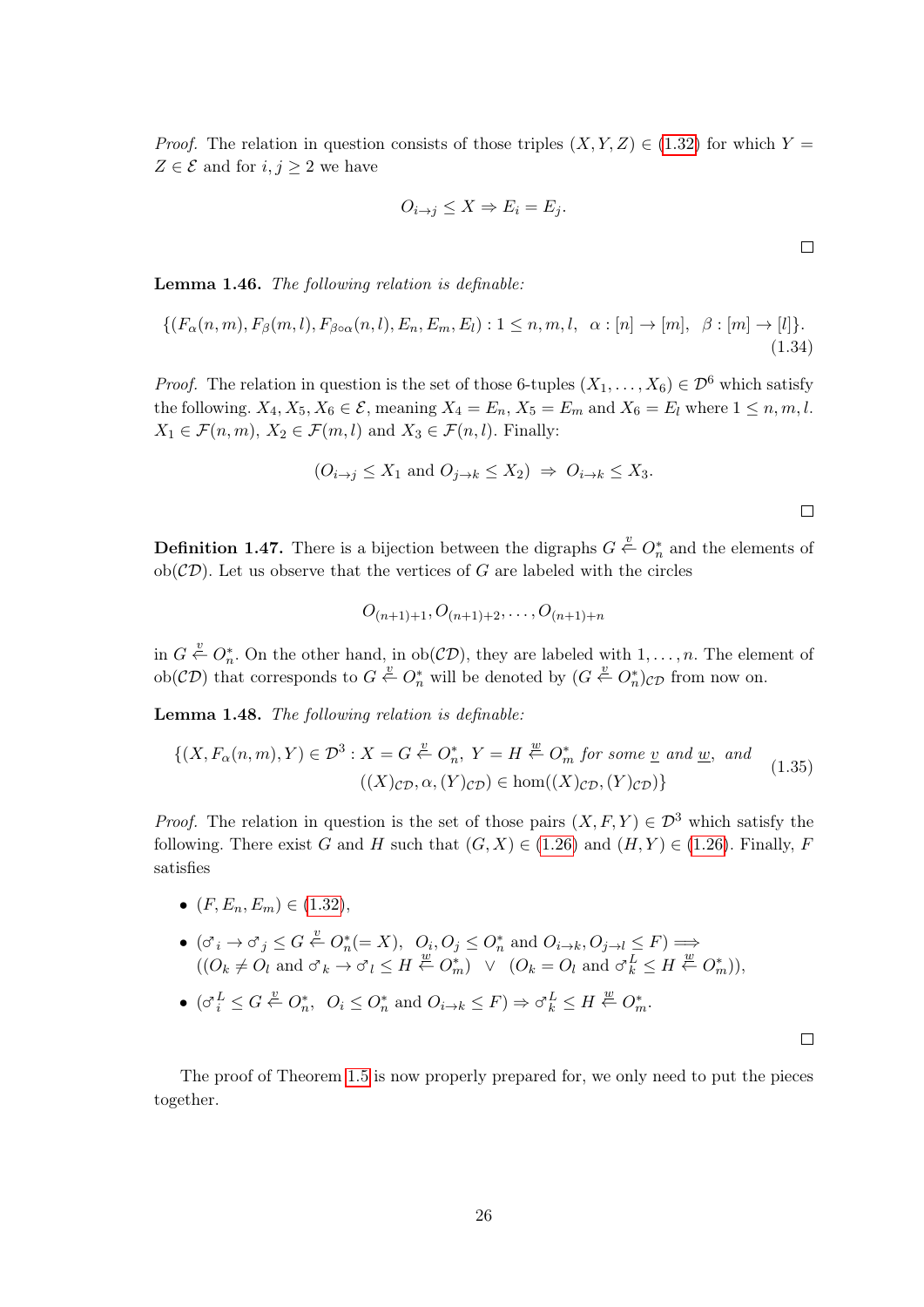*Proof.* The relation in question consists of those triples $(X, Y, Z) \in$ (1.32) for which $Y = Z \in \mathcal{E}$ and for $i, j \geq 2$ we have

$$O_{i \to j} \leq X \Rightarrow E_i = E_j.$$

$\square$

**Lemma 1.46.** *The following relation is definable:*

$$\{(F_\alpha(n,m), F_\beta(m,l), F_{\beta\circ\alpha}(n,l), E_n, E_m, E_l) : 1 \leq n, m, l, \;\; \alpha : [n] \to [m], \;\; \beta : [m] \to [l]\}. \tag{1.34}$$

*Proof.* The relation in question is the set of those 6-tuples $(X_1, \ldots, X_6) \in \mathcal{D}^6$ which satisfy the following. $X_4, X_5, X_6 \in \mathcal{E}$, meaning $X_4 = E_n$, $X_5 = E_m$ and $X_6 = E_l$ where $1 \leq n, m, l$. $X_1 \in \mathcal{F}(n, m)$, $X_2 \in \mathcal{F}(m, l)$ and $X_3 \in \mathcal{F}(n, l)$. Finally:

$$(O_{i \to j} \leq X_1 \text{ and } O_{j \to k} \leq X_2) \;\Rightarrow\; O_{i \to k} \leq X_3.$$

$\square$

**Definition 1.47.** There is a bijection between the digraphs $G \overset{\underline{v}}{\Leftarrow} O_n^*$ and the elements of $\mathrm{ob}(\mathcal{CD})$. Let us observe that the vertices of $G$ are labeled with the circles

$$O_{(n+1)+1}, O_{(n+1)+2}, \ldots, O_{(n+1)+n}$$

in $G \overset{\underline{v}}{\Leftarrow} O_n^*$. On the other hand, in $\mathrm{ob}(\mathcal{CD})$, they are labeled with $1, \ldots, n$. The element of $\mathrm{ob}(\mathcal{CD})$ that corresponds to $G \overset{\underline{v}}{\Leftarrow} O_n^*$ will be denoted by $(G \overset{\underline{v}}{\Leftarrow} O_n^*)_{\mathcal{CD}}$ from now on.

**Lemma 1.48.** *The following relation is definable:*

$$\begin{aligned}\{(X, F_\alpha(n,m), Y) \in \mathcal{D}^3 : X = G \overset{\underline{v}}{\Leftarrow} O_n^*,\; Y = H \overset{\underline{w}}{\Leftarrow} O_m^* \text{ for some } \underline{v} \text{ and } \underline{w}, \text{ and}\\ ((X)_{\mathcal{CD}}, \alpha, (Y)_{\mathcal{CD}}) \in \hom((X)_{\mathcal{CD}}, (Y)_{\mathcal{CD}})\}\end{aligned} \tag{1.35}$$

*Proof.* The relation in question is the set of those pairs $(X, F, Y) \in \mathcal{D}^3$ which satisfy the following. There exist $G$ and $H$ such that $(G, X) \in$ (1.26) and $(H, Y) \in$ (1.26). Finally, $F$ satisfies

- $(F, E_n, E_m) \in$ (1.32),
- $(\male_i \to \male_j \leq G \overset{\underline{v}}{\Leftarrow} O_n^*(= X),\;\; O_i, O_j \leq O_n^* \text{ and } O_{i \to k}, O_{j \to l} \leq F) \Longrightarrow$ $((O_k \neq O_l \text{ and } \male_k \to \male_l \leq H \overset{\underline{w}}{\Leftarrow} O_m^*) \;\;\vee\;\; (O_k = O_l \text{ and } \male_k^L \leq H \overset{\underline{w}}{\Leftarrow} O_m^*))$,
- $(\male_i^L \leq G \overset{\underline{v}}{\Leftarrow} O_n^*,\;\; O_i \leq O_n^* \text{ and } O_{i \to k} \leq F) \Rightarrow \male_k^L \leq H \overset{\underline{w}}{\Leftarrow} O_m^*$.

$\square$

The proof of Theorem 1.5 is now properly prepared for, we only need to put the pieces together.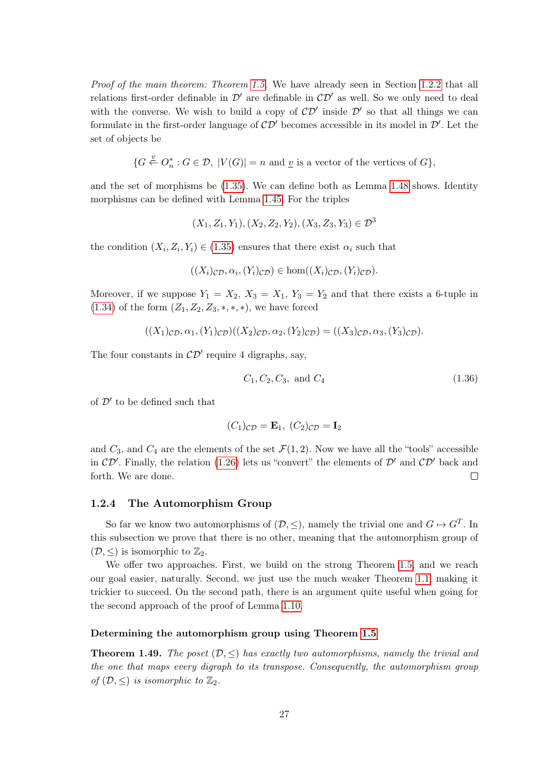*Proof of the main theorem: Theorem 1.5.* We have already seen in Section 1.2.2 that all relations first-order definable in $\mathcal{D}'$ are definable in $\mathcal{CD}'$ as well. So we only need to deal with the converse. We wish to build a copy of $\mathcal{CD}'$ inside $\mathcal{D}'$ so that all things we can formulate in the first-order language of $\mathcal{CD}'$ becomes accessible in its model in $\mathcal{D}'$. Let the set of objects be

$$\{G \overset{\underline{v}}{\leftarrow} O_n^* : G \in \mathcal{D},\ |V(G)| = n \text{ and } \underline{v} \text{ is a vector of the vertices of } G\},$$

and the set of morphisms be (1.35). We can define both as Lemma 1.48 shows. Identity morphisms can be defined with Lemma 1.45. For the triples

$$(X_1, Z_1, Y_1), (X_2, Z_2, Y_2), (X_3, Z_3, Y_3) \in \mathcal{D}^3$$

the condition $(X_i, Z_i, Y_i) \in$ (1.35) ensures that there exist $\alpha_i$ such that

$$((X_i)_{\mathcal{CD}}, \alpha_i, (Y_i)_{\mathcal{CD}}) \in \hom((X_i)_{\mathcal{CD}}, (Y_i)_{\mathcal{CD}}).$$

Moreover, if we suppose $Y_1 = X_2$, $X_3 = X_1$, $Y_3 = Y_2$ and that there exists a 6-tuple in (1.34) of the form $(Z_1, Z_2, Z_3, *, *, *)$, we have forced

$$((X_1)_{\mathcal{CD}}, \alpha_1, (Y_1)_{\mathcal{CD}})((X_2)_{\mathcal{CD}}, \alpha_2, (Y_2)_{\mathcal{CD}}) = ((X_3)_{\mathcal{CD}}, \alpha_3, (Y_3)_{\mathcal{CD}}).$$

The four constants in $\mathcal{CD}'$ require 4 digraphs, say,

$$C_1, C_2, C_3, \text{ and } C_4 \tag{1.36}$$

of $\mathcal{D}'$ to be defined such that

$$(C_1)_{\mathcal{CD}} = \mathbf{E}_1,\ (C_2)_{\mathcal{CD}} = \mathbf{I}_2$$

and $C_3$, and $C_4$ are the elements of the set $\mathcal{F}(1, 2)$. Now we have all the "tools" accessible in $\mathcal{CD}'$. Finally, the relation (1.26) lets us "convert" the elements of $\mathcal{D}'$ and $\mathcal{CD}'$ back and forth. We are done. ☐

### 1.2.4 The Automorphism Group

So far we know two automorphisms of $(\mathcal{D}, \leq)$, namely the trivial one and $G \mapsto G^T$. In this subsection we prove that there is no other, meaning that the automorphism group of $(\mathcal{D}, \leq)$ is isomorphic to $\mathbb{Z}_2$.

We offer two approaches. First, we build on the strong Theorem 1.5, and we reach our goal easier, naturally. Second, we just use the much weaker Theorem 1.1, making it trickier to succeed. On the second path, there is an argument quite useful when going for the second approach of the proof of Lemma 1.10.

#### Determining the automorphism group using Theorem 1.5

**Theorem 1.49.** *The poset $(\mathcal{D}, \leq)$ has exactly two automorphisms, namely the trivial and the one that maps every digraph to its transpose. Consequently, the automorphism group of $(\mathcal{D}, \leq)$ is isomorphic to $\mathbb{Z}_2$.*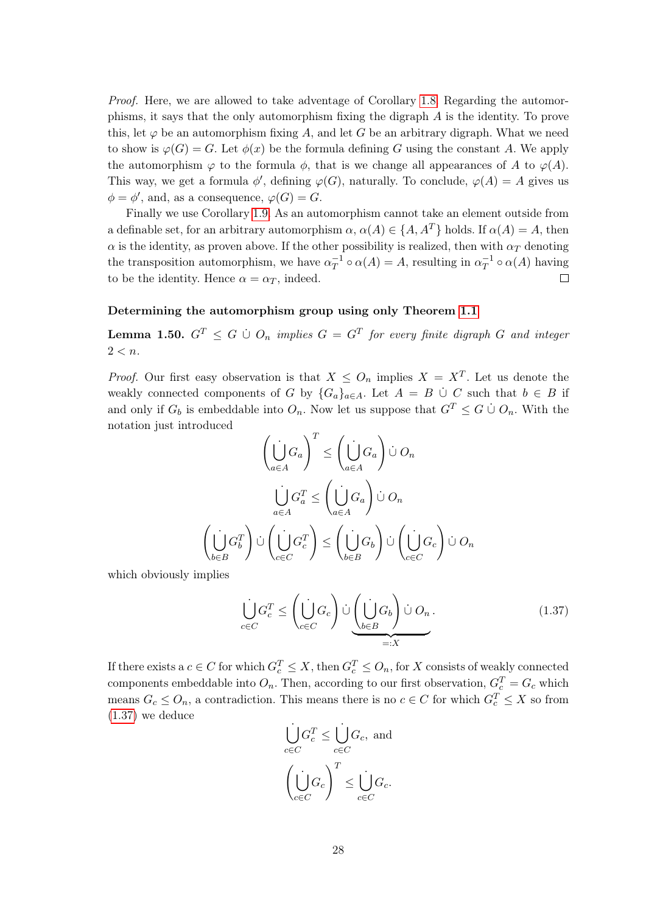*Proof.* Here, we are allowed to take adventage of Corollary 1.8. Regarding the automorphisms, it says that the only automorphism fixing the digraph $A$ is the identity. To prove this, let $\varphi$ be an automorphism fixing $A$, and let $G$ be an arbitrary digraph. What we need to show is $\varphi(G) = G$. Let $\phi(x)$ be the formula defining $G$ using the constant $A$. We apply the automorphism $\varphi$ to the formula $\phi$, that is we change all appearances of $A$ to $\varphi(A)$. This way, we get a formula $\phi'$, defining $\varphi(G)$, naturally. To conclude, $\varphi(A) = A$ gives us $\phi = \phi'$, and, as a consequence, $\varphi(G) = G$.

Finally we use Corollary 1.9. As an automorphism cannot take an element outside from a definable set, for an arbitrary automorphism $\alpha$, $\alpha(A) \in \{A, A^T\}$ holds. If $\alpha(A) = A$, then $\alpha$ is the identity, as proven above. If the other possibility is realized, then with $\alpha_T$ denoting the transposition automorphism, we have $\alpha_T^{-1} \circ \alpha(A) = A$, resulting in $\alpha_T^{-1} \circ \alpha(A)$ having to be the identity. Hence $\alpha = \alpha_T$, indeed. ∎

**Determining the automorphism group using only Theorem 1.1**

**Lemma 1.50.** *$G^T \leq G \mathbin{\dot\cup} O_n$ implies $G = G^T$ for every finite digraph $G$ and integer $2 < n$.*

*Proof.* Our first easy observation is that $X \leq O_n$ implies $X = X^T$. Let us denote the weakly connected components of $G$ by $\{G_a\}_{a \in A}$. Let $A = B \mathbin{\dot\cup} C$ such that $b \in B$ if and only if $G_b$ is embeddable into $O_n$. Now let us suppose that $G^T \leq G \mathbin{\dot\cup} O_n$. With the notation just introduced

$$\left(\dot{\bigcup_{a\in A}} G_a\right)^T \leq \left(\dot{\bigcup_{a\in A}} G_a\right) \mathbin{\dot\cup} O_n$$

$$\dot{\bigcup_{a\in A}} G_a^T \leq \left(\dot{\bigcup_{a\in A}} G_a\right) \mathbin{\dot\cup} O_n$$

$$\left(\dot{\bigcup_{b\in B}} G_b^T\right) \mathbin{\dot\cup} \left(\dot{\bigcup_{c\in C}} G_c^T\right) \leq \left(\dot{\bigcup_{b\in B}} G_b\right) \mathbin{\dot\cup} \left(\dot{\bigcup_{c\in C}} G_c\right) \mathbin{\dot\cup} O_n$$

which obviously implies

$$\dot{\bigcup_{c\in C}} G_c^T \leq \left(\dot{\bigcup_{c\in C}} G_c\right) \mathbin{\dot\cup} \underbrace{\left(\dot{\bigcup_{b\in B}} G_b\right) \mathbin{\dot\cup} O_n}_{=:X}. \tag{1.37}$$

If there exists a $c \in C$ for which $G_c^T \leq X$, then $G_c^T \leq O_n$, for $X$ consists of weakly connected components embeddable into $O_n$. Then, according to our first observation, $G_c^T = G_c$ which means $G_c \leq O_n$, a contradiction. This means there is no $c \in C$ for which $G_c^T \leq X$ so from (1.37) we deduce

$$\dot{\bigcup_{c\in C}} G_c^T \leq \dot{\bigcup_{c\in C}} G_c, \text{ and}$$

$$\left(\dot{\bigcup_{c\in C}} G_c\right)^T \leq \dot{\bigcup_{c\in C}} G_c.$$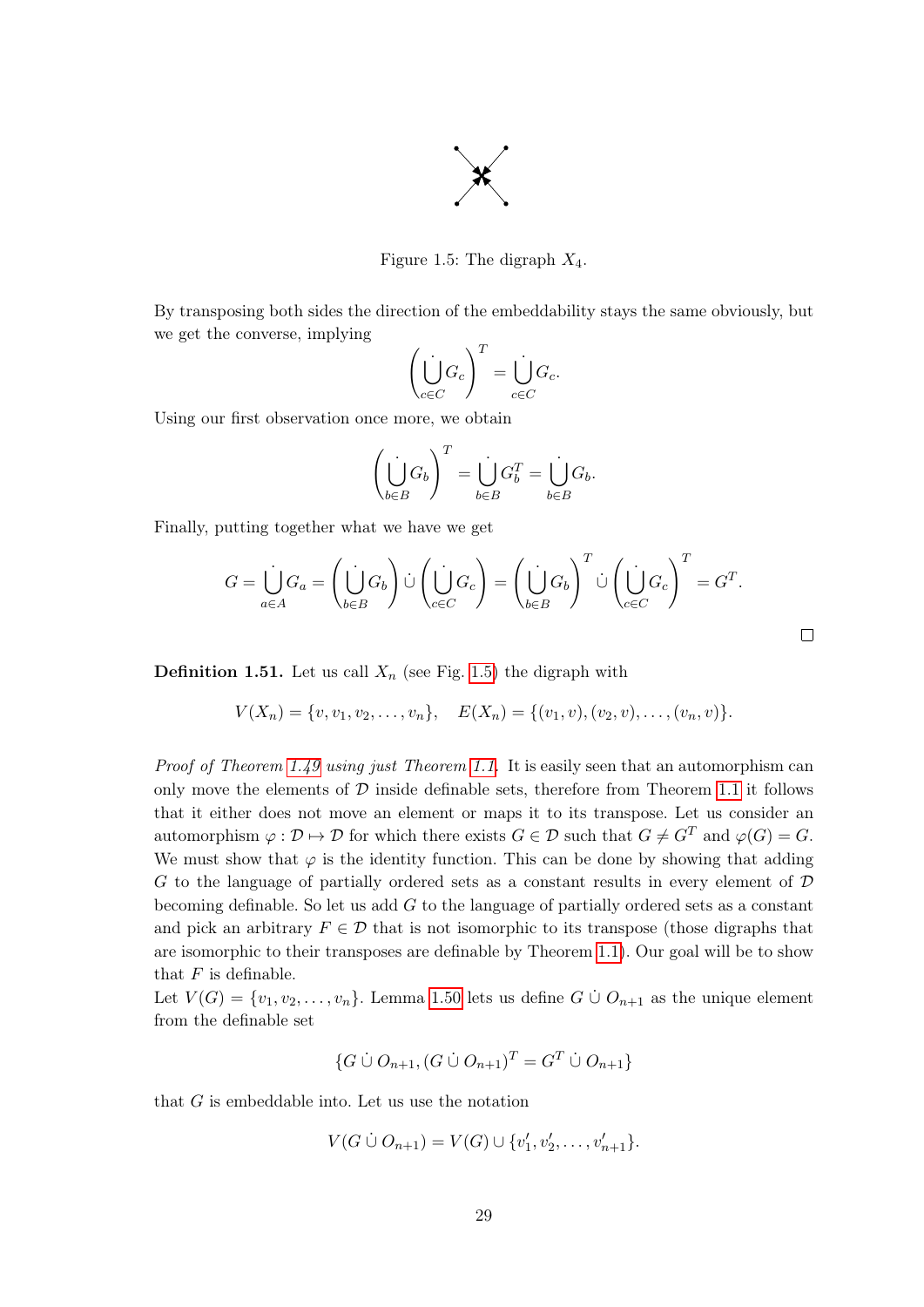Figure 1.5: The digraph $X_4$.

By transposing both sides the direction of the embeddability stays the same obviously, but we get the converse, implying

$$\left(\dot{\bigcup_{c\in C}} G_c\right)^T = \dot{\bigcup_{c\in C}} G_c.$$

Using our first observation once more, we obtain

$$\left(\dot{\bigcup_{b\in B}} G_b\right)^T = \dot{\bigcup_{b\in B}} G_b^T = \dot{\bigcup_{b\in B}} G_b.$$

Finally, putting together what we have we get

$$G = \dot{\bigcup_{a\in A}} G_a = \left(\dot{\bigcup_{b\in B}} G_b\right) \dot{\cup} \left(\dot{\bigcup_{c\in C}} G_c\right) = \left(\dot{\bigcup_{b\in B}} G_b\right)^T \dot{\cup} \left(\dot{\bigcup_{c\in C}} G_c\right)^T = G^T.$$

□

**Definition 1.51.** Let us call $X_n$ (see Fig. 1.5) the digraph with

$$V(X_n) = \{v, v_1, v_2, \ldots, v_n\}, \quad E(X_n) = \{(v_1, v), (v_2, v), \ldots, (v_n, v)\}.$$

*Proof of Theorem 1.49 using just Theorem 1.1.* It is easily seen that an automorphism can only move the elements of $\mathcal{D}$ inside definable sets, therefore from Theorem 1.1 it follows that it either does not move an element or maps it to its transpose. Let us consider an automorphism $\varphi : \mathcal{D} \mapsto \mathcal{D}$ for which there exists $G \in \mathcal{D}$ such that $G \neq G^T$ and $\varphi(G) = G$. We must show that $\varphi$ is the identity function. This can be done by showing that adding $G$ to the language of partially ordered sets as a constant results in every element of $\mathcal{D}$ becoming definable. So let us add $G$ to the language of partially ordered sets as a constant and pick an arbitrary $F \in \mathcal{D}$ that is not isomorphic to its transpose (those digraphs that are isomorphic to their transposes are definable by Theorem 1.1). Our goal will be to show that $F$ is definable.

Let $V(G) = \{v_1, v_2, \ldots, v_n\}$. Lemma 1.50 lets us define $G \,\dot{\cup}\, O_{n+1}$ as the unique element from the definable set

$$\{G \,\dot{\cup}\, O_{n+1}, (G \,\dot{\cup}\, O_{n+1})^T = G^T \,\dot{\cup}\, O_{n+1}\}$$

that $G$ is embeddable into. Let us use the notation

$$V(G \,\dot{\cup}\, O_{n+1}) = V(G) \cup \{v'_1, v'_2, \ldots, v'_{n+1}\}.$$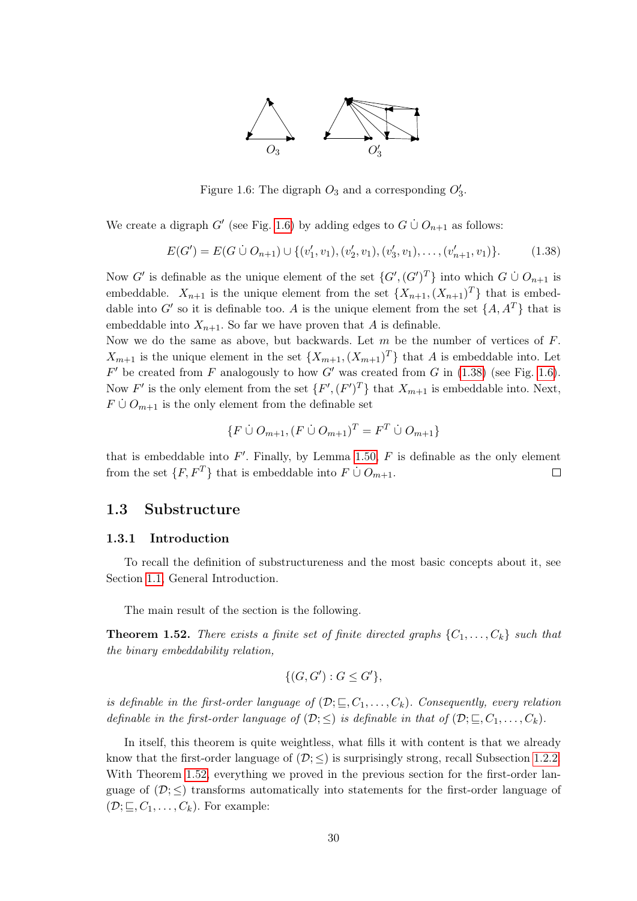Figure 1.6: The digraph $O_3$ and a corresponding $O_3'$.

We create a digraph $G'$ (see Fig. 1.6) by adding edges to $G \,\dot\cup\, O_{n+1}$ as follows:

$$E(G') = E(G \,\dot\cup\, O_{n+1}) \cup \{(v_1', v_1), (v_2', v_1), (v_3', v_1), \ldots, (v_{n+1}', v_1)\}. \tag{1.38}$$

Now $G'$ is definable as the unique element of the set $\{G', (G')^T\}$ into which $G \,\dot\cup\, O_{n+1}$ is embeddable. $X_{n+1}$ is the unique element from the set $\{X_{n+1}, (X_{n+1})^T\}$ that is embeddable into $G'$ so it is definable too. $A$ is the unique element from the set $\{A, A^T\}$ that is embeddable into $X_{n+1}$. So far we have proven that $A$ is definable.

Now we do the same as above, but backwards. Let $m$ be the number of vertices of $F$. $X_{m+1}$ is the unique element in the set $\{X_{m+1}, (X_{m+1})^T\}$ that $A$ is embeddable into. Let $F'$ be created from $F$ analogously to how $G'$ was created from $G$ in (1.38) (see Fig. 1.6). Now $F'$ is the only element from the set $\{F', (F')^T\}$ that $X_{m+1}$ is embeddable into. Next, $F \,\dot\cup\, O_{m+1}$ is the only element from the definable set

$$\{F \,\dot\cup\, O_{m+1}, (F \,\dot\cup\, O_{m+1})^T = F^T \,\dot\cup\, O_{m+1}\}$$

that is embeddable into $F'$. Finally, by Lemma 1.50, $F$ is definable as the only element from the set $\{F, F^T\}$ that is embeddable into $F \,\dot\cup\, O_{m+1}$. □

## 1.3 Substructure

### 1.3.1 Introduction

To recall the definition of substructureness and the most basic concepts about it, see Section 1.1, General Introduction.

The main result of the section is the following.

**Theorem 1.52.** *There exists a finite set of finite directed graphs $\{C_1, \ldots, C_k\}$ such that the binary embeddability relation,*

$$\{(G, G') : G \le G'\},$$

*is definable in the first-order language of $(\mathcal{D}; \sqsubseteq, C_1, \ldots, C_k)$. Consequently, every relation definable in the first-order language of $(\mathcal{D}; \le)$ is definable in that of $(\mathcal{D}; \sqsubseteq, C_1, \ldots, C_k)$.*

In itself, this theorem is quite weightless, what fills it with content is that we already know that the first-order language of $(\mathcal{D}; \le)$ is surprisingly strong, recall Subsection 1.2.2. With Theorem 1.52, everything we proved in the previous section for the first-order language of $(\mathcal{D}; \le)$ transforms automatically into statements for the first-order language of $(\mathcal{D}; \sqsubseteq, C_1, \ldots, C_k)$. For example: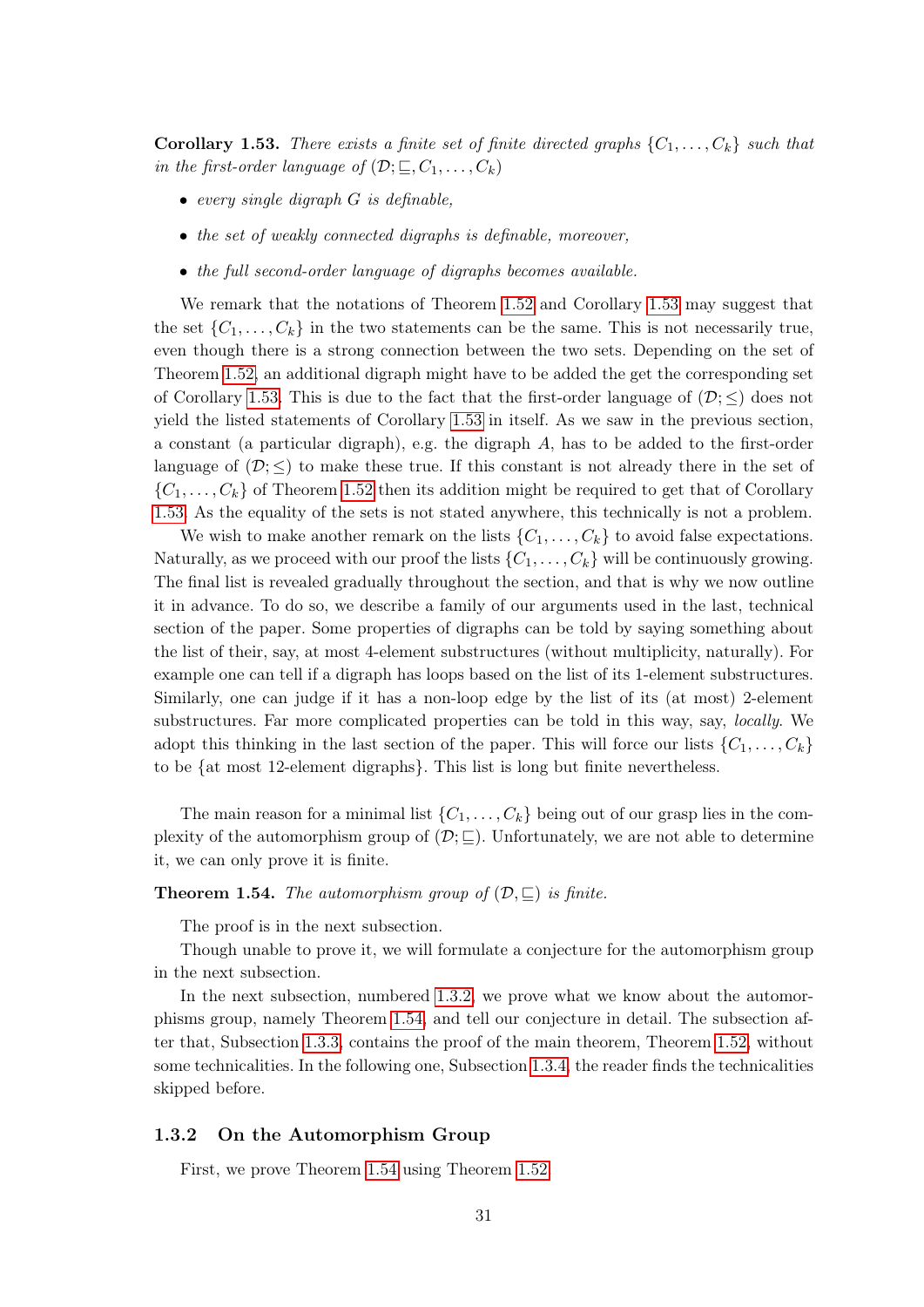**Corollary 1.53.** *There exists a finite set of finite directed graphs $\{C_1, \ldots, C_k\}$ such that in the first-order language of $(\mathcal{D}; \sqsubseteq, C_1, \ldots, C_k)$*

- *every single digraph $G$ is definable,*
- *the set of weakly connected digraphs is definable, moreover,*
- *the full second-order language of digraphs becomes available.*

We remark that the notations of Theorem 1.52 and Corollary 1.53 may suggest that the set $\{C_1, \ldots, C_k\}$ in the two statements can be the same. This is not necessarily true, even though there is a strong connection between the two sets. Depending on the set of Theorem 1.52, an additional digraph might have to be added the get the corresponding set of Corollary 1.53. This is due to the fact that the first-order language of $(\mathcal{D}; \leq)$ does not yield the listed statements of Corollary 1.53 in itself. As we saw in the previous section, a constant (a particular digraph), e.g. the digraph $A$, has to be added to the first-order language of $(\mathcal{D}; \leq)$ to make these true. If this constant is not already there in the set of $\{C_1, \ldots, C_k\}$ of Theorem 1.52 then its addition might be required to get that of Corollary 1.53. As the equality of the sets is not stated anywhere, this technically is not a problem.

We wish to make another remark on the lists $\{C_1, \ldots, C_k\}$ to avoid false expectations. Naturally, as we proceed with our proof the lists $\{C_1, \ldots, C_k\}$ will be continuously growing. The final list is revealed gradually throughout the section, and that is why we now outline it in advance. To do so, we describe a family of our arguments used in the last, technical section of the paper. Some properties of digraphs can be told by saying something about the list of their, say, at most 4-element substructures (without multiplicity, naturally). For example one can tell if a digraph has loops based on the list of its 1-element substructures. Similarly, one can judge if it has a non-loop edge by the list of its (at most) 2-element substructures. Far more complicated properties can be told in this way, say, *locally*. We adopt this thinking in the last section of the paper. This will force our lists $\{C_1, \ldots, C_k\}$ to be {at most 12-element digraphs}. This list is long but finite nevertheless.

The main reason for a minimal list $\{C_1, \ldots, C_k\}$ being out of our grasp lies in the complexity of the automorphism group of $(\mathcal{D}; \sqsubseteq)$. Unfortunately, we are not able to determine it, we can only prove it is finite.

**Theorem 1.54.** *The automorphism group of $(\mathcal{D}, \sqsubseteq)$ is finite.*

The proof is in the next subsection.

Though unable to prove it, we will formulate a conjecture for the automorphism group in the next subsection.

In the next subsection, numbered 1.3.2, we prove what we know about the automorphisms group, namely Theorem 1.54, and tell our conjecture in detail. The subsection after that, Subsection 1.3.3, contains the proof of the main theorem, Theorem 1.52, without some technicalities. In the following one, Subsection 1.3.4, the reader finds the technicalities skipped before.

### 1.3.2 On the Automorphism Group

First, we prove Theorem 1.54 using Theorem 1.52.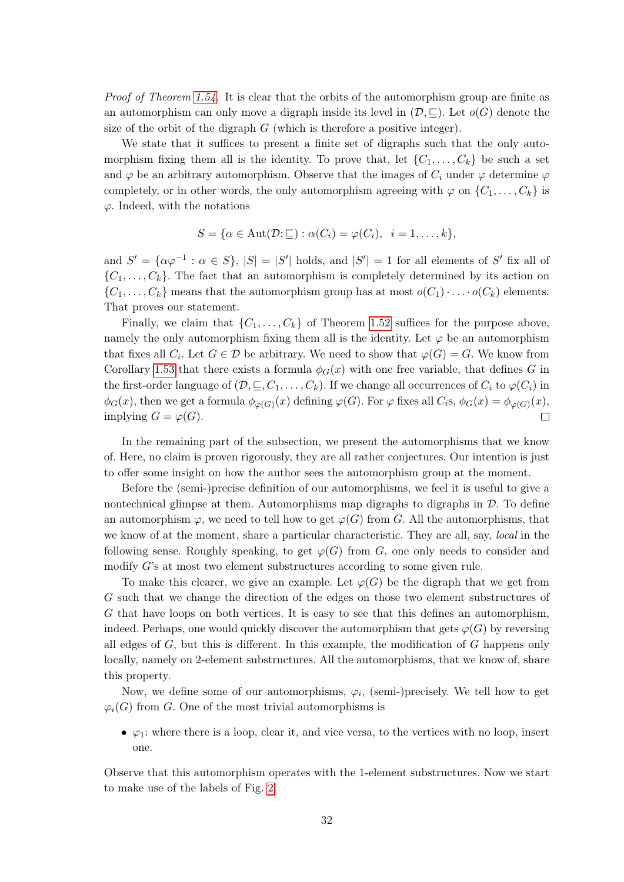*Proof of Theorem 1.54.* It is clear that the orbits of the automorphism group are finite as an automorphism can only move a digraph inside its level in $(\mathcal{D}, \sqsubseteq)$. Let $o(G)$ denote the size of the orbit of the digraph $G$ (which is therefore a positive integer).

We state that it suffices to present a finite set of digraphs such that the only automorphism fixing them all is the identity. To prove that, let $\{C_1, \dots, C_k\}$ be such a set and $\varphi$ be an arbitrary automorphism. Observe that the images of $C_i$ under $\varphi$ determine $\varphi$ completely, or in other words, the only automorphism agreeing with $\varphi$ on $\{C_1, \dots, C_k\}$ is $\varphi$. Indeed, with the notations

$$S = \{\alpha \in \mathrm{Aut}(\mathcal{D}; \sqsubseteq) : \alpha(C_i) = \varphi(C_i), \;\; i = 1, \dots, k\},$$

and $S' = \{\alpha\varphi^{-1} : \alpha \in S\}$, $|S| = |S'|$ holds, and $|S'| = 1$ for all elements of $S'$ fix all of $\{C_1, \dots, C_k\}$. The fact that an automorphism is completely determined by its action on $\{C_1, \dots, C_k\}$ means that the automorphism group has at most $o(C_1) \cdot \ldots \cdot o(C_k)$ elements. That proves our statement.

Finally, we claim that $\{C_1, \dots, C_k\}$ of Theorem 1.52 suffices for the purpose above, namely the only automorphism fixing them all is the identity. Let $\varphi$ be an automorphism that fixes all $C_i$. Let $G \in \mathcal{D}$ be arbitrary. We need to show that $\varphi(G) = G$. We know from Corollary 1.53 that there exists a formula $\phi_G(x)$ with one free variable, that defines $G$ in the first-order language of $(\mathcal{D}, \sqsubseteq, C_1, \dots, C_k)$. If we change all occurrences of $C_i$ to $\varphi(C_i)$ in $\phi_G(x)$, then we get a formula $\phi_{\varphi(G)}(x)$ defining $\varphi(G)$. For $\varphi$ fixes all $C_i$s, $\phi_G(x) = \phi_{\varphi(G)}(x)$, implying $G = \varphi(G)$. $\square$

In the remaining part of the subsection, we present the automorphisms that we know of. Here, no claim is proven rigorously, they are all rather conjectures. Our intention is just to offer some insight on how the author sees the automorphism group at the moment.

Before the (semi-)precise definition of our automorphisms, we feel it is useful to give a nontechnical glimpse at them. Automorphisms map digraphs to digraphs in $\mathcal{D}$. To define an automorphism $\varphi$, we need to tell how to get $\varphi(G)$ from $G$. All the automorphisms, that we know of at the moment, share a particular characteristic. They are all, say, *local* in the following sense. Roughly speaking, to get $\varphi(G)$ from $G$, one only needs to consider and modify $G$'s at most two element substructures according to some given rule.

To make this clearer, we give an example. Let $\varphi(G)$ be the digraph that we get from $G$ such that we change the direction of the edges on those two element substructures of $G$ that have loops on both vertices. It is easy to see that this defines an automorphism, indeed. Perhaps, one would quickly discover the automorphism that gets $\varphi(G)$ by reversing all edges of $G$, but this is different. In this example, the modification of $G$ happens only locally, namely on 2-element substructures. All the automorphisms, that we know of, share this property.

Now, we define some of our automorphisms, $\varphi_i$, (semi-)precisely. We tell how to get $\varphi_i(G)$ from $G$. One of the most trivial automorphisms is

- $\varphi_1$: where there is a loop, clear it, and vice versa, to the vertices with no loop, insert one.

Observe that this automorphism operates with the 1-element substructures. Now we start to make use of the labels of Fig. 2.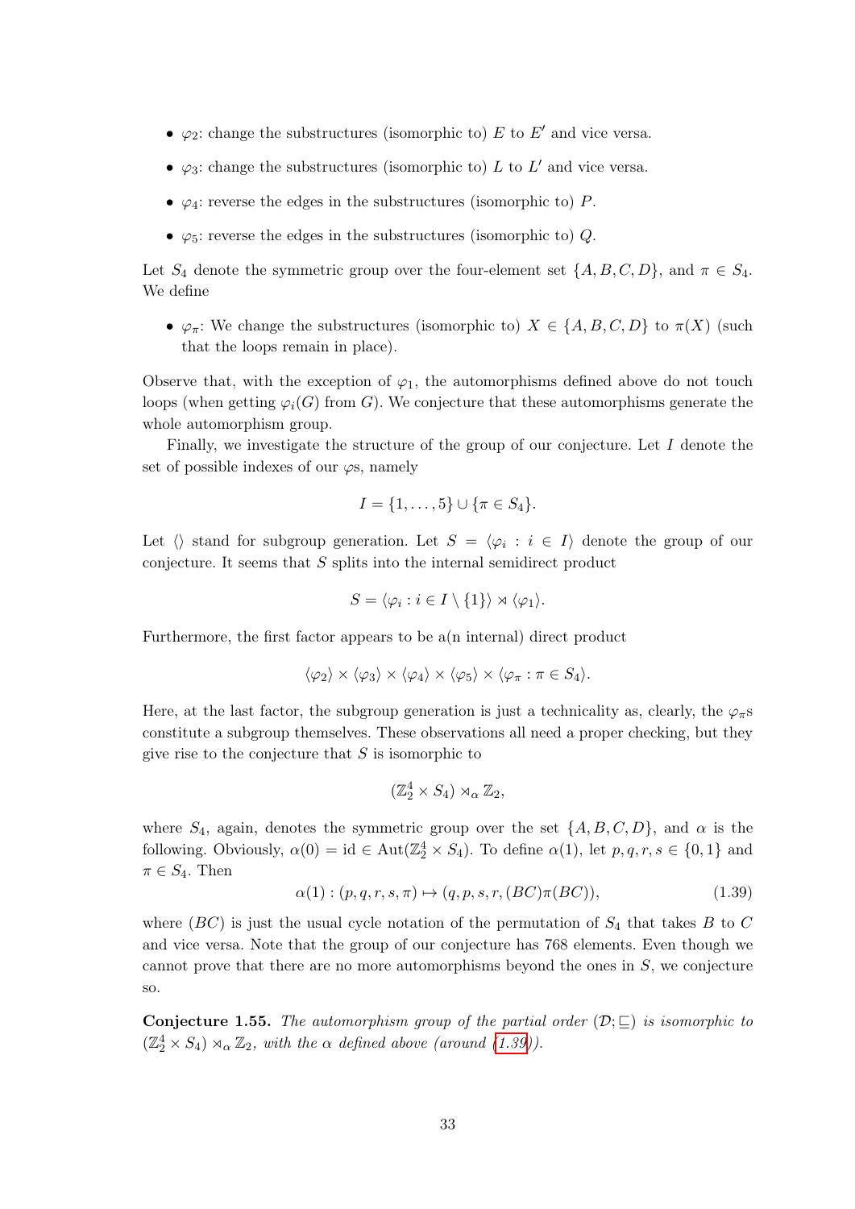- $\varphi_2$: change the substructures (isomorphic to) $E$ to $E'$ and vice versa.
- $\varphi_3$: change the substructures (isomorphic to) $L$ to $L'$ and vice versa.
- $\varphi_4$: reverse the edges in the substructures (isomorphic to) $P$.
- $\varphi_5$: reverse the edges in the substructures (isomorphic to) $Q$.

Let $S_4$ denote the symmetric group over the four-element set $\{A, B, C, D\}$, and $\pi \in S_4$. We define

- $\varphi_\pi$: We change the substructures (isomorphic to) $X \in \{A, B, C, D\}$ to $\pi(X)$ (such that the loops remain in place).

Observe that, with the exception of $\varphi_1$, the automorphisms defined above do not touch loops (when getting $\varphi_i(G)$ from $G$). We conjecture that these automorphisms generate the whole automorphism group.

Finally, we investigate the structure of the group of our conjecture. Let $I$ denote the set of possible indexes of our $\varphi$s, namely

$$I = \{1, \ldots, 5\} \cup \{\pi \in S_4\}.$$

Let $\langle\rangle$ stand for subgroup generation. Let $S = \langle \varphi_i : i \in I \rangle$ denote the group of our conjecture. It seems that $S$ splits into the internal semidirect product

$$S = \langle \varphi_i : i \in I \setminus \{1\} \rangle \rtimes \langle \varphi_1 \rangle.$$

Furthermore, the first factor appears to be a(n internal) direct product

$$\langle \varphi_2 \rangle \times \langle \varphi_3 \rangle \times \langle \varphi_4 \rangle \times \langle \varphi_5 \rangle \times \langle \varphi_\pi : \pi \in S_4 \rangle.$$

Here, at the last factor, the subgroup generation is just a technicality as, clearly, the $\varphi_\pi$s constitute a subgroup themselves. These observations all need a proper checking, but they give rise to the conjecture that $S$ is isomorphic to

$$(\mathbb{Z}_2^4 \times S_4) \rtimes_\alpha \mathbb{Z}_2,$$

where $S_4$, again, denotes the symmetric group over the set $\{A, B, C, D\}$, and $\alpha$ is the following. Obviously, $\alpha(0) = \mathrm{id} \in \mathrm{Aut}(\mathbb{Z}_2^4 \times S_4)$. To define $\alpha(1)$, let $p, q, r, s \in \{0, 1\}$ and $\pi \in S_4$. Then

$$\alpha(1) : (p, q, r, s, \pi) \mapsto (q, p, s, r, (BC)\pi(BC)), \tag{1.39}$$

where $(BC)$ is just the usual cycle notation of the permutation of $S_4$ that takes $B$ to $C$ and vice versa. Note that the group of our conjecture has 768 elements. Even though we cannot prove that there are no more automorphisms beyond the ones in $S$, we conjecture so.

**Conjecture 1.55.** *The automorphism group of the partial order $(\mathcal{D}; \sqsubseteq)$ is isomorphic to $(\mathbb{Z}_2^4 \times S_4) \rtimes_\alpha \mathbb{Z}_2$, with the $\alpha$ defined above (around (1.39)).*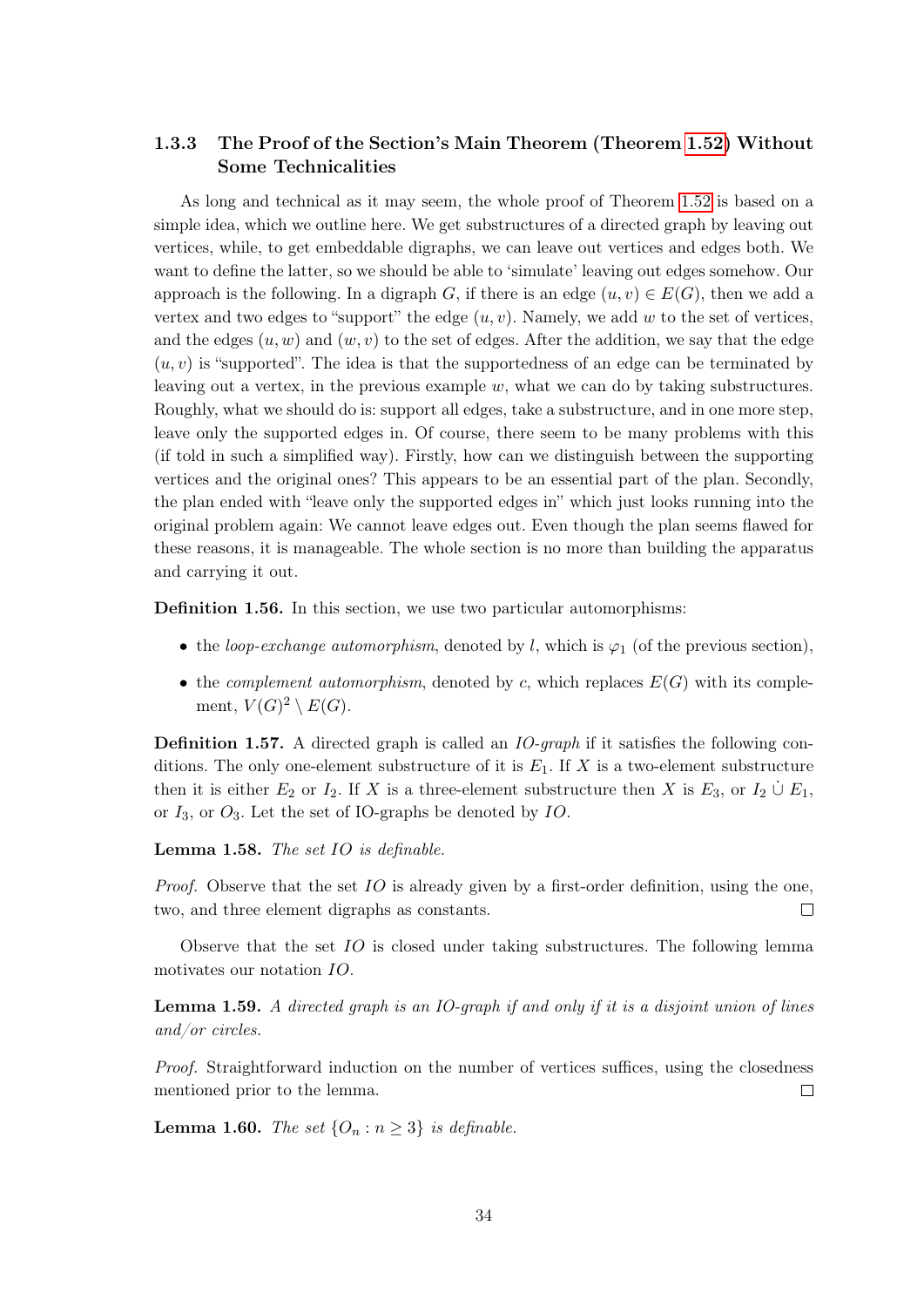### 1.3.3 The Proof of the Section's Main Theorem (Theorem 1.52) Without Some Technicalities

As long and technical as it may seem, the whole proof of Theorem 1.52 is based on a simple idea, which we outline here. We get substructures of a directed graph by leaving out vertices, while, to get embeddable digraphs, we can leave out vertices and edges both. We want to define the latter, so we should be able to 'simulate' leaving out edges somehow. Our approach is the following. In a digraph $G$, if there is an edge $(u, v) \in E(G)$, then we add a vertex and two edges to "support" the edge $(u, v)$. Namely, we add $w$ to the set of vertices, and the edges $(u, w)$ and $(w, v)$ to the set of edges. After the addition, we say that the edge $(u, v)$ is "supported". The idea is that the supportedness of an edge can be terminated by leaving out a vertex, in the previous example $w$, what we can do by taking substructures. Roughly, what we should do is: support all edges, take a substructure, and in one more step, leave only the supported edges in. Of course, there seem to be many problems with this (if told in such a simplified way). Firstly, how can we distinguish between the supporting vertices and the original ones? This appears to be an essential part of the plan. Secondly, the plan ended with "leave only the supported edges in" which just looks running into the original problem again: We cannot leave edges out. Even though the plan seems flawed for these reasons, it is manageable. The whole section is no more than building the apparatus and carrying it out.

**Definition 1.56.** In this section, we use two particular automorphisms:

- the *loop-exchange automorphism*, denoted by $l$, which is $\varphi_1$ (of the previous section),
- the *complement automorphism*, denoted by $c$, which replaces $E(G)$ with its complement, $V(G)^2 \setminus E(G)$.

**Definition 1.57.** A directed graph is called an *IO-graph* if it satisfies the following conditions. The only one-element substructure of it is $E_1$. If $X$ is a two-element substructure then it is either $E_2$ or $I_2$. If $X$ is a three-element substructure then $X$ is $E_3$, or $I_2 \dot\cup E_1$, or $I_3$, or $O_3$. Let the set of IO-graphs be denoted by $IO$.

**Lemma 1.58.** *The set $IO$ is definable.*

*Proof.* Observe that the set $IO$ is already given by a first-order definition, using the one, two, and three element digraphs as constants. $\square$

Observe that the set $IO$ is closed under taking substructures. The following lemma motivates our notation $IO$.

**Lemma 1.59.** *A directed graph is an IO-graph if and only if it is a disjoint union of lines and/or circles.*

*Proof.* Straightforward induction on the number of vertices suffices, using the closedness mentioned prior to the lemma. $\square$

**Lemma 1.60.** *The set $\{O_n : n \geq 3\}$ is definable.*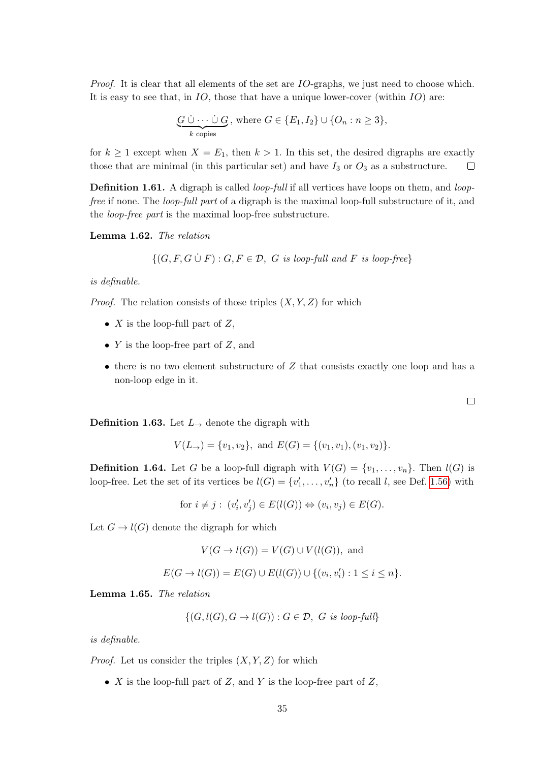*Proof.* It is clear that all elements of the set are $IO$-graphs, we just need to choose which. It is easy to see that, in $IO$, those that have a unique lower-cover (within $IO$) are:

$$\underbrace{G \,\dot\cup \cdots \dot\cup\, G}_{k \text{ copies}}, \text{ where } G \in \{E_1, I_2\} \cup \{O_n : n \geq 3\},$$

for $k \geq 1$ except when $X = E_1$, then $k > 1$. In this set, the desired digraphs are exactly those that are minimal (in this particular set) and have $I_3$ or $O_3$ as a substructure. □

**Definition 1.61.** A digraph is called *loop-full* if all vertices have loops on them, and *loop-free* if none. The *loop-full part* of a digraph is the maximal loop-full substructure of it, and the *loop-free part* is the maximal loop-free substructure.

**Lemma 1.62.** *The relation*

$$\{(G, F, G \,\dot\cup\, F) : G, F \in \mathcal{D},\ G \text{ is loop-full and } F \text{ is loop-free}\}$$

*is definable.*

*Proof.* The relation consists of those triples $(X, Y, Z)$ for which

- $X$ is the loop-full part of $Z$,
- $Y$ is the loop-free part of $Z$, and
- there is no two element substructure of $Z$ that consists exactly one loop and has a non-loop edge in it.

□

**Definition 1.63.** Let $L_\to$ denote the digraph with

$$V(L_\to) = \{v_1, v_2\}, \text{ and } E(G) = \{(v_1, v_1), (v_1, v_2)\}.$$

**Definition 1.64.** Let $G$ be a loop-full digraph with $V(G) = \{v_1, \ldots, v_n\}$. Then $l(G)$ is loop-free. Let the set of its vertices be $l(G) = \{v_1', \ldots, v_n'\}$ (to recall $l$, see Def. 1.56) with

$$\text{for } i \neq j :\ (v_i', v_j') \in E(l(G)) \Leftrightarrow (v_i, v_j) \in E(G).$$

Let $G \to l(G)$ denote the digraph for which

$$V(G \to l(G)) = V(G) \cup V(l(G)), \text{ and}$$

$$E(G \to l(G)) = E(G) \cup E(l(G)) \cup \{(v_i, v_i') : 1 \leq i \leq n\}.$$

**Lemma 1.65.** *The relation*

$$\{(G, l(G), G \to l(G)) : G \in \mathcal{D},\ G \text{ is loop-full}\}$$

*is definable.*

*Proof.* Let us consider the triples $(X, Y, Z)$ for which

- $X$ is the loop-full part of $Z$, and $Y$ is the loop-free part of $Z$,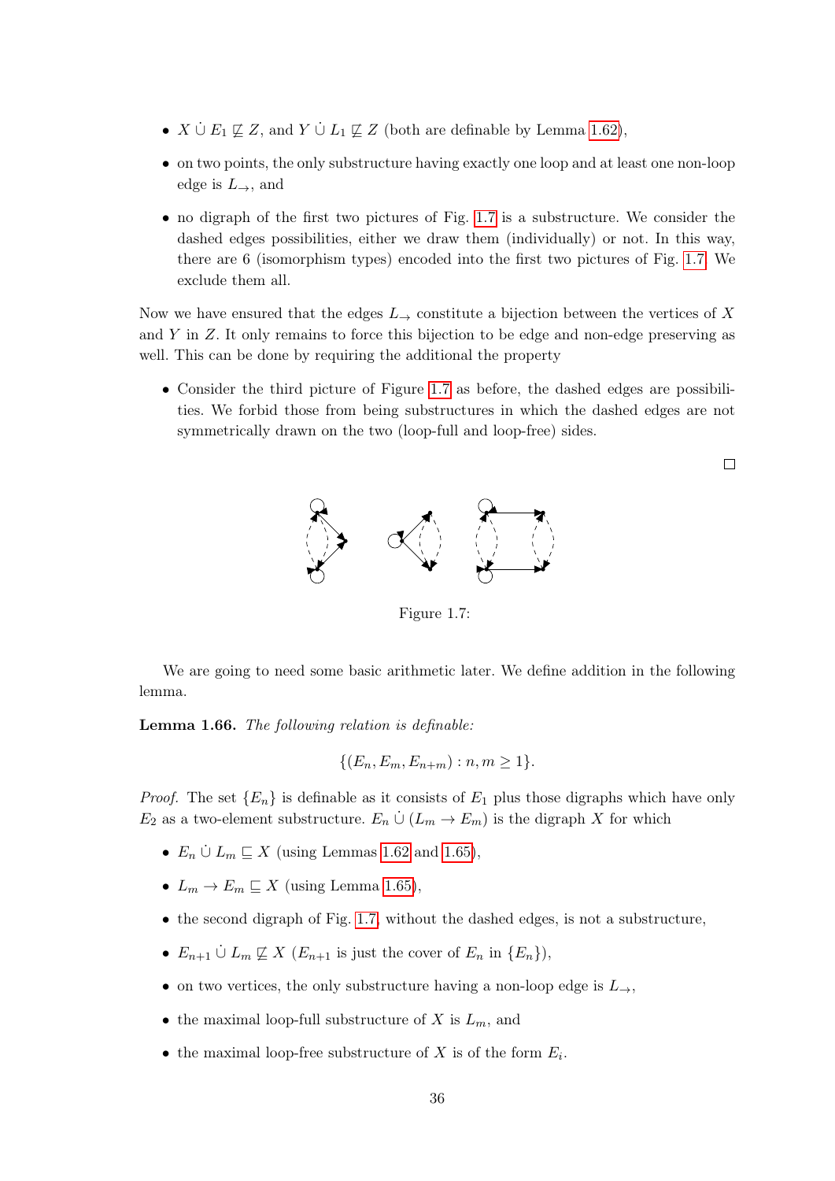- $X \dot\cup E_1 \not\sqsubseteq Z$, and $Y \dot\cup L_1 \not\sqsubseteq Z$ (both are definable by Lemma 1.62),
- on two points, the only substructure having exactly one loop and at least one non-loop edge is $L_\rightarrow$, and
- no digraph of the first two pictures of Fig. 1.7 is a substructure. We consider the dashed edges possibilities, either we draw them (individually) or not. In this way, there are 6 (isomorphism types) encoded into the first two pictures of Fig. 1.7. We exclude them all.

Now we have ensured that the edges $L_\rightarrow$ constitute a bijection between the vertices of $X$ and $Y$ in $Z$. It only remains to force this bijection to be edge and non-edge preserving as well. This can be done by requiring the additional the property

- Consider the third picture of Figure 1.7 as before, the dashed edges are possibilities. We forbid those from being substructures in which the dashed edges are not symmetrically drawn on the two (loop-full and loop-free) sides.

□

Figure 1.7:

We are going to need some basic arithmetic later. We define addition in the following lemma.

**Lemma 1.66.** *The following relation is definable:*

$$\{(E_n, E_m, E_{n+m}) : n, m \geq 1\}.$$

*Proof.* The set $\{E_n\}$ is definable as it consists of $E_1$ plus those digraphs which have only $E_2$ as a two-element substructure. $E_n \dot\cup (L_m \rightarrow E_m)$ is the digraph $X$ for which

- $E_n \dot\cup L_m \sqsubseteq X$ (using Lemmas 1.62 and 1.65),
- $L_m \rightarrow E_m \sqsubseteq X$ (using Lemma 1.65),
- the second digraph of Fig. 1.7, without the dashed edges, is not a substructure,
- $E_{n+1} \dot\cup L_m \not\sqsubseteq X$ ($E_{n+1}$ is just the cover of $E_n$ in $\{E_n\}$),
- on two vertices, the only substructure having a non-loop edge is $L_\rightarrow$,
- the maximal loop-full substructure of $X$ is $L_m$, and
- the maximal loop-free substructure of $X$ is of the form $E_i$.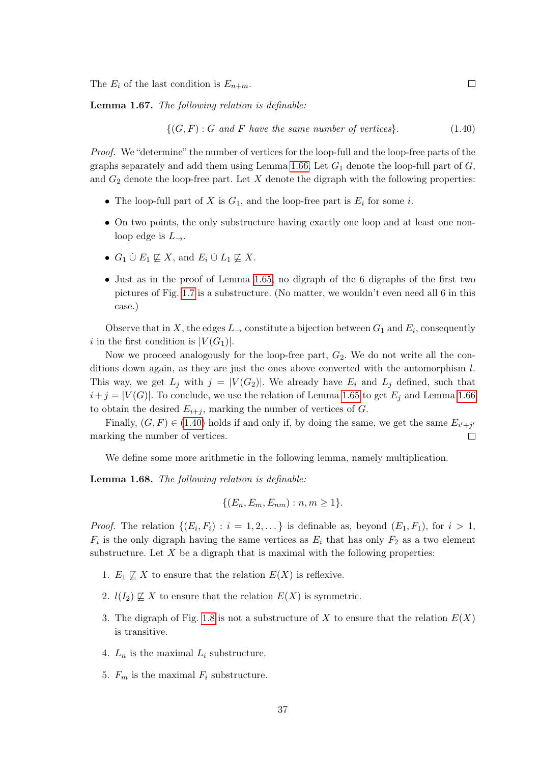The $E_i$ of the last condition is $E_{n+m}$. $\square$

**Lemma 1.67.** *The following relation is definable:*

$$\{(G, F) : G \text{ and } F \text{ have the same number of vertices}\}. \tag{1.40}$$

*Proof.* We "determine" the number of vertices for the loop-full and the loop-free parts of the graphs separately and add them using Lemma 1.66. Let $G_1$ denote the loop-full part of $G$, and $G_2$ denote the loop-free part. Let $X$ denote the digraph with the following properties:

- The loop-full part of $X$ is $G_1$, and the loop-free part is $E_i$ for some $i$.
- On two points, the only substructure having exactly one loop and at least one non-loop edge is $L_{\rightarrow}$.
- $G_1 \dot\cup E_1 \not\sqsubseteq X$, and $E_i \dot\cup L_1 \not\sqsubseteq X$.
- Just as in the proof of Lemma 1.65, no digraph of the 6 digraphs of the first two pictures of Fig. 1.7 is a substructure. (No matter, we wouldn't even need all 6 in this case.)

Observe that in $X$, the edges $L_{\rightarrow}$ constitute a bijection between $G_1$ and $E_i$, consequently $i$ in the first condition is $|V(G_1)|$.

Now we proceed analogously for the loop-free part, $G_2$. We do not write all the conditions down again, as they are just the ones above converted with the automorphism $l$. This way, we get $L_j$ with $j = |V(G_2)|$. We already have $E_i$ and $L_j$ defined, such that $i + j = |V(G)|$. To conclude, we use the relation of Lemma 1.65 to get $E_j$ and Lemma 1.66 to obtain the desired $E_{i+j}$, marking the number of vertices of $G$.

Finally, $(G, F) \in$ (1.40) holds if and only if, by doing the same, we get the same $E_{i'+j'}$ marking the number of vertices. $\square$

We define some more arithmetic in the following lemma, namely multiplication.

**Lemma 1.68.** *The following relation is definable:*

$$\{(E_n, E_m, E_{nm}) : n, m \geq 1\}.$$

*Proof.* The relation $\{(E_i, F_i) : i = 1, 2, \dots\}$ is definable as, beyond $(E_1, F_1)$, for $i > 1$, $F_i$ is the only digraph having the same vertices as $E_i$ that has only $F_2$ as a two element substructure. Let $X$ be a digraph that is maximal with the following properties:

1. $E_1 \not\sqsubseteq X$ to ensure that the relation $E(X)$ is reflexive.
2. $l(I_2) \not\sqsubseteq X$ to ensure that the relation $E(X)$ is symmetric.
3. The digraph of Fig. 1.8 is not a substructure of $X$ to ensure that the relation $E(X)$ is transitive.
4. $L_n$ is the maximal $L_i$ substructure.
5. $F_m$ is the maximal $F_i$ substructure.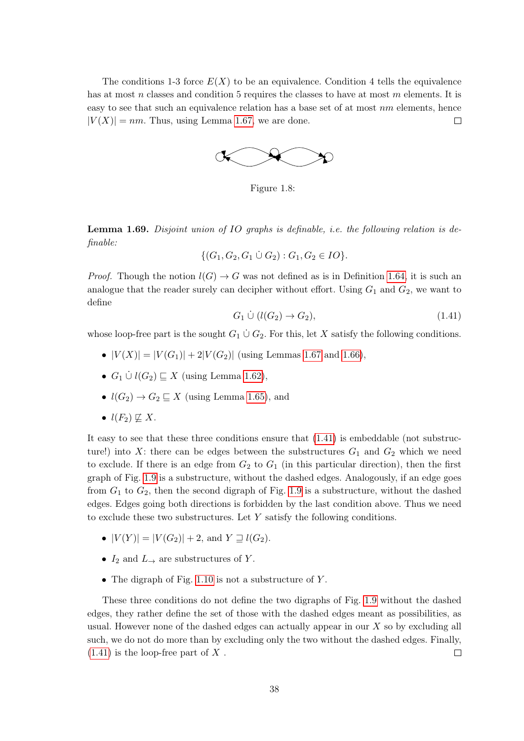The conditions 1-3 force $E(X)$ to be an equivalence. Condition 4 tells the equivalence has at most $n$ classes and condition 5 requires the classes to have at most $m$ elements. It is easy to see that such an equivalence relation has a base set of at most $nm$ elements, hence $|V(X)| = nm$. Thus, using Lemma 1.67, we are done. □

Figure 1.8:

**Lemma 1.69.** *Disjoint union of IO graphs is definable, i.e. the following relation is definable:*

$$\{(G_1, G_2, G_1 \dot\cup G_2) : G_1, G_2 \in IO\}.$$

*Proof.* Though the notion $l(G) \to G$ was not defined as is in Definition 1.64, it is such an analogue that the reader surely can decipher without effort. Using $G_1$ and $G_2$, we want to define

$$G_1 \dot\cup (l(G_2) \to G_2), \tag{1.41}$$

whose loop-free part is the sought $G_1 \dot\cup G_2$. For this, let $X$ satisfy the following conditions.

- $|V(X)| = |V(G_1)| + 2|V(G_2)|$ (using Lemmas 1.67 and 1.66),
- $G_1 \dot\cup l(G_2) \sqsubseteq X$ (using Lemma 1.62),
- $l(G_2) \to G_2 \sqsubseteq X$ (using Lemma 1.65), and
- $l(F_2) \not\sqsubseteq X$.

It easy to see that these three conditions ensure that (1.41) is embeddable (not substructure!) into $X$: there can be edges between the substructures $G_1$ and $G_2$ which we need to exclude. If there is an edge from $G_2$ to $G_1$ (in this particular direction), then the first graph of Fig. 1.9 is a substructure, without the dashed edges. Analogously, if an edge goes from $G_1$ to $G_2$, then the second digraph of Fig. 1.9 is a substructure, without the dashed edges. Edges going both directions is forbidden by the last condition above. Thus we need to exclude these two substructures. Let $Y$ satisfy the following conditions.

- $|V(Y)| = |V(G_2)| + 2$, and $Y \sqsupseteq l(G_2)$.
- $I_2$ and $L_\to$ are substructures of $Y$.
- The digraph of Fig. 1.10 is not a substructure of $Y$.

These three conditions do not define the two digraphs of Fig. 1.9 without the dashed edges, they rather define the set of those with the dashed edges meant as possibilities, as usual. However none of the dashed edges can actually appear in our $X$ so by excluding all such, we do not do more than by excluding only the two without the dashed edges. Finally, (1.41) is the loop-free part of $X$. □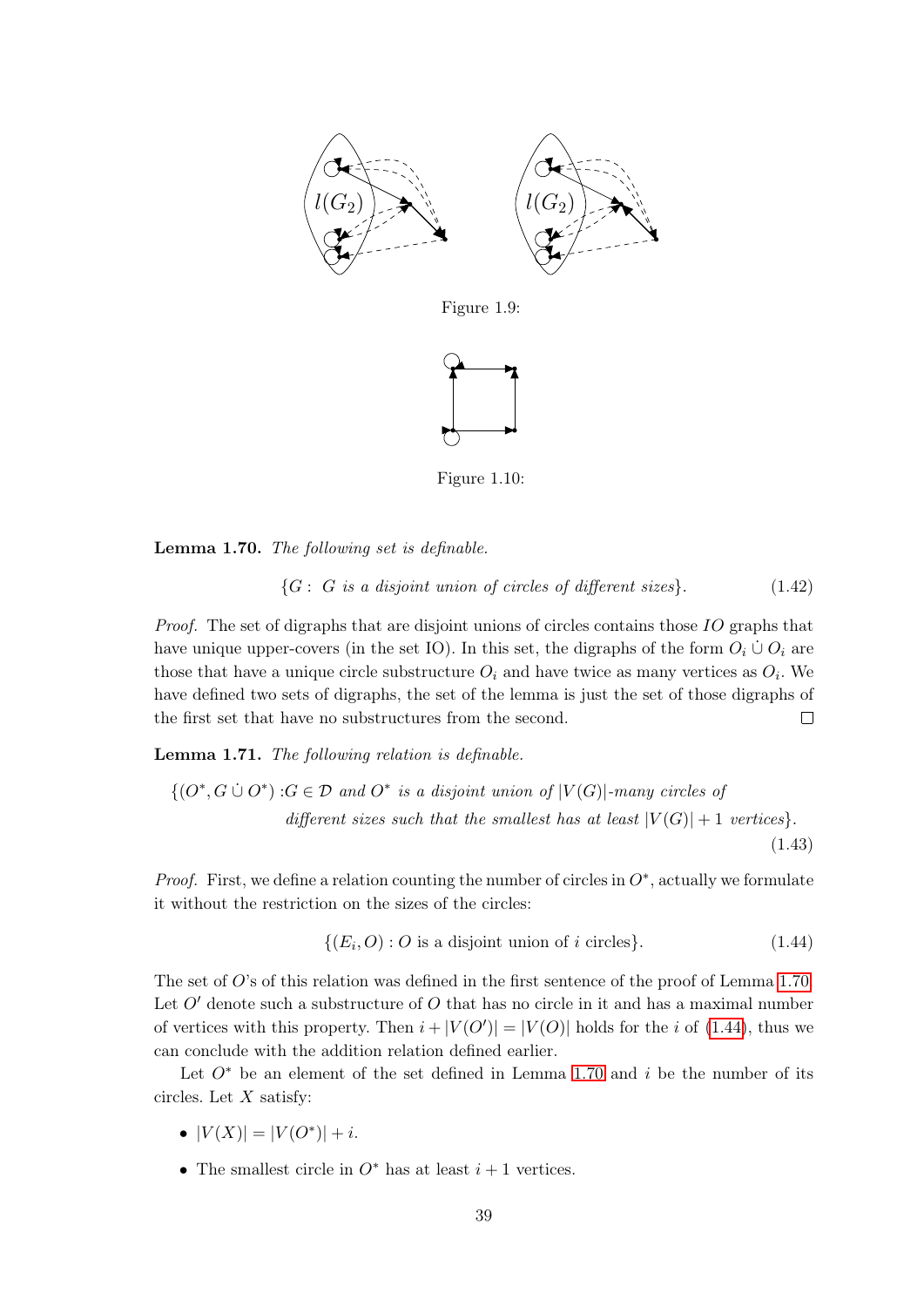Figure 1.9:

Figure 1.10:

**Lemma 1.70.** *The following set is definable.*

$$\{G:\ G \text{ is a disjoint union of circles of different sizes}\}. \tag{1.42}$$

*Proof.* The set of digraphs that are disjoint unions of circles contains those $IO$ graphs that have unique upper-covers (in the set IO). In this set, the digraphs of the form $O_i \dot\cup O_i$ are those that have a unique circle substructure $O_i$ and have twice as many vertices as $O_i$. We have defined two sets of digraphs, the set of the lemma is just the set of those digraphs of the first set that have no substructures from the second. □

**Lemma 1.71.** *The following relation is definable.*

$$\{(O^*, G \dot\cup O^*) : G \in \mathcal{D} \text{ and } O^* \text{ is a disjoint union of } |V(G)|\text{-many circles of different sizes such that the smallest has at least } |V(G)|+1 \text{ vertices}\}. \tag{1.43}$$

*Proof.* First, we define a relation counting the number of circles in $O^*$, actually we formulate it without the restriction on the sizes of the circles:

$$\{(E_i, O) : O \text{ is a disjoint union of } i \text{ circles}\}. \tag{1.44}$$

The set of $O$'s of this relation was defined in the first sentence of the proof of Lemma 1.70. Let $O'$ denote such a substructure of $O$ that has no circle in it and has a maximal number of vertices with this property. Then $i + |V(O')| = |V(O)|$ holds for the $i$ of (1.44), thus we can conclude with the addition relation defined earlier.

Let $O^*$ be an element of the set defined in Lemma 1.70 and $i$ be the number of its circles. Let $X$ satisfy:

- $|V(X)| = |V(O^*)| + i$.
- The smallest circle in $O^*$ has at least $i + 1$ vertices.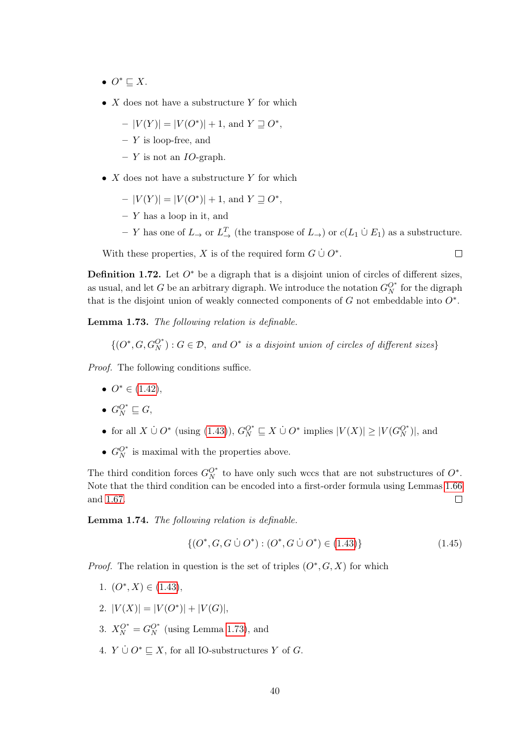- $O^* \sqsubseteq X$.
- $X$ does not have a substructure $Y$ for which
  - $|V(Y)| = |V(O^*)| + 1$, and $Y \sqsupseteq O^*$,
  - $Y$ is loop-free, and
  - $Y$ is not an $IO$-graph.
- $X$ does not have a substructure $Y$ for which
  - $|V(Y)| = |V(O^*)| + 1$, and $Y \sqsupseteq O^*$,
  - $Y$ has a loop in it, and
  - $Y$ has one of $L_\rightarrow$ or $L_\rightarrow^T$ (the transpose of $L_\rightarrow$) or $c(L_1 \dot\cup E_1)$ as a substructure.

With these properties, $X$ is of the required form $G \dot\cup O^*$. □

**Definition 1.72.** Let $O^*$ be a digraph that is a disjoint union of circles of different sizes, as usual, and let $G$ be an arbitrary digraph. We introduce the notation $G_N^{O^*}$ for the digraph that is the disjoint union of weakly connected components of $G$ not embeddable into $O^*$.

**Lemma 1.73.** *The following relation is definable.*

$$\{(O^*, G, G_N^{O^*}) : G \in \mathcal{D},\ \text{and } O^* \text{ is a disjoint union of circles of different sizes}\}$$

*Proof.* The following conditions suffice.

- $O^* \in$ (1.42),
- $G_N^{O^*} \sqsubseteq G$,
- for all $X \dot\cup O^*$ (using (1.43)), $G_N^{O^*} \sqsubseteq X \dot\cup O^*$ implies $|V(X)| \geq |V(G_N^{O^*})|$, and
- $G_N^{O^*}$ is maximal with the properties above.

The third condition forces $G_N^{O^*}$ to have only such wccs that are not substructures of $O^*$. Note that the third condition can be encoded into a first-order formula using Lemmas 1.66 and 1.67. □

**Lemma 1.74.** *The following relation is definable.*

$$\{(O^*, G, G \dot\cup O^*) : (O^*, G \dot\cup O^*) \in (1.43)\} \tag{1.45}$$

*Proof.* The relation in question is the set of triples $(O^*, G, X)$ for which

1. $(O^*, X) \in$ (1.43),
2. $|V(X)| = |V(O^*)| + |V(G)|$,
3. $X_N^{O^*} = G_N^{O^*}$ (using Lemma 1.73), and
4. $Y \dot\cup O^* \sqsubseteq X$, for all IO-substructures $Y$ of $G$.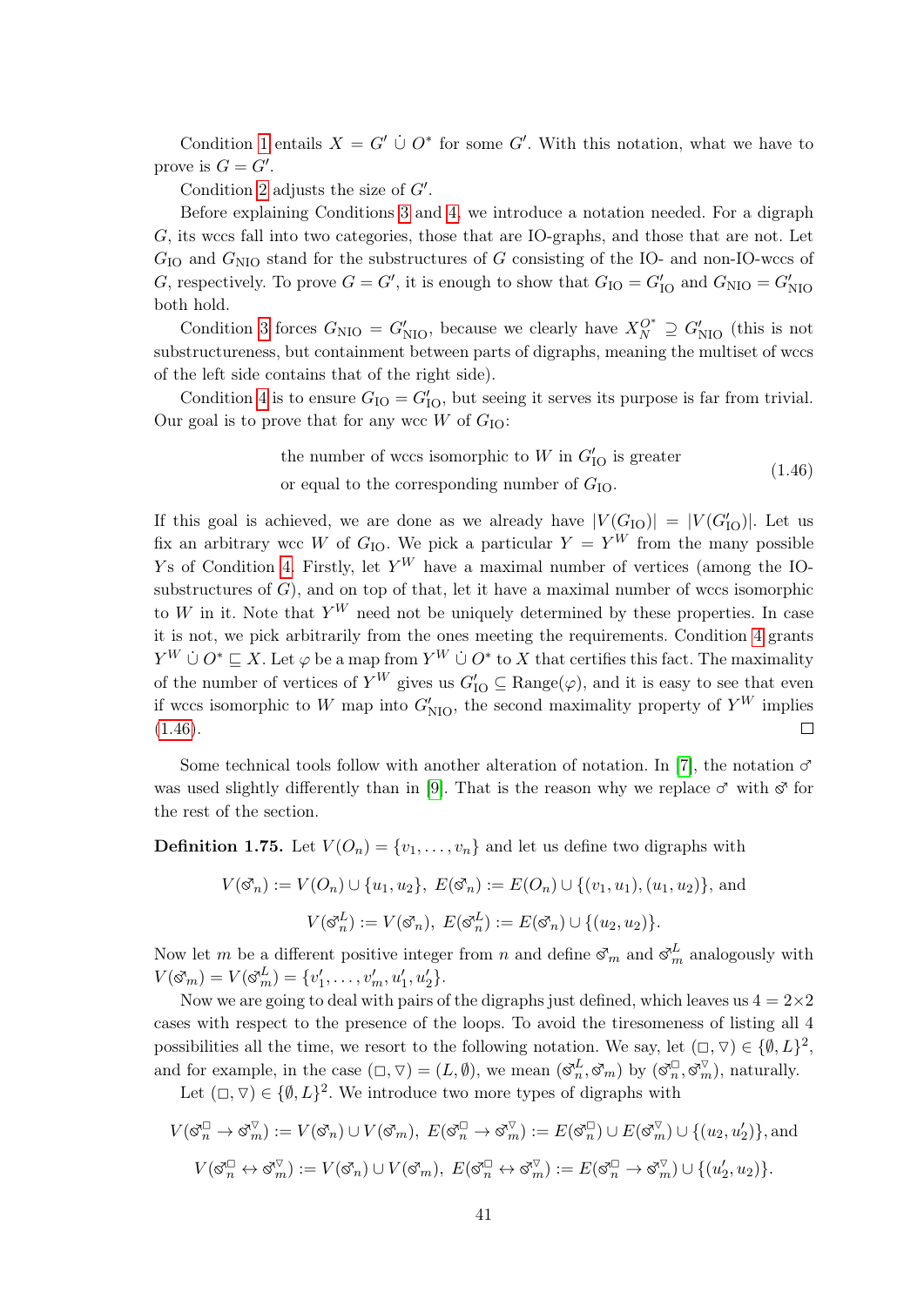Condition 1 entails $X = G' \,\dot\cup\, O^*$ for some $G'$. With this notation, what we have to prove is $G = G'$.

Condition 2 adjusts the size of $G'$.

Before explaining Conditions 3 and 4, we introduce a notation needed. For a digraph $G$, its wccs fall into two categories, those that are IO-graphs, and those that are not. Let $G_{\text{IO}}$ and $G_{\text{NIO}}$ stand for the substructures of $G$ consisting of the IO- and non-IO-wccs of $G$, respectively. To prove $G = G'$, it is enough to show that $G_{\text{IO}} = G'_{\text{IO}}$ and $G_{\text{NIO}} = G'_{\text{NIO}}$ both hold.

Condition 3 forces $G_{\text{NIO}} = G'_{\text{NIO}}$, because we clearly have $X_N^{O^*} \supseteq G'_{\text{NIO}}$ (this is not substructureness, but containment between parts of digraphs, meaning the multiset of wccs of the left side contains that of the right side).

Condition 4 is to ensure $G_{\text{IO}} = G'_{\text{IO}}$, but seeing it serves its purpose is far from trivial. Our goal is to prove that for any wcc $W$ of $G_{\text{IO}}$:

$$\begin{array}{l}\text{the number of wccs isomorphic to } W \text{ in } G'_{\text{IO}} \text{ is greater} \\ \text{or equal to the corresponding number of } G_{\text{IO}}.\end{array} \tag{1.46}$$

If this goal is achieved, we are done as we already have $|V(G_{\text{IO}})| = |V(G'_{\text{IO}})|$. Let us fix an arbitrary wcc $W$ of $G_{\text{IO}}$. We pick a particular $Y = Y^W$ from the many possible $Y$s of Condition 4. Firstly, let $Y^W$ have a maximal number of vertices (among the IO-substructures of $G$), and on top of that, let it have a maximal number of wccs isomorphic to $W$ in it. Note that $Y^W$ need not be uniquely determined by these properties. In case it is not, we pick arbitrarily from the ones meeting the requirements. Condition 4 grants $Y^W \,\dot\cup\, O^* \sqsubseteq X$. Let $\varphi$ be a map from $Y^W \,\dot\cup\, O^*$ to $X$ that certifies this fact. The maximality of the number of vertices of $Y^W$ gives us $G'_{\text{IO}} \subseteq \text{Range}(\varphi)$, and it is easy to see that even if wccs isomorphic to $W$ map into $G'_{\text{NIO}}$, the second maximality property of $Y^W$ implies (1.46). $\square$

Some technical tools follow with another alteration of notation. In [7], the notation ♂ was used slightly differently than in [9]. That is the reason why we replace ♂ with ⚣ for the rest of the section.

**Definition 1.75.** Let $V(O_n) = \{v_1, \ldots, v_n\}$ and let us define two digraphs with

$$V(⚣_n) := V(O_n) \cup \{u_1, u_2\},\ E(⚣_n) := E(O_n) \cup \{(v_1, u_1), (u_1, u_2)\}, \text{ and}$$

$$V(⚣_n^L) := V(⚣_n),\ E(⚣_n^L) := E(⚣_n) \cup \{(u_2, u_2)\}.$$

Now let $m$ be a different positive integer from $n$ and define $⚣_m$ and $⚣_m^L$ analogously with $V(⚣_m) = V(⚣_m^L) = \{v'_1, \ldots, v'_m, u'_1, u'_2\}$.

Now we are going to deal with pairs of the digraphs just defined, which leaves us $4 = 2 \times 2$ cases with respect to the presence of the loops. To avoid the tiresomeness of listing all 4 possibilities all the time, we resort to the following notation. We say, let $(\square, \triangledown) \in \{\emptyset, L\}^2$, and for example, in the case $(\square, \triangledown) = (L, \emptyset)$, we mean $(⚣_n^L, ⚣_m)$ by $(⚣_n^\square, ⚣_m^\triangledown)$, naturally.

Let $(\square, \triangledown) \in \{\emptyset, L\}^2$. We introduce two more types of digraphs with

$$V(⚣_n^\square \to ⚣_m^\triangledown) := V(⚣_n) \cup V(⚣_m),\ E(⚣_n^\square \to ⚣_m^\triangledown) := E(⚣_n^\square) \cup E(⚣_m^\triangledown) \cup \{(u_2, u'_2)\}, \text{and}$$

$$V(⚣_n^\square \leftrightarrow ⚣_m^\triangledown) := V(⚣_n) \cup V(⚣_m),\ E(⚣_n^\square \leftrightarrow ⚣_m^\triangledown) := E(⚣_n^\square \to ⚣_m^\triangledown) \cup \{(u'_2, u_2)\}.$$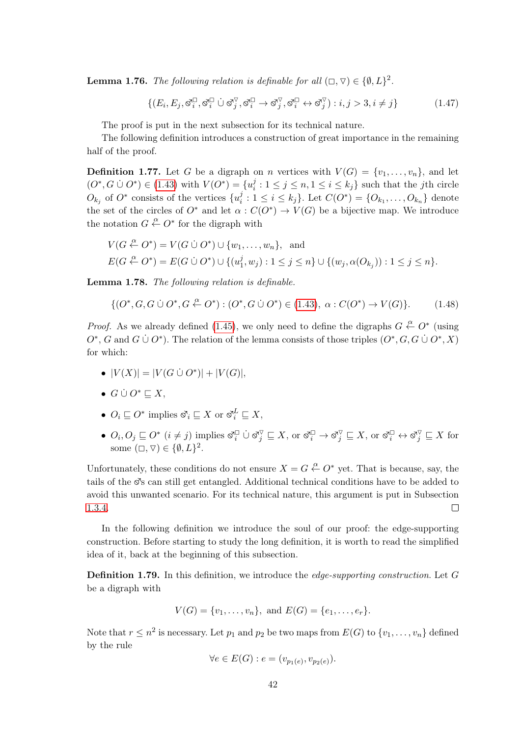**Lemma 1.76.** *The following relation is definable for all $(\square, \triangledown) \in \{\emptyset, L\}^2$.*

$$\{(E_i, E_j, \male_i^{\square}, \male_i^{\square} \dot\cup \male_j^{\triangledown}, \male_i^{\square} \to \male_j^{\triangledown}, \male_i^{\square} \leftrightarrow \male_j^{\triangledown}) : i, j > 3, i \neq j\} \tag{1.47}$$

The proof is put in the next subsection for its technical nature.

The following definition introduces a construction of great importance in the remaining half of the proof.

**Definition 1.77.** Let $G$ be a digraph on $n$ vertices with $V(G) = \{v_1, \ldots, v_n\}$, and let $(O^*, G \dot\cup O^*) \in$ (1.43) with $V(O^*) = \{u_i^j : 1 \le j \le n, 1 \le i \le k_j\}$ such that the $j$th circle $O_{k_j}$ of $O^*$ consists of the vertices $\{u_i^j : 1 \le i \le k_j\}$. Let $C(O^*) = \{O_{k_1}, \ldots, O_{k_n}\}$ denote the set of the circles of $O^*$ and let $\alpha : C(O^*) \to V(G)$ be a bijective map. We introduce the notation $G \overset{\alpha}{\leftarrow} O^*$ for the digraph with

$$V(G \overset{\alpha}{\leftarrow} O^*) = V(G \dot\cup O^*) \cup \{w_1, \ldots, w_n\}, \text{ and}$$
$$E(G \overset{\alpha}{\leftarrow} O^*) = E(G \dot\cup O^*) \cup \{(u_1^j, w_j) : 1 \le j \le n\} \cup \{(w_j, \alpha(O_{k_j})) : 1 \le j \le n\}.$$

**Lemma 1.78.** *The following relation is definable.*

$$\{(O^*, G, G \dot\cup O^*, G \overset{\alpha}{\leftarrow} O^*) : (O^*, G \dot\cup O^*) \in (1.43),\ \alpha : C(O^*) \to V(G)\}. \tag{1.48}$$

*Proof.* As we already defined (1.45), we only need to define the digraphs $G \overset{\alpha}{\leftarrow} O^*$ (using $O^*$, $G$ and $G \dot\cup O^*$). The relation of the lemma consists of those triples $(O^*, G, G \dot\cup O^*, X)$ for which:

- $|V(X)| = |V(G \dot\cup O^*)| + |V(G)|$,
- $G \dot\cup O^* \sqsubseteq X$,
- $O_i \sqsubseteq O^*$ implies $\male_i \sqsubseteq X$ or $\male_i^L \sqsubseteq X$,
- $O_i, O_j \sqsubseteq O^*$ $(i \neq j)$ implies $\male_i^{\square} \dot\cup \male_j^{\triangledown} \sqsubseteq X$, or $\male_i^{\square} \to \male_j^{\triangledown} \sqsubseteq X$, or $\male_i^{\square} \leftrightarrow \male_j^{\triangledown} \sqsubseteq X$ for some $(\square, \triangledown) \in \{\emptyset, L\}^2$.

Unfortunately, these conditions do not ensure $X = G \overset{\alpha}{\leftarrow} O^*$ yet. That is because, say, the tails of the $\male$s can still get entangled. Additional technical conditions have to be added to avoid this unwanted scenario. For its technical nature, this argument is put in Subsection 1.3.4. $\square$

In the following definition we introduce the soul of our proof: the edge-supporting construction. Before starting to study the long definition, it is worth to read the simplified idea of it, back at the beginning of this subsection.

**Definition 1.79.** In this definition, we introduce the *edge-supporting construction*. Let $G$ be a digraph with

$$V(G) = \{v_1, \ldots, v_n\}, \text{ and } E(G) = \{e_1, \ldots, e_r\}.$$

Note that $r \le n^2$ is necessary. Let $p_1$ and $p_2$ be two maps from $E(G)$ to $\{v_1, \ldots, v_n\}$ defined by the rule

$$\forall e \in E(G) : e = (v_{p_1(e)}, v_{p_2(e)}).$$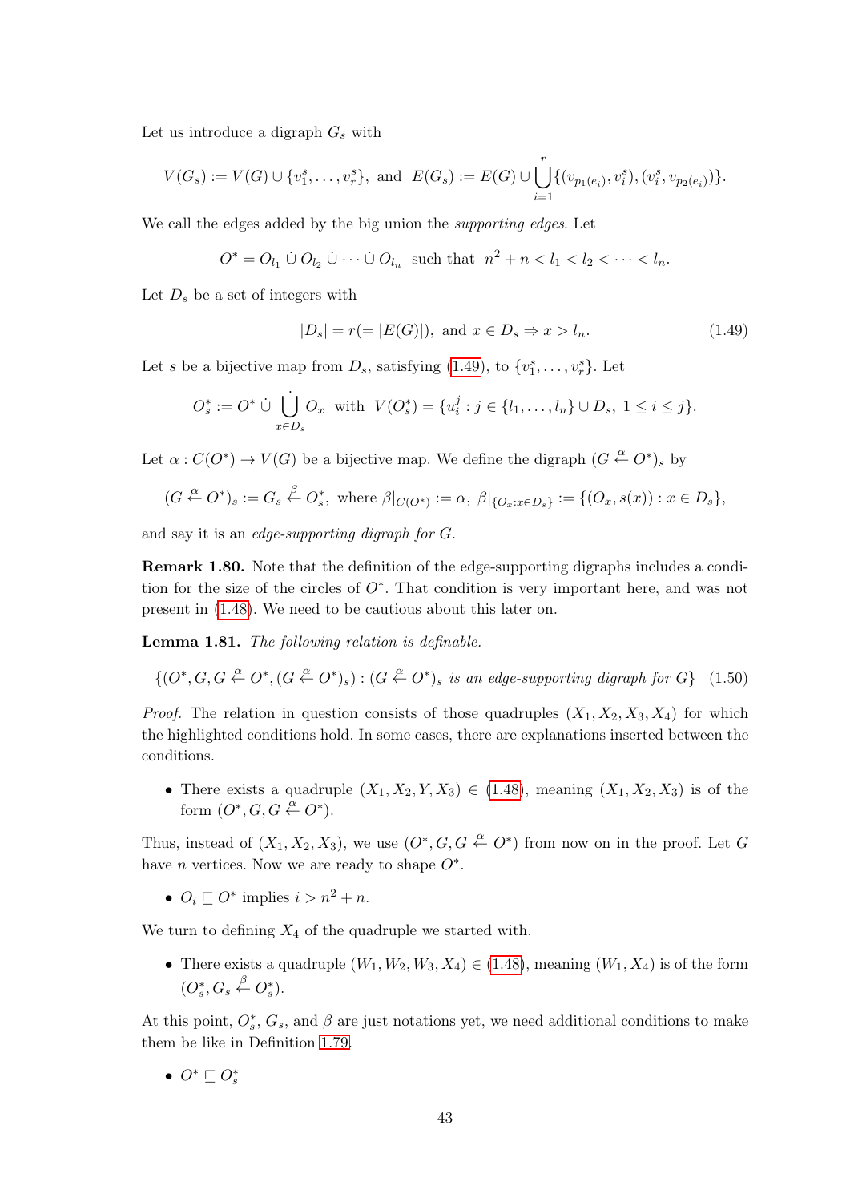Let us introduce a digraph $G_s$ with

$$V(G_s) := V(G) \cup \{v_1^s, \dots, v_r^s\}, \text{ and } E(G_s) := E(G) \cup \bigcup_{i=1}^{r} \{(v_{p_1(e_i)}, v_i^s), (v_i^s, v_{p_2(e_i)})\}.$$

We call the edges added by the big union the *supporting edges*. Let

$$O^* = O_{l_1} \,\dot\cup\, O_{l_2} \,\dot\cup \cdots \dot\cup\, O_{l_n} \text{ such that } n^2 + n < l_1 < l_2 < \cdots < l_n.$$

Let $D_s$ be a set of integers with

$$|D_s| = r(= |E(G)|), \text{ and } x \in D_s \Rightarrow x > l_n. \tag{1.49}$$

Let $s$ be a bijective map from $D_s$, satisfying (1.49), to $\{v_1^s, \dots, v_r^s\}$. Let

$$O_s^* := O^* \,\dot\cup \dot{\bigcup_{x \in D_s}} O_x \text{ with } V(O_s^*) = \{u_i^j : j \in \{l_1, \dots, l_n\} \cup D_s, \ 1 \le i \le j\}.$$

Let $\alpha : C(O^*) \to V(G)$ be a bijective map. We define the digraph $(G \overset{\alpha}{\leftarrow} O^*)_s$ by

$$(G \overset{\alpha}{\leftarrow} O^*)_s := G_s \overset{\beta}{\leftarrow} O_s^*, \text{ where } \beta|_{C(O^*)} := \alpha, \ \beta|_{\{O_x : x \in D_s\}} := \{(O_x, s(x)) : x \in D_s\},$$

and say it is an *edge-supporting digraph for $G$*.

**Remark 1.80.** Note that the definition of the edge-supporting digraphs includes a condition for the size of the circles of $O^*$. That condition is very important here, and was not present in (1.48). We need to be cautious about this later on.

**Lemma 1.81.** *The following relation is definable.*

$$\{(O^*, G, G \overset{\alpha}{\leftarrow} O^*, (G \overset{\alpha}{\leftarrow} O^*)_s) : (G \overset{\alpha}{\leftarrow} O^*)_s \text{ is an edge-supporting digraph for } G\} \tag{1.50}$$

*Proof.* The relation in question consists of those quadruples $(X_1, X_2, X_3, X_4)$ for which the highlighted conditions hold. In some cases, there are explanations inserted between the conditions.

- There exists a quadruple $(X_1, X_2, Y, X_3) \in$ (1.48), meaning $(X_1, X_2, X_3)$ is of the form $(O^*, G, G \overset{\alpha}{\leftarrow} O^*)$.

Thus, instead of $(X_1, X_2, X_3)$, we use $(O^*, G, G \overset{\alpha}{\leftarrow} O^*)$ from now on in the proof. Let $G$ have $n$ vertices. Now we are ready to shape $O^*$.

- $O_i \sqsubseteq O^*$ implies $i > n^2 + n$.

We turn to defining $X_4$ of the quadruple we started with.

- There exists a quadruple $(W_1, W_2, W_3, X_4) \in$ (1.48), meaning $(W_1, X_4)$ is of the form $(O_s^*, G_s \overset{\beta}{\leftarrow} O_s^*)$.

At this point, $O_s^*$, $G_s$, and $\beta$ are just notations yet, we need additional conditions to make them be like in Definition 1.79.

- $O^* \sqsubseteq O_s^*$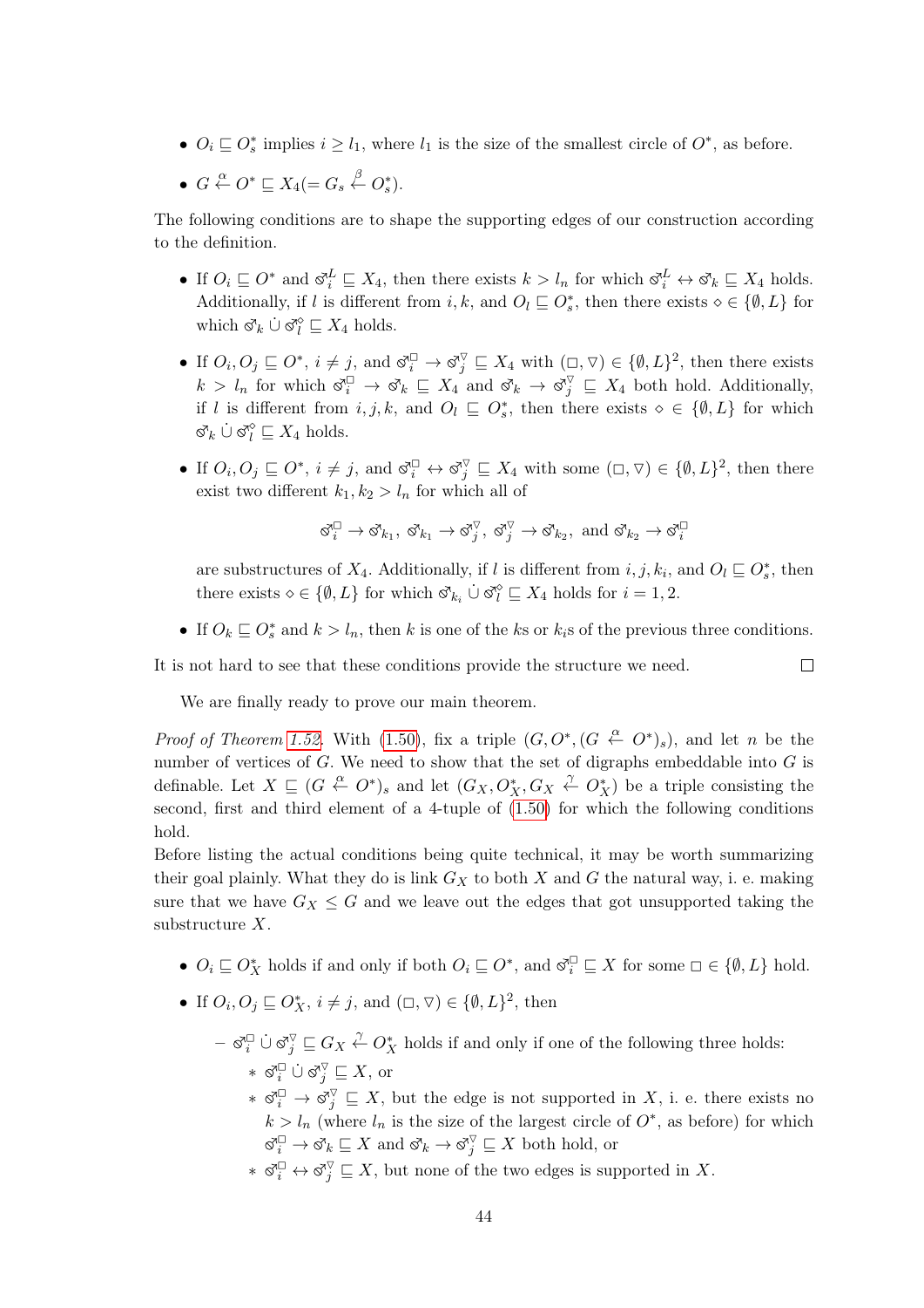- $O_i \sqsubseteq O^*_s$ implies $i \geq l_1$, where $l_1$ is the size of the smallest circle of $O^*$, as before.
- $G \overset{\alpha}{\leftarrow} O^* \sqsubseteq X_4 (= G_s \overset{\beta}{\leftarrow} O^*_s)$.

The following conditions are to shape the supporting edges of our construction according to the definition.

- If $O_i \sqsubseteq O^*$ and $⚦_i^L \sqsubseteq X_4$, then there exists $k > l_n$ for which $⚦_i^L \leftrightarrow ⚦_k \sqsubseteq X_4$ holds. Additionally, if $l$ is different from $i, k$, and $O_l \sqsubseteq O^*_s$, then there exists $\diamond \in \{\emptyset, L\}$ for which $⚦_k \,\dot\cup\, ⚦_l^\diamond \sqsubseteq X_4$ holds.
- If $O_i, O_j \sqsubseteq O^*$, $i \neq j$, and $⚦_i^\square \rightarrow ⚦_j^\triangledown \sqsubseteq X_4$ with $(\square, \triangledown) \in \{\emptyset, L\}^2$, then there exists $k > l_n$ for which $⚦_i^\square \rightarrow ⚦_k \sqsubseteq X_4$ and $⚦_k \rightarrow ⚦_j^\triangledown \sqsubseteq X_4$ both hold. Additionally, if $l$ is different from $i, j, k$, and $O_l \sqsubseteq O^*_s$, then there exists $\diamond \in \{\emptyset, L\}$ for which $⚦_k \,\dot\cup\, ⚦_l^\diamond \sqsubseteq X_4$ holds.
- If $O_i, O_j \sqsubseteq O^*$, $i \neq j$, and $⚦_i^\square \leftrightarrow ⚦_j^\triangledown \sqsubseteq X_4$ with some $(\square, \triangledown) \in \{\emptyset, L\}^2$, then there exist two different $k_1, k_2 > l_n$ for which all of

$$⚦_i^\square \rightarrow ⚦_{k_1},\ ⚦_{k_1} \rightarrow ⚦_j^\triangledown,\ ⚦_j^\triangledown \rightarrow ⚦_{k_2},\ \text{and } ⚦_{k_2} \rightarrow ⚦_i^\square$$

  are substructures of $X_4$. Additionally, if $l$ is different from $i, j, k_i$, and $O_l \sqsubseteq O^*_s$, then there exists $\diamond \in \{\emptyset, L\}$ for which $⚦_{k_i} \,\dot\cup\, ⚦_l^\diamond \sqsubseteq X_4$ holds for $i = 1, 2$.
- If $O_k \sqsubseteq O^*_s$ and $k > l_n$, then $k$ is one of the $k$s or $k_i$s of the previous three conditions.

It is not hard to see that these conditions provide the structure we need. $\square$

We are finally ready to prove our main theorem.

*Proof of Theorem 1.52.* With (1.50), fix a triple $(G, O^*, (G \overset{\alpha}{\leftarrow} O^*)_s)$, and let $n$ be the number of vertices of $G$. We need to show that the set of digraphs embeddable into $G$ is definable. Let $X \sqsubseteq (G \overset{\alpha}{\leftarrow} O^*)_s$ and let $(G_X, O^*_X, G_X \overset{\gamma}{\leftarrow} O^*_X)$ be a triple consisting the second, first and third element of a 4-tuple of (1.50) for which the following conditions hold.

Before listing the actual conditions being quite technical, it may be worth summarizing their goal plainly. What they do is link $G_X$ to both $X$ and $G$ the natural way, i. e. making sure that we have $G_X \leq G$ and we leave out the edges that got unsupported taking the substructure $X$.

- $O_i \sqsubseteq O^*_X$ holds if and only if both $O_i \sqsubseteq O^*$, and $⚦_i^\square \sqsubseteq X$ for some $\square \in \{\emptyset, L\}$ hold.
- If $O_i, O_j \sqsubseteq O^*_X$, $i \neq j$, and $(\square, \triangledown) \in \{\emptyset, L\}^2$, then
  - $⚦_i^\square \,\dot\cup\, ⚦_j^\triangledown \sqsubseteq G_X \overset{\gamma}{\leftarrow} O^*_X$ holds if and only if one of the following three holds:
    - $⚦_i^\square \,\dot\cup\, ⚦_j^\triangledown \sqsubseteq X$, or
    - $⚦_i^\square \rightarrow ⚦_j^\triangledown \sqsubseteq X$, but the edge is not supported in $X$, i. e. there exists no $k > l_n$ (where $l_n$ is the size of the largest circle of $O^*$, as before) for which $⚦_i^\square \rightarrow ⚦_k \sqsubseteq X$ and $⚦_k \rightarrow ⚦_j^\triangledown \sqsubseteq X$ both hold, or
    - $⚦_i^\square \leftrightarrow ⚦_j^\triangledown \sqsubseteq X$, but none of the two edges is supported in $X$.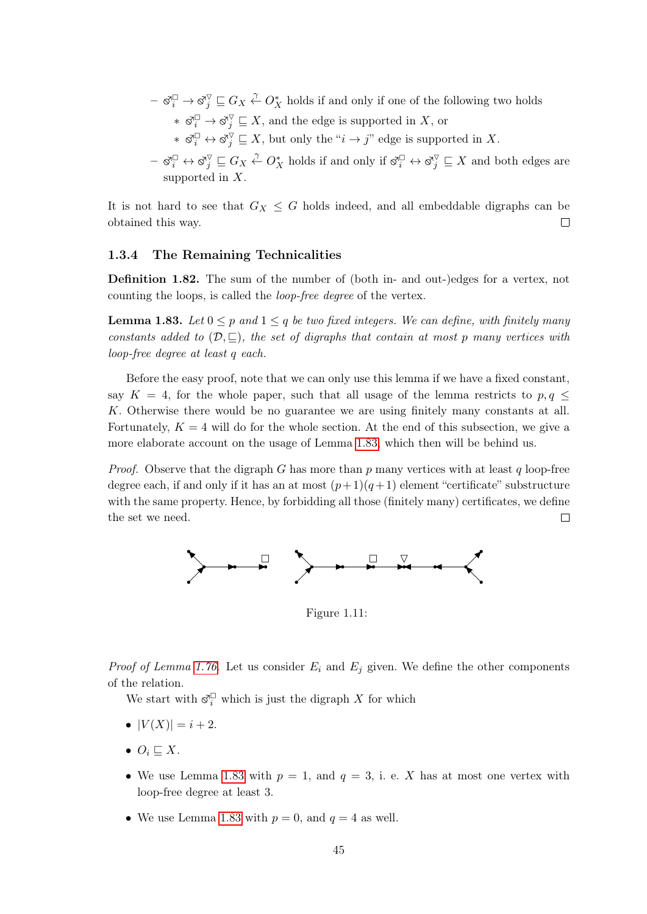- $\eth_i^{\square} \to \eth_j^{\triangledown} \sqsubseteq G_X \overset{\gamma}{\leftarrow} O_X^*$ holds if and only if one of the following two holds
  - $\eth_i^{\square} \to \eth_j^{\triangledown} \sqsubseteq X$, and the edge is supported in $X$, or
  - $\eth_i^{\square} \leftrightarrow \eth_j^{\triangledown} \sqsubseteq X$, but only the "$i \to j$" edge is supported in $X$.
- $\eth_i^{\square} \leftrightarrow \eth_j^{\triangledown} \sqsubseteq G_X \overset{\gamma}{\leftarrow} O_X^*$ holds if and only if $\eth_i^{\square} \leftrightarrow \eth_j^{\triangledown} \sqsubseteq X$ and both edges are supported in $X$.

It is not hard to see that $G_X \leq G$ holds indeed, and all embeddable digraphs can be obtained this way. ☐

### 1.3.4 The Remaining Technicalities

**Definition 1.82.** The sum of the number of (both in- and out-)edges for a vertex, not counting the loops, is called the *loop-free degree* of the vertex.

**Lemma 1.83.** *Let $0 \leq p$ and $1 \leq q$ be two fixed integers. We can define, with finitely many constants added to $(\mathcal{D}, \sqsubseteq)$, the set of digraphs that contain at most $p$ many vertices with loop-free degree at least $q$ each.*

Before the easy proof, note that we can only use this lemma if we have a fixed constant, say $K = 4$, for the whole paper, such that all usage of the lemma restricts to $p, q \leq K$. Otherwise there would be no guarantee we are using finitely many constants at all. Fortunately, $K = 4$ will do for the whole section. At the end of this subsection, we give a more elaborate account on the usage of Lemma 1.83, which then will be behind us.

*Proof.* Observe that the digraph $G$ has more than $p$ many vertices with at least $q$ loop-free degree each, if and only if it has an at most $(p+1)(q+1)$ element "certificate" substructure with the same property. Hence, by forbidding all those (finitely many) certificates, we define the set we need. ☐

Figure 1.11:

*Proof of Lemma 1.76.* Let us consider $E_i$ and $E_j$ given. We define the other components of the relation.

We start with $\eth_i^{\square}$ which is just the digraph $X$ for which

- $|V(X)| = i + 2$.
- $O_i \sqsubseteq X$.
- We use Lemma 1.83 with $p = 1$, and $q = 3$, i. e. $X$ has at most one vertex with loop-free degree at least 3.
- We use Lemma 1.83 with $p = 0$, and $q = 4$ as well.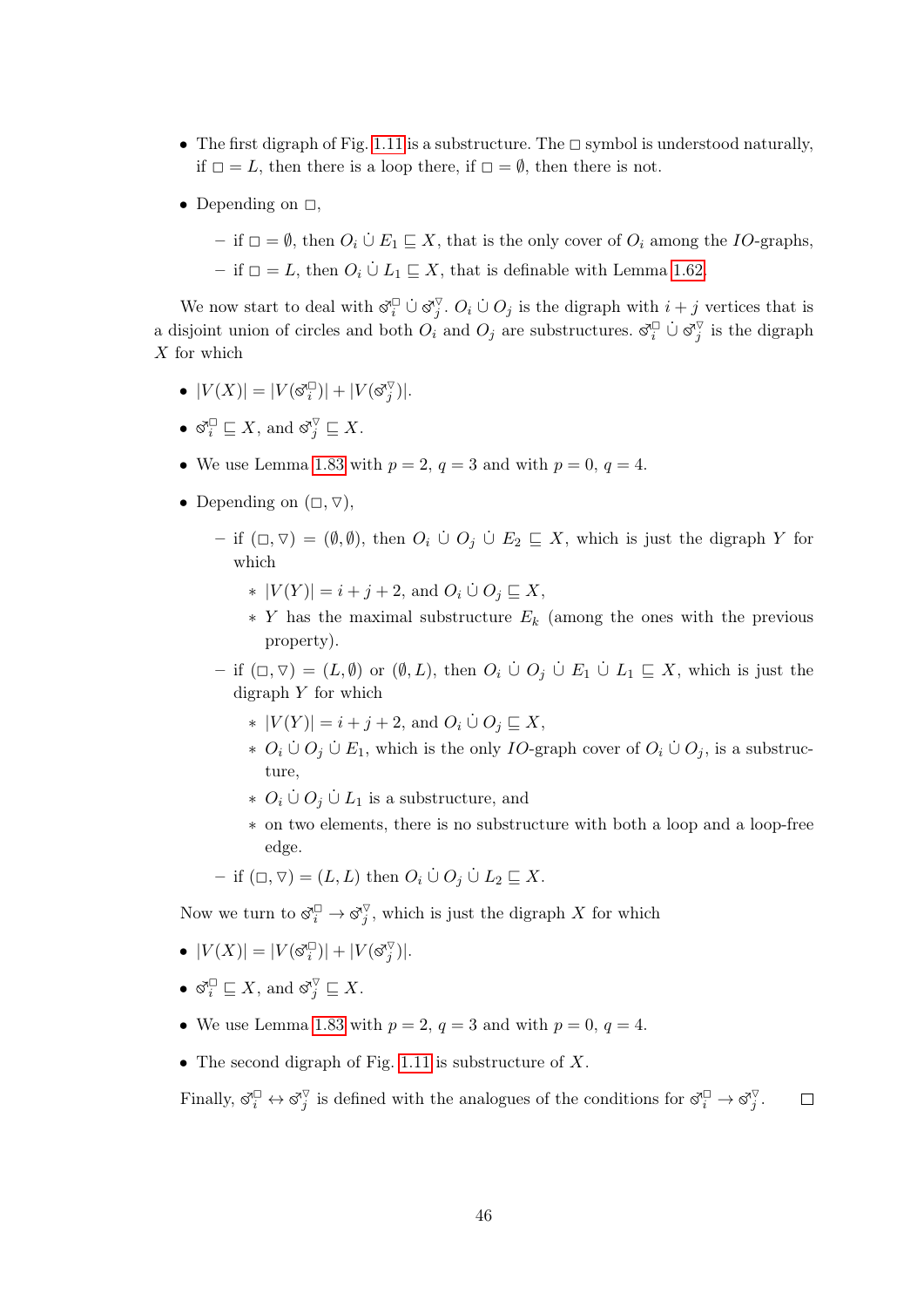- The first digraph of Fig. 1.11 is a substructure. The $\square$ symbol is understood naturally, if $\square = L$, then there is a loop there, if $\square = \emptyset$, then there is not.
- Depending on $\square$,
  - if $\square = \emptyset$, then $O_i \,\dot\cup\, E_1 \sqsubseteq X$, that is the only cover of $O_i$ among the $IO$-graphs,
  - if $\square = L$, then $O_i \,\dot\cup\, L_1 \sqsubseteq X$, that is definable with Lemma 1.62.

We now start to deal with $\male_i^{\square} \,\dot\cup\, \male_j^{\triangledown}$. $O_i \,\dot\cup\, O_j$ is the digraph with $i+j$ vertices that is a disjoint union of circles and both $O_i$ and $O_j$ are substructures. $\male_i^{\square} \,\dot\cup\, \male_j^{\triangledown}$ is the digraph $X$ for which

- $|V(X)| = |V(\male_i^{\square})| + |V(\male_j^{\triangledown})|$.
- $\male_i^{\square} \sqsubseteq X$, and $\male_j^{\triangledown} \sqsubseteq X$.
- We use Lemma 1.83 with $p = 2$, $q = 3$ and with $p = 0$, $q = 4$.
- Depending on $(\square, \triangledown)$,
  - if $(\square, \triangledown) = (\emptyset, \emptyset)$, then $O_i \,\dot\cup\, O_j \,\dot\cup\, E_2 \sqsubseteq X$, which is just the digraph $Y$ for which
    - $|V(Y)| = i + j + 2$, and $O_i \,\dot\cup\, O_j \sqsubseteq X$,
    - $Y$ has the maximal substructure $E_k$ (among the ones with the previous property).
  - if $(\square, \triangledown) = (L, \emptyset)$ or $(\emptyset, L)$, then $O_i \,\dot\cup\, O_j \,\dot\cup\, E_1 \,\dot\cup\, L_1 \sqsubseteq X$, which is just the digraph $Y$ for which
    - $|V(Y)| = i + j + 2$, and $O_i \,\dot\cup\, O_j \sqsubseteq X$,
    - $O_i \,\dot\cup\, O_j \,\dot\cup\, E_1$, which is the only $IO$-graph cover of $O_i \,\dot\cup\, O_j$, is a substructure,
    - $O_i \,\dot\cup\, O_j \,\dot\cup\, L_1$ is a substructure, and
    - on two elements, there is no substructure with both a loop and a loop-free edge.
  - if $(\square, \triangledown) = (L, L)$ then $O_i \,\dot\cup\, O_j \,\dot\cup\, L_2 \sqsubseteq X$.

Now we turn to $\male_i^{\square} \to \male_j^{\triangledown}$, which is just the digraph $X$ for which

- $|V(X)| = |V(\male_i^{\square})| + |V(\male_j^{\triangledown})|$.
- $\male_i^{\square} \sqsubseteq X$, and $\male_j^{\triangledown} \sqsubseteq X$.
- We use Lemma 1.83 with $p = 2$, $q = 3$ and with $p = 0$, $q = 4$.
- The second digraph of Fig. 1.11 is substructure of $X$.

Finally, $\male_i^{\square} \leftrightarrow \male_j^{\triangledown}$ is defined with the analogues of the conditions for $\male_i^{\square} \to \male_j^{\triangledown}$. $\square$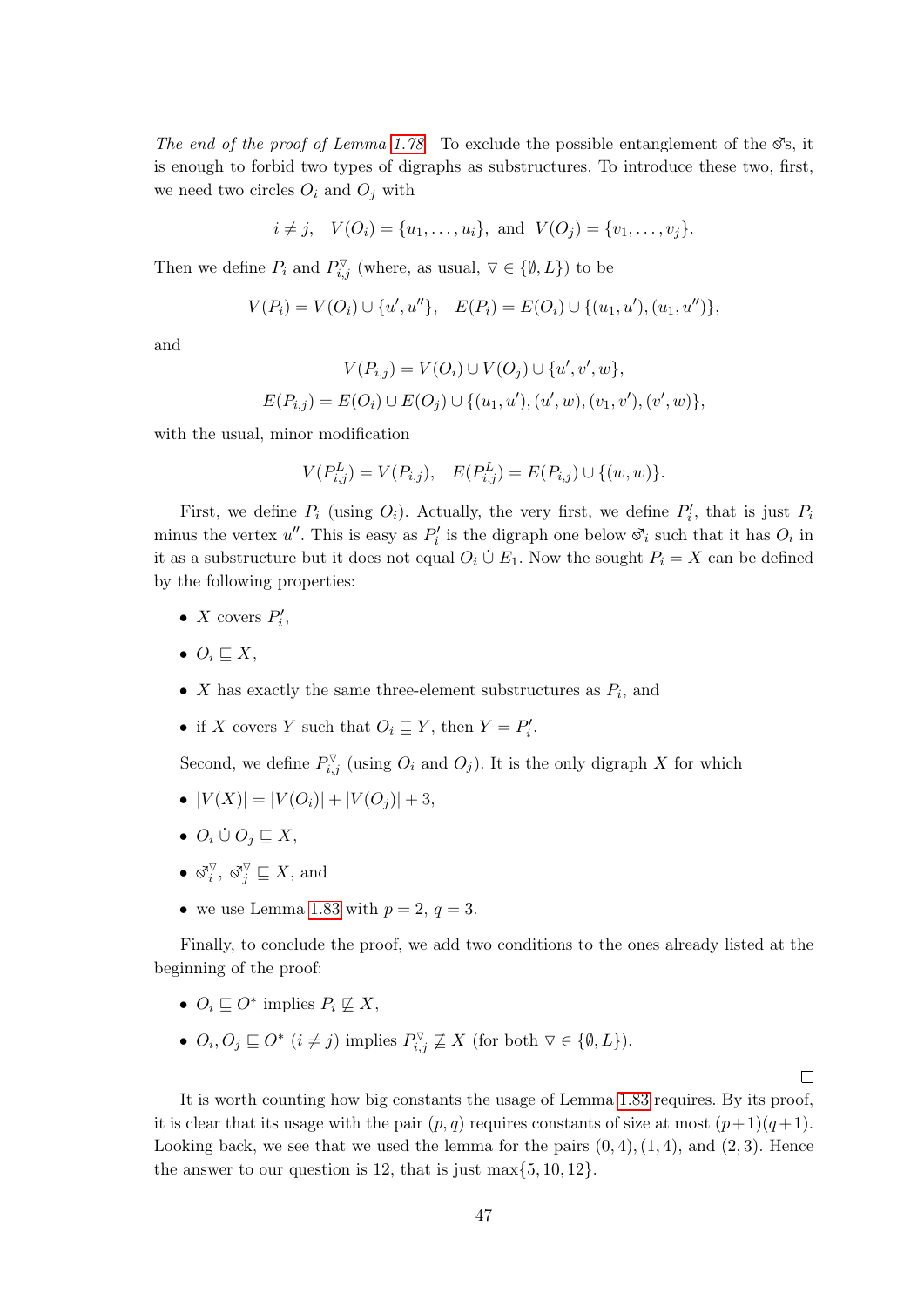*The end of the proof of Lemma 1.78.* To exclude the possible entanglement of the $\male$s, it is enough to forbid two types of digraphs as substructures. To introduce these two, first, we need two circles $O_i$ and $O_j$ with

$$i \neq j, \quad V(O_i) = \{u_1, \ldots, u_i\}, \text{ and } V(O_j) = \{v_1, \ldots, v_j\}.$$

Then we define $P_i$ and $P_{i,j}^{\triangledown}$ (where, as usual, $\triangledown \in \{\emptyset, L\}$) to be

$$V(P_i) = V(O_i) \cup \{u', u''\}, \quad E(P_i) = E(O_i) \cup \{(u_1, u'), (u_1, u'')\},$$

and

$$V(P_{i,j}) = V(O_i) \cup V(O_j) \cup \{u', v', w\},$$
$$E(P_{i,j}) = E(O_i) \cup E(O_j) \cup \{(u_1, u'), (u', w), (v_1, v'), (v', w)\},$$

with the usual, minor modification

$$V(P_{i,j}^L) = V(P_{i,j}), \quad E(P_{i,j}^L) = E(P_{i,j}) \cup \{(w, w)\}.$$

First, we define $P_i$ (using $O_i$). Actually, the very first, we define $P_i'$, that is just $P_i$ minus the vertex $u''$. This is easy as $P_i'$ is the digraph one below $\male_i$ such that it has $O_i$ in it as a substructure but it does not equal $O_i \dot\cup E_1$. Now the sought $P_i = X$ can be defined by the following properties:

- $X$ covers $P_i'$,
- $O_i \sqsubseteq X$,
- $X$ has exactly the same three-element substructures as $P_i$, and
- if $X$ covers $Y$ such that $O_i \sqsubseteq Y$, then $Y = P_i'$.

Second, we define $P_{i,j}^{\triangledown}$ (using $O_i$ and $O_j$). It is the only digraph $X$ for which

- $|V(X)| = |V(O_i)| + |V(O_j)| + 3$,
- $O_i \dot\cup O_j \sqsubseteq X$,
- $\male_i^{\triangledown}$, $\male_j^{\triangledown} \sqsubseteq X$, and
- we use Lemma 1.83 with $p = 2$, $q = 3$.

Finally, to conclude the proof, we add two conditions to the ones already listed at the beginning of the proof:

- $O_i \sqsubseteq O^*$ implies $P_i \not\sqsubseteq X$,
- $O_i, O_j \sqsubseteq O^*$ $(i \neq j)$ implies $P_{i,j}^{\triangledown} \not\sqsubseteq X$ (for both $\triangledown \in \{\emptyset, L\}$).

$\square$

It is worth counting how big constants the usage of Lemma 1.83 requires. By its proof, it is clear that its usage with the pair $(p, q)$ requires constants of size at most $(p+1)(q+1)$. Looking back, we see that we used the lemma for the pairs $(0, 4), (1, 4)$, and $(2, 3)$. Hence the answer to our question is 12, that is just $\max\{5, 10, 12\}$.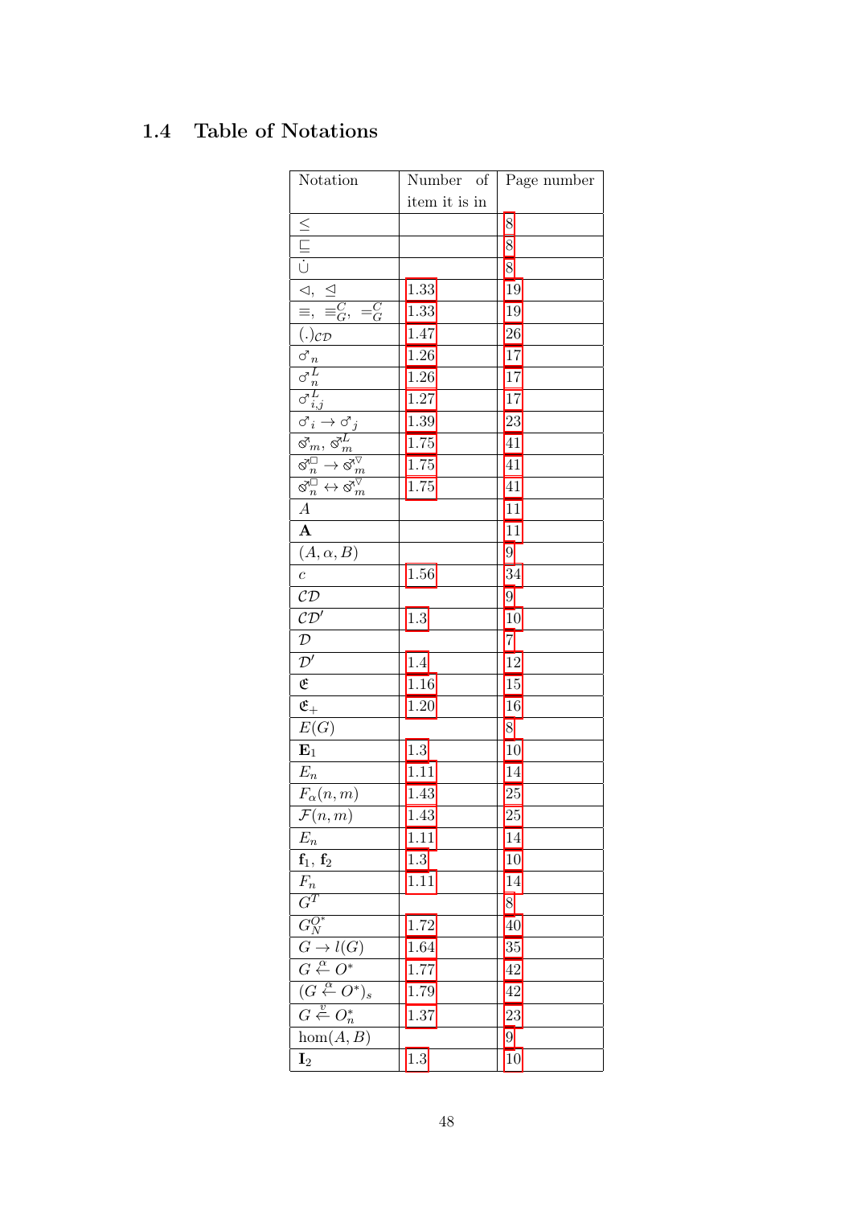## 1.4 Table of Notations

| Notation | Number of item it is in | Page number |
|---|---|---|
| $\leq$ | | 8 |
| $\sqsubseteq$ | | 8 |
| $\dot{\cup}$ | | 8 |
| $\lhd$, $\unlhd$ | 1.33 | 19 |
| $\equiv$, $\equiv^C_G$, $=^C_G$ | 1.33 | 19 |
| $(.)_{\mathcal{CD}}$ | 1.47 | 26 |
| $♂_n$ | 1.26 | 17 |
| $♂^L_n$ | 1.26 | 17 |
| $♂^L_{i,j}$ | 1.27 | 17 |
| $♂_i \to ♂_j$ | 1.39 | 23 |
| $⚣_m$, $⚣^L_m$ | 1.75 | 41 |
| $⚣^{\square}_n \to ⚣^{\nabla}_m$ | 1.75 | 41 |
| $⚣^{\square}_n \leftrightarrow ⚣^{\nabla}_m$ | 1.75 | 41 |
| $A$ | | 11 |
| $\mathbf{A}$ | | 11 |
| $(A, \alpha, B)$ | | 9 |
| $c$ | 1.56 | 34 |
| $\mathcal{CD}$ | | 9 |
| $\mathcal{CD}'$ | 1.3 | 10 |
| $\mathcal{D}$ | | 7 |
| $\mathcal{D}'$ | 1.4 | 12 |
| $\mathfrak{E}$ | 1.16 | 15 |
| $\mathfrak{E}_+$ | 1.20 | 16 |
| $E(G)$ | | 8 |
| $\mathbf{E}_1$ | 1.3 | 10 |
| $E_n$ | 1.11 | 14 |
| $F_\alpha(n, m)$ | 1.43 | 25 |
| $\mathcal{F}(n, m)$ | 1.43 | 25 |
| $E_n$ | 1.11 | 14 |
| $\mathbf{f}_1$, $\mathbf{f}_2$ | 1.3 | 10 |
| $F_n$ | 1.11 | 14 |
| $G^T$ | | 8 |
| $G^{O^*}_N$ | 1.72 | 40 |
| $G \to l(G)$ | 1.64 | 35 |
| $G \stackrel{\alpha}{\Leftarrow} O^*$ | 1.77 | 42 |
| $(G \stackrel{\alpha}{\Leftarrow} O^*)_s$ | 1.79 | 42 |
| $G \stackrel{v}{\Leftarrow} O^*_n$ | 1.37 | 23 |
| $\hom(A, B)$ | | 9 |
| $\mathbf{I}_2$ | 1.3 | 10 |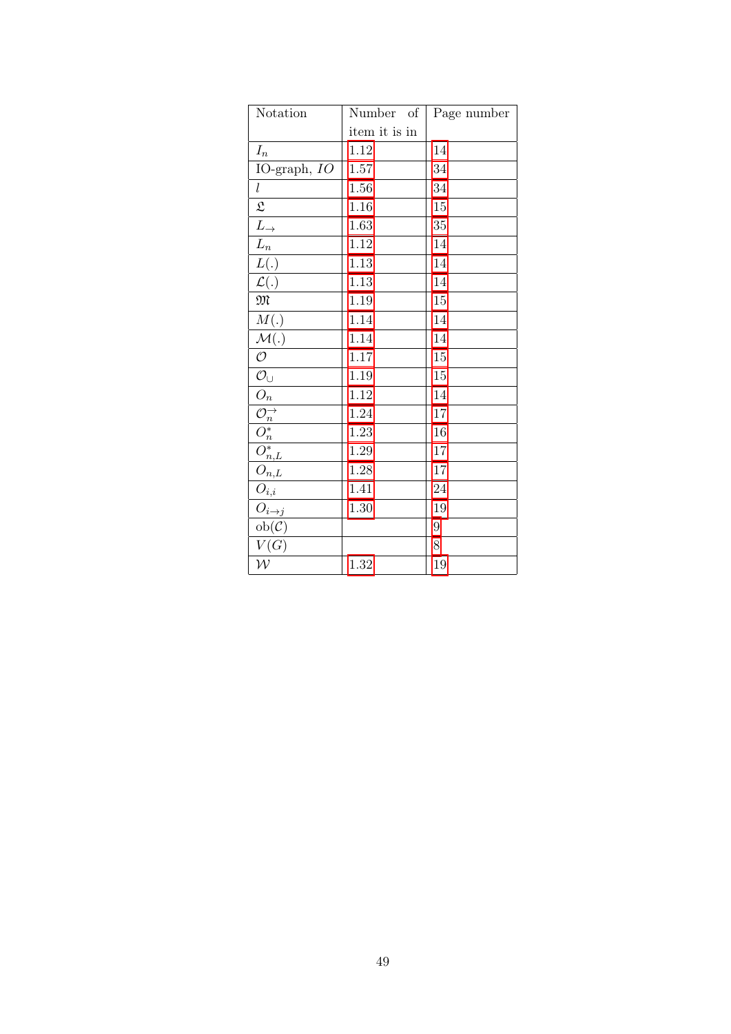| Notation | Number of item it is in | Page number |
|---|---|---|
| $I_n$ | 1.12 | 14 |
| IO-graph, $IO$ | 1.57 | 34 |
| $l$ | 1.56 | 34 |
| $\mathfrak{L}$ | 1.16 | 15 |
| $L_{\rightarrow}$ | 1.63 | 35 |
| $L_n$ | 1.12 | 14 |
| $L(.)$ | 1.13 | 14 |
| $\mathcal{L}(.)$ | 1.13 | 14 |
| $\mathfrak{M}$ | 1.19 | 15 |
| $M(.)$ | 1.14 | 14 |
| $\mathcal{M}(.)$ | 1.14 | 14 |
| $\mathcal{O}$ | 1.17 | 15 |
| $\mathcal{O}_{\cup}$ | 1.19 | 15 |
| $O_n$ | 1.12 | 14 |
| $\mathcal{O}_n^{\rightarrow}$ | 1.24 | 17 |
| $O_n^*$ | 1.23 | 16 |
| $O_{n,L}^*$ | 1.29 | 17 |
| $O_{n,L}$ | 1.28 | 17 |
| $O_{i,i}$ | 1.41 | 24 |
| $O_{i \rightarrow j}$ | 1.30 | 19 |
| $\mathrm{ob}(\mathcal{C})$ | | 9 |
| $V(G)$ | | 8 |
| $\mathcal{W}$ | 1.32 | 19 |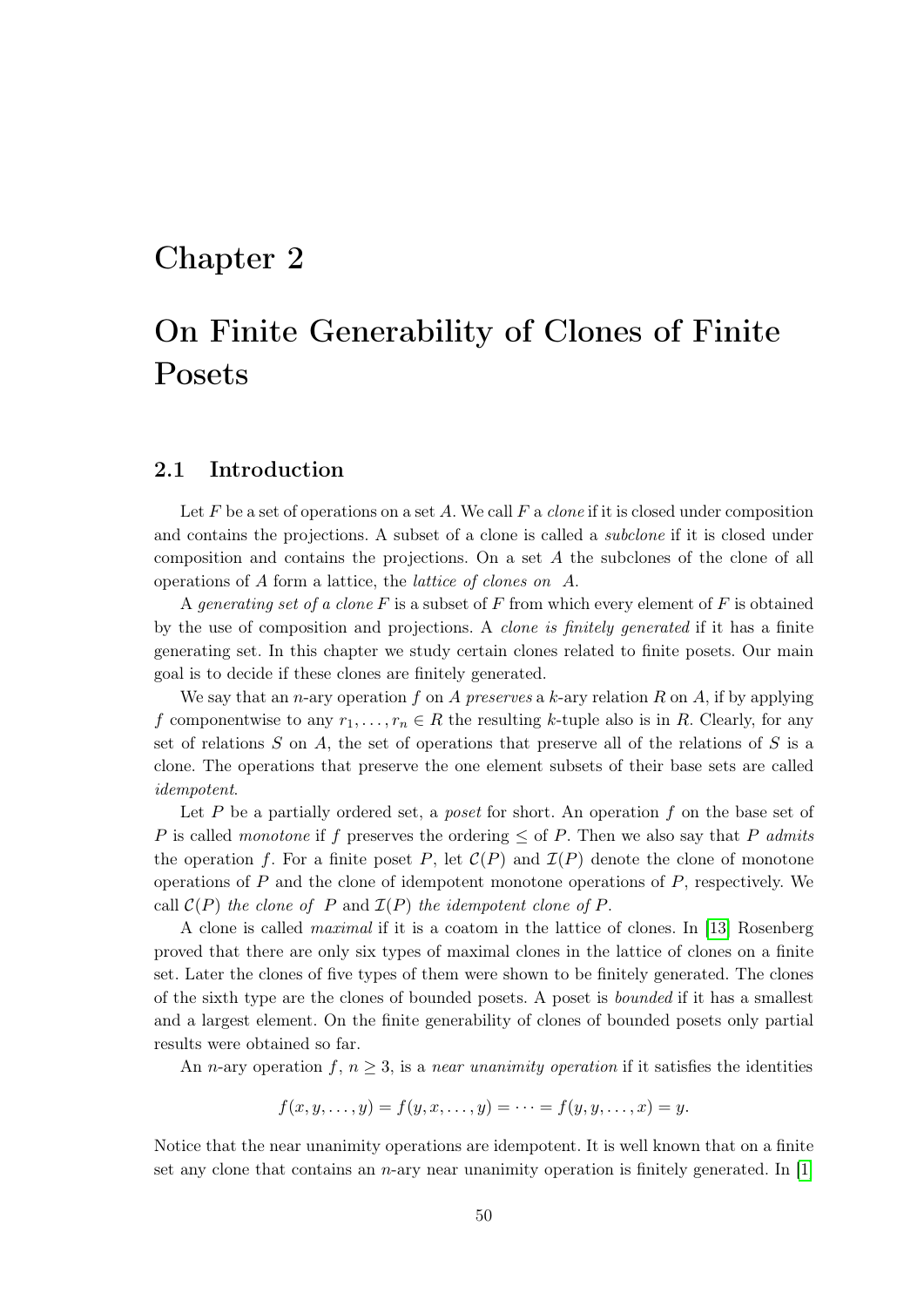# Chapter 2

# On Finite Generability of Clones of Finite Posets

## 2.1 Introduction

Let $F$ be a set of operations on a set $A$. We call $F$ a *clone* if it is closed under composition and contains the projections. A subset of a clone is called a *subclone* if it is closed under composition and contains the projections. On a set $A$ the subclones of the clone of all operations of $A$ form a lattice, the *lattice of clones on* $A$.

A *generating set of a clone* $F$ is a subset of $F$ from which every element of $F$ is obtained by the use of composition and projections. A *clone is finitely generated* if it has a finite generating set. In this chapter we study certain clones related to finite posets. Our main goal is to decide if these clones are finitely generated.

We say that an $n$-ary operation $f$ on $A$ *preserves* a $k$-ary relation $R$ on $A$, if by applying $f$ componentwise to any $r_1, \ldots, r_n \in R$ the resulting $k$-tuple also is in $R$. Clearly, for any set of relations $S$ on $A$, the set of operations that preserve all of the relations of $S$ is a clone. The operations that preserve the one element subsets of their base sets are called *idempotent*.

Let $P$ be a partially ordered set, a *poset* for short. An operation $f$ on the base set of $P$ is called *monotone* if $f$ preserves the ordering $\leq$ of $P$. Then we also say that $P$ *admits* the operation $f$. For a finite poset $P$, let $\mathcal{C}(P)$ and $\mathcal{I}(P)$ denote the clone of monotone operations of $P$ and the clone of idempotent monotone operations of $P$, respectively. We call $\mathcal{C}(P)$ *the clone of* $P$ and $\mathcal{I}(P)$ *the idempotent clone of* $P$.

A clone is called *maximal* if it is a coatom in the lattice of clones. In [13] Rosenberg proved that there are only six types of maximal clones in the lattice of clones on a finite set. Later the clones of five types of them were shown to be finitely generated. The clones of the sixth type are the clones of bounded posets. A poset is *bounded* if it has a smallest and a largest element. On the finite generability of clones of bounded posets only partial results were obtained so far.

An $n$-ary operation $f$, $n \geq 3$, is a *near unanimity operation* if it satisfies the identities

$$f(x, y, \ldots, y) = f(y, x, \ldots, y) = \cdots = f(y, y, \ldots, x) = y.$$

Notice that the near unanimity operations are idempotent. It is well known that on a finite set any clone that contains an $n$-ary near unanimity operation is finitely generated. In [1]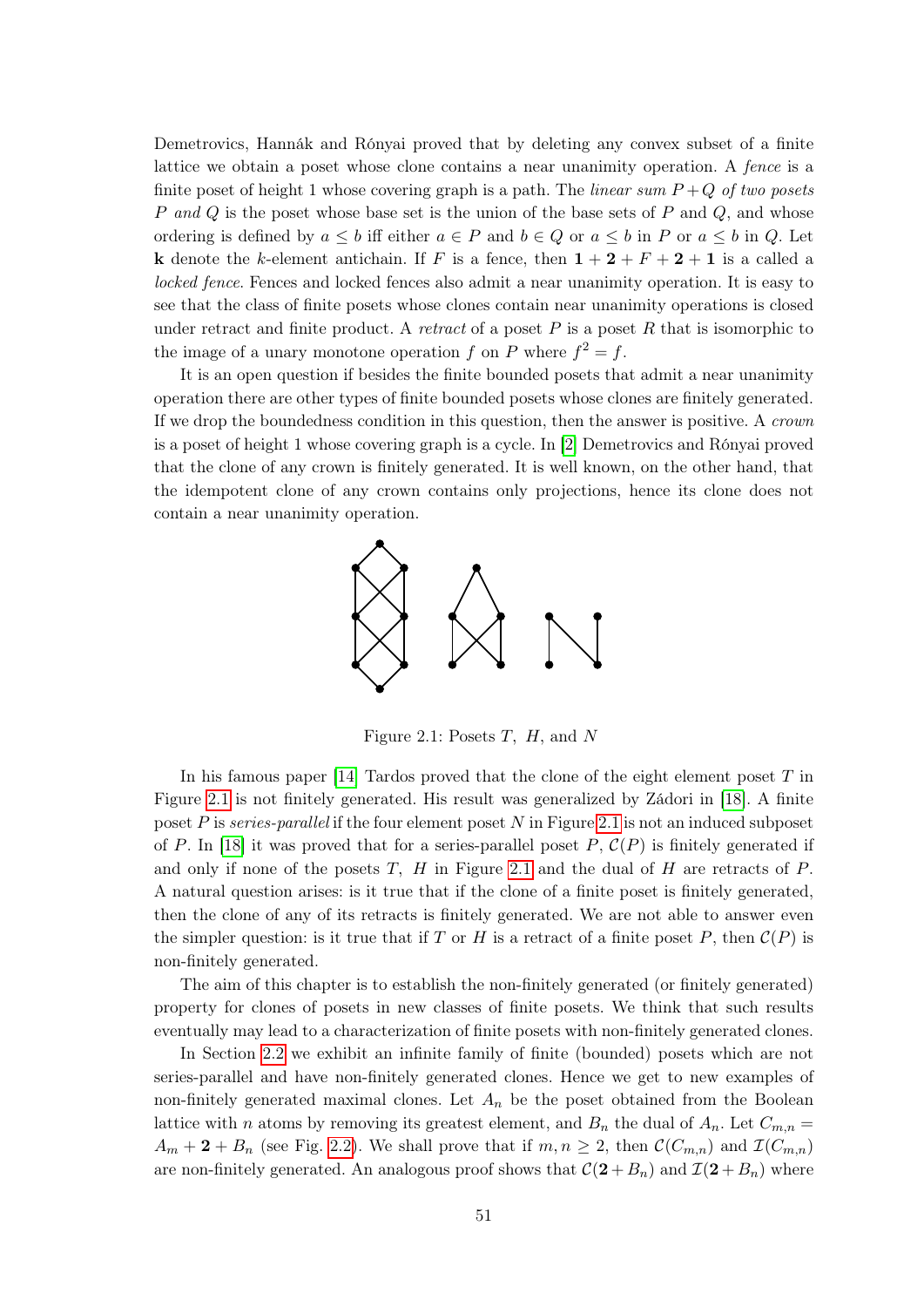Demetrovics, Hannák and Rónyai proved that by deleting any convex subset of a finite lattice we obtain a poset whose clone contains a near unanimity operation. A *fence* is a finite poset of height 1 whose covering graph is a path. The *linear sum* $P+Q$ *of two posets* $P$ *and* $Q$ is the poset whose base set is the union of the base sets of $P$ and $Q$, and whose ordering is defined by $a \leq b$ iff either $a \in P$ and $b \in Q$ or $a \leq b$ in $P$ or $a \leq b$ in $Q$. Let $\mathbf{k}$ denote the $k$-element antichain. If $F$ is a fence, then $\mathbf{1} + \mathbf{2} + F + \mathbf{2} + \mathbf{1}$ is a called a *locked fence*. Fences and locked fences also admit a near unanimity operation. It is easy to see that the class of finite posets whose clones contain near unanimity operations is closed under retract and finite product. A *retract* of a poset $P$ is a poset $R$ that is isomorphic to the image of a unary monotone operation $f$ on $P$ where $f^2 = f$.

It is an open question if besides the finite bounded posets that admit a near unanimity operation there are other types of finite bounded posets whose clones are finitely generated. If we drop the boundedness condition in this question, then the answer is positive. A *crown* is a poset of height 1 whose covering graph is a cycle. In [2] Demetrovics and Rónyai proved that the clone of any crown is finitely generated. It is well known, on the other hand, that the idempotent clone of any crown contains only projections, hence its clone does not contain a near unanimity operation.

Figure 2.1: Posets $T$, $H$, and $N$

In his famous paper [14] Tardos proved that the clone of the eight element poset $T$ in Figure 2.1 is not finitely generated. His result was generalized by Zádori in [18]. A finite poset $P$ is *series-parallel* if the four element poset $N$ in Figure 2.1 is not an induced subposet of $P$. In [18] it was proved that for a series-parallel poset $P$, $\mathcal{C}(P)$ is finitely generated if and only if none of the posets $T$, $H$ in Figure 2.1 and the dual of $H$ are retracts of $P$. A natural question arises: is it true that if the clone of a finite poset is finitely generated, then the clone of any of its retracts is finitely generated. We are not able to answer even the simpler question: is it true that if $T$ or $H$ is a retract of a finite poset $P$, then $\mathcal{C}(P)$ is non-finitely generated.

The aim of this chapter is to establish the non-finitely generated (or finitely generated) property for clones of posets in new classes of finite posets. We think that such results eventually may lead to a characterization of finite posets with non-finitely generated clones.

In Section 2.2 we exhibit an infinite family of finite (bounded) posets which are not series-parallel and have non-finitely generated clones. Hence we get to new examples of non-finitely generated maximal clones. Let $A_n$ be the poset obtained from the Boolean lattice with $n$ atoms by removing its greatest element, and $B_n$ the dual of $A_n$. Let $C_{m,n} = A_m + \mathbf{2} + B_n$ (see Fig. 2.2). We shall prove that if $m, n \geq 2$, then $\mathcal{C}(C_{m,n})$ and $\mathcal{I}(C_{m,n})$ are non-finitely generated. An analogous proof shows that $\mathcal{C}(\mathbf{2} + B_n)$ and $\mathcal{I}(\mathbf{2} + B_n)$ where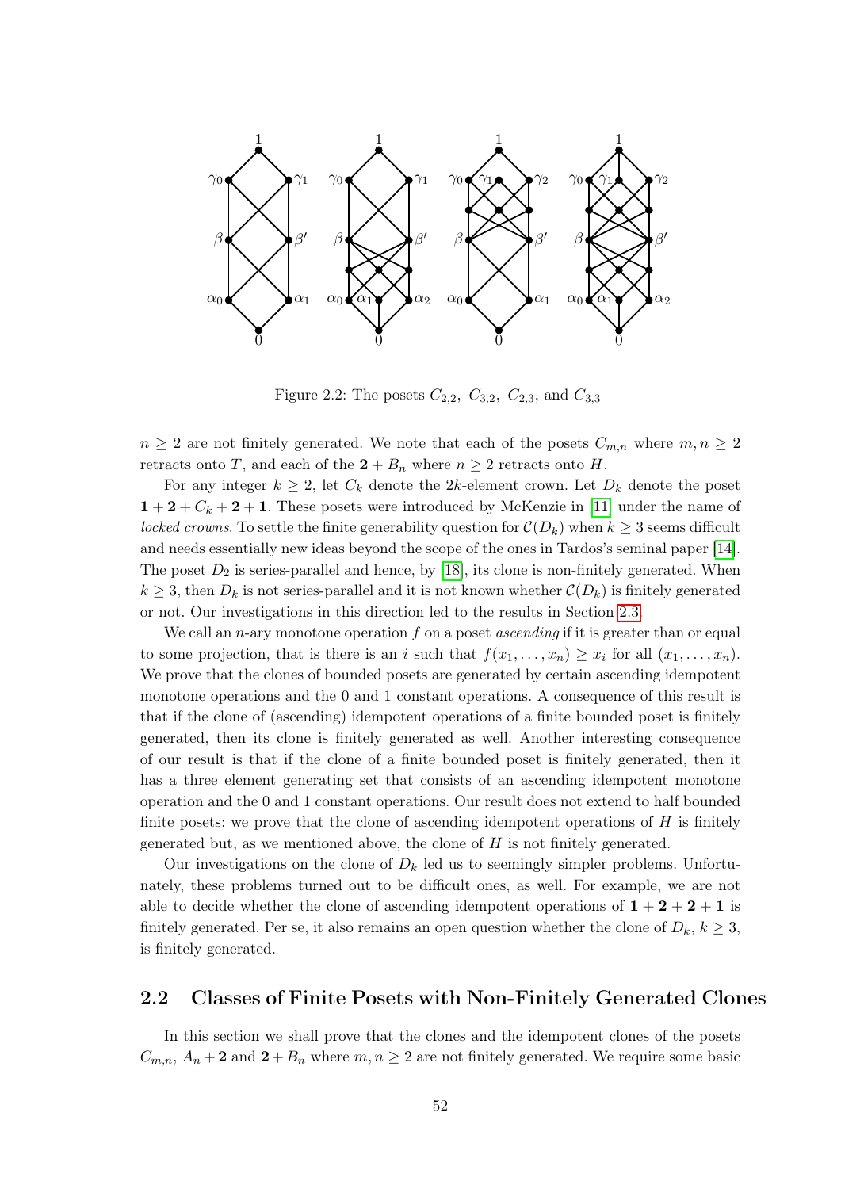Figure 2.2: The posets $C_{2,2},\ C_{3,2},\ C_{2,3}$, and $C_{3,3}$

$n \geq 2$ are not finitely generated. We note that each of the posets $C_{m,n}$ where $m, n \geq 2$ retracts onto $T$, and each of the $\mathbf{2} + B_n$ where $n \geq 2$ retracts onto $H$.

For any integer $k \geq 2$, let $C_k$ denote the $2k$-element crown. Let $D_k$ denote the poset $\mathbf{1} + \mathbf{2} + C_k + \mathbf{2} + \mathbf{1}$. These posets were introduced by McKenzie in [11] under the name of *locked crowns*. To settle the finite generability question for $\mathcal{C}(D_k)$ when $k \geq 3$ seems difficult and needs essentially new ideas beyond the scope of the ones in Tardos's seminal paper [14]. The poset $D_2$ is series-parallel and hence, by [18], its clone is non-finitely generated. When $k \geq 3$, then $D_k$ is not series-parallel and it is not known whether $\mathcal{C}(D_k)$ is finitely generated or not. Our investigations in this direction led to the results in Section 2.3.

We call an $n$-ary monotone operation $f$ on a poset *ascending* if it is greater than or equal to some projection, that is there is an $i$ such that $f(x_1, \ldots, x_n) \geq x_i$ for all $(x_1, \ldots, x_n)$. We prove that the clones of bounded posets are generated by certain ascending idempotent monotone operations and the 0 and 1 constant operations. A consequence of this result is that if the clone of (ascending) idempotent operations of a finite bounded poset is finitely generated, then its clone is finitely generated as well. Another interesting consequence of our result is that if the clone of a finite bounded poset is finitely generated, then it has a three element generating set that consists of an ascending idempotent monotone operation and the 0 and 1 constant operations. Our result does not extend to half bounded finite posets: we prove that the clone of ascending idempotent operations of $H$ is finitely generated but, as we mentioned above, the clone of $H$ is not finitely generated.

Our investigations on the clone of $D_k$ led us to seemingly simpler problems. Unfortunately, these problems turned out to be difficult ones, as well. For example, we are not able to decide whether the clone of ascending idempotent operations of $\mathbf{1} + \mathbf{2} + \mathbf{2} + \mathbf{1}$ is finitely generated. Per se, it also remains an open question whether the clone of $D_k$, $k \geq 3$, is finitely generated.

## 2.2 Classes of Finite Posets with Non-Finitely Generated Clones

In this section we shall prove that the clones and the idempotent clones of the posets $C_{m,n}$, $A_n + \mathbf{2}$ and $\mathbf{2} + B_n$ where $m, n \geq 2$ are not finitely generated. We require some basic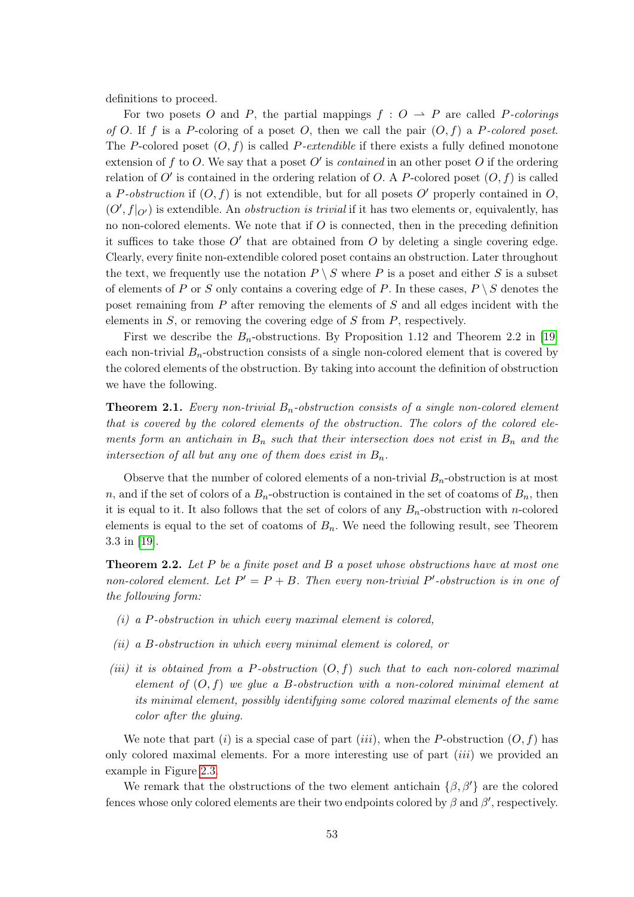definitions to proceed.

For two posets $O$ and $P$, the partial mappings $f : O \rightharpoonup P$ are called *$P$-colorings of $O$*. If $f$ is a $P$-coloring of a poset $O$, then we call the pair $(O, f)$ a *$P$-colored poset*. The $P$-colored poset $(O, f)$ is called *$P$-extendible* if there exists a fully defined monotone extension of $f$ to $O$. We say that a poset $O'$ is *contained* in an other poset $O$ if the ordering relation of $O'$ is contained in the ordering relation of $O$. A $P$-colored poset $(O, f)$ is called a *$P$-obstruction* if $(O, f)$ is not extendible, but for all posets $O'$ properly contained in $O$, $(O', f|_{O'})$ is extendible. An *obstruction is trivial* if it has two elements or, equivalently, has no non-colored elements. We note that if $O$ is connected, then in the preceding definition it suffices to take those $O'$ that are obtained from $O$ by deleting a single covering edge. Clearly, every finite non-extendible colored poset contains an obstruction. Later throughout the text, we frequently use the notation $P \setminus S$ where $P$ is a poset and either $S$ is a subset of elements of $P$ or $S$ only contains a covering edge of $P$. In these cases, $P \setminus S$ denotes the poset remaining from $P$ after removing the elements of $S$ and all edges incident with the elements in $S$, or removing the covering edge of $S$ from $P$, respectively.

First we describe the $B_n$-obstructions. By Proposition 1.12 and Theorem 2.2 in [19] each non-trivial $B_n$-obstruction consists of a single non-colored element that is covered by the colored elements of the obstruction. By taking into account the definition of obstruction we have the following.

**Theorem 2.1.** *Every non-trivial $B_n$-obstruction consists of a single non-colored element that is covered by the colored elements of the obstruction. The colors of the colored elements form an antichain in $B_n$ such that their intersection does not exist in $B_n$ and the intersection of all but any one of them does exist in $B_n$.*

Observe that the number of colored elements of a non-trivial $B_n$-obstruction is at most $n$, and if the set of colors of a $B_n$-obstruction is contained in the set of coatoms of $B_n$, then it is equal to it. It also follows that the set of colors of any $B_n$-obstruction with $n$-colored elements is equal to the set of coatoms of $B_n$. We need the following result, see Theorem 3.3 in [19].

**Theorem 2.2.** *Let $P$ be a finite poset and $B$ a poset whose obstructions have at most one non-colored element. Let $P' = P + B$. Then every non-trivial $P'$-obstruction is in one of the following form:*

*(i) a $P$-obstruction in which every maximal element is colored,*

*(ii) a $B$-obstruction in which every minimal element is colored, or*

*(iii) it is obtained from a $P$-obstruction $(O, f)$ such that to each non-colored maximal element of $(O, f)$ we glue a $B$-obstruction with a non-colored minimal element at its minimal element, possibly identifying some colored maximal elements of the same color after the gluing.*

We note that part $(i)$ is a special case of part $(iii)$, when the $P$-obstruction $(O, f)$ has only colored maximal elements. For a more interesting use of part $(iii)$ we provided an example in Figure 2.3.

We remark that the obstructions of the two element antichain $\{\beta, \beta'\}$ are the colored fences whose only colored elements are their two endpoints colored by $\beta$ and $\beta'$, respectively.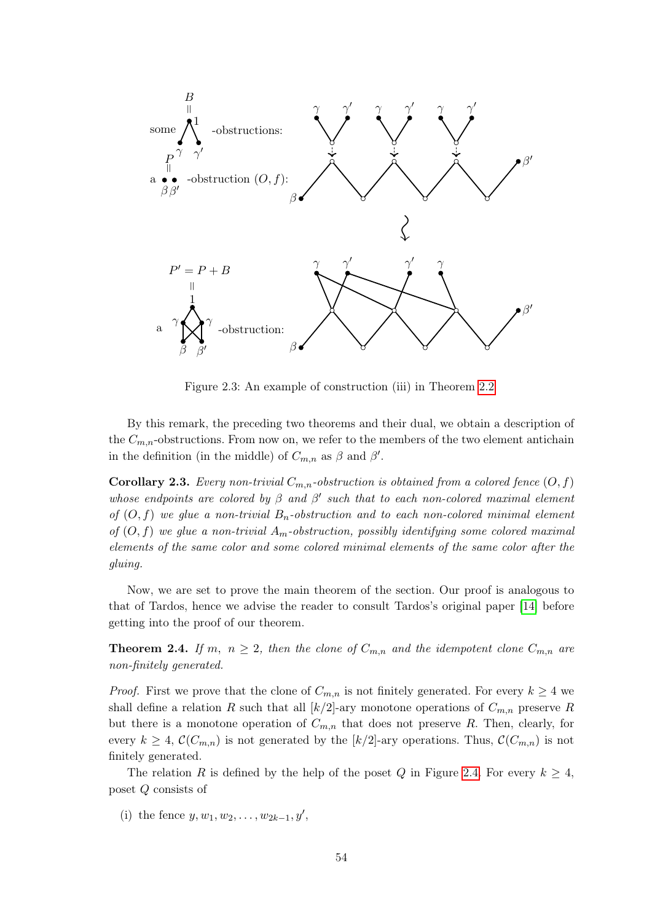Figure 2.3: An example of construction (iii) in Theorem 2.2

By this remark, the preceding two theorems and their dual, we obtain a description of the $C_{m,n}$-obstructions. From now on, we refer to the members of the two element antichain in the definition (in the middle) of $C_{m,n}$ as $\beta$ and $\beta'$.

**Corollary 2.3.** *Every non-trivial $C_{m,n}$-obstruction is obtained from a colored fence $(O, f)$ whose endpoints are colored by $\beta$ and $\beta'$ such that to each non-colored maximal element of $(O, f)$ we glue a non-trivial $B_n$-obstruction and to each non-colored minimal element of $(O, f)$ we glue a non-trivial $A_m$-obstruction, possibly identifying some colored maximal elements of the same color and some colored minimal elements of the same color after the gluing.*

Now, we are set to prove the main theorem of the section. Our proof is analogous to that of Tardos, hence we advise the reader to consult Tardos's original paper [14] before getting into the proof of our theorem.

**Theorem 2.4.** *If $m,\ n \geq 2$, then the clone of $C_{m,n}$ and the idempotent clone $C_{m,n}$ are non-finitely generated.*

*Proof.* First we prove that the clone of $C_{m,n}$ is not finitely generated. For every $k \geq 4$ we shall define a relation $R$ such that all $[k/2]$-ary monotone operations of $C_{m,n}$ preserve $R$ but there is a monotone operation of $C_{m,n}$ that does not preserve $R$. Then, clearly, for every $k \geq 4$, $\mathcal{C}(C_{m,n})$ is not generated by the $[k/2]$-ary operations. Thus, $\mathcal{C}(C_{m,n})$ is not finitely generated.

The relation $R$ is defined by the help of the poset $Q$ in Figure 2.4. For every $k \geq 4$, poset $Q$ consists of

(i) the fence $y, w_1, w_2, \ldots, w_{2k-1}, y'$,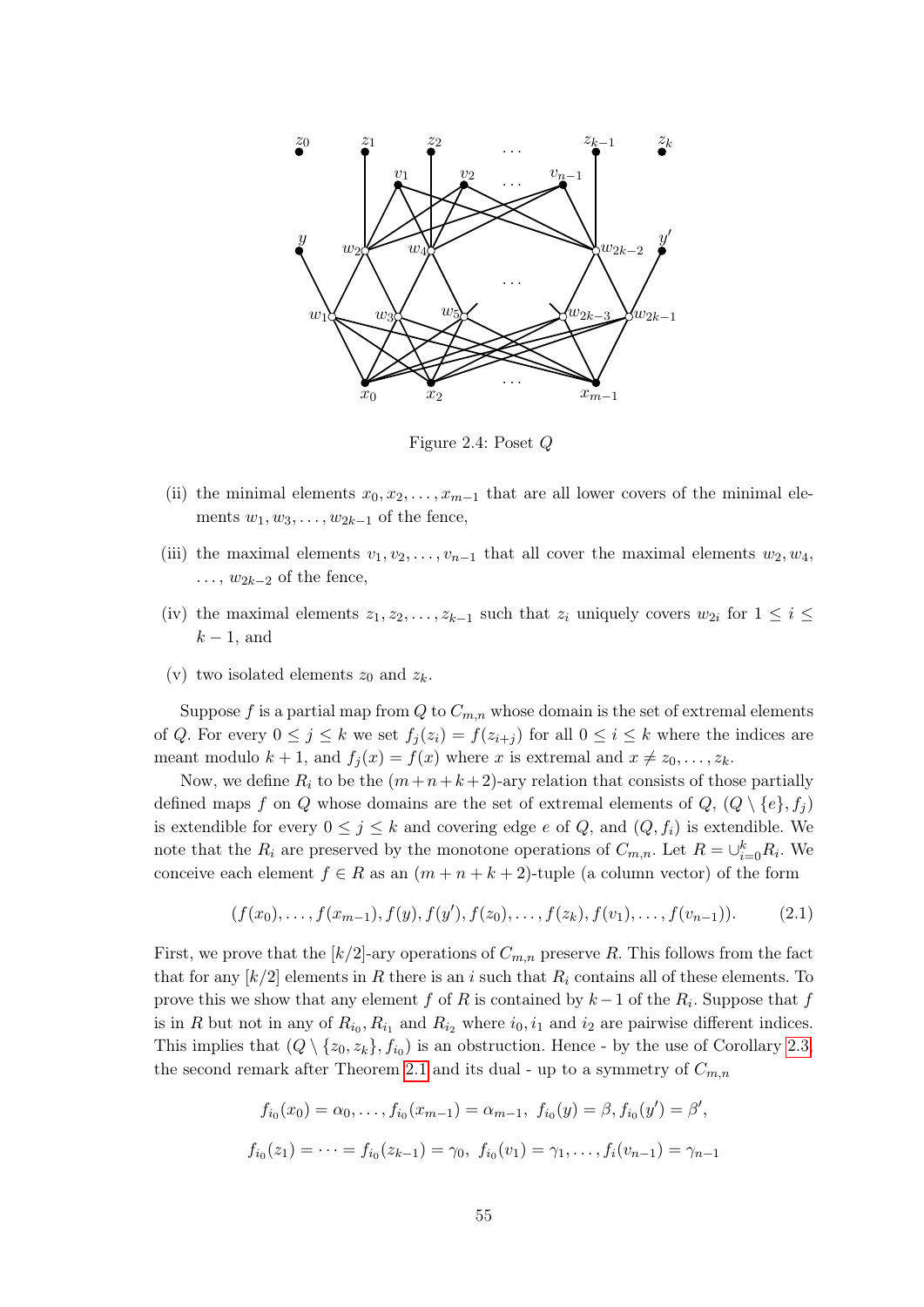Figure 2.4: Poset $Q$

(ii) the minimal elements $x_0, x_2, \ldots, x_{m-1}$ that are all lower covers of the minimal elements $w_1, w_3, \ldots, w_{2k-1}$ of the fence,

(iii) the maximal elements $v_1, v_2, \ldots, v_{n-1}$ that all cover the maximal elements $w_2, w_4, \ldots, w_{2k-2}$ of the fence,

(iv) the maximal elements $z_1, z_2, \ldots, z_{k-1}$ such that $z_i$ uniquely covers $w_{2i}$ for $1 \leq i \leq k-1$, and

(v) two isolated elements $z_0$ and $z_k$.

Suppose $f$ is a partial map from $Q$ to $C_{m,n}$ whose domain is the set of extremal elements of $Q$. For every $0 \leq j \leq k$ we set $f_j(z_i) = f(z_{i+j})$ for all $0 \leq i \leq k$ where the indices are meant modulo $k+1$, and $f_j(x) = f(x)$ where $x$ is extremal and $x \neq z_0, \ldots, z_k$.

Now, we define $R_i$ to be the $(m+n+k+2)$-ary relation that consists of those partially defined maps $f$ on $Q$ whose domains are the set of extremal elements of $Q$, $(Q \setminus \{e\}, f_j)$ is extendible for every $0 \leq j \leq k$ and covering edge $e$ of $Q$, and $(Q, f_i)$ is extendible. We note that the $R_i$ are preserved by the monotone operations of $C_{m,n}$. Let $R = \cup_{i=0}^{k} R_i$. We conceive each element $f \in R$ as an $(m+n+k+2)$-tuple (a column vector) of the form

$$(f(x_0), \ldots, f(x_{m-1}), f(y), f(y'), f(z_0), \ldots, f(z_k), f(v_1), \ldots, f(v_{n-1})). \tag{2.1}$$

First, we prove that the $[k/2]$-ary operations of $C_{m,n}$ preserve $R$. This follows from the fact that for any $[k/2]$ elements in $R$ there is an $i$ such that $R_i$ contains all of these elements. To prove this we show that any element $f$ of $R$ is contained by $k-1$ of the $R_i$. Suppose that $f$ is in $R$ but not in any of $R_{i_0}, R_{i_1}$ and $R_{i_2}$ where $i_0, i_1$ and $i_2$ are pairwise different indices. This implies that $(Q \setminus \{z_0, z_k\}, f_{i_0})$ is an obstruction. Hence - by the use of Corollary 2.3, the second remark after Theorem 2.1 and its dual - up to a symmetry of $C_{m,n}$

$$f_{i_0}(x_0) = \alpha_0, \ldots, f_{i_0}(x_{m-1}) = \alpha_{m-1},\ f_{i_0}(y) = \beta, f_{i_0}(y') = \beta',$$

$$f_{i_0}(z_1) = \cdots = f_{i_0}(z_{k-1}) = \gamma_0,\ f_{i_0}(v_1) = \gamma_1, \ldots, f_i(v_{n-1}) = \gamma_{n-1}$$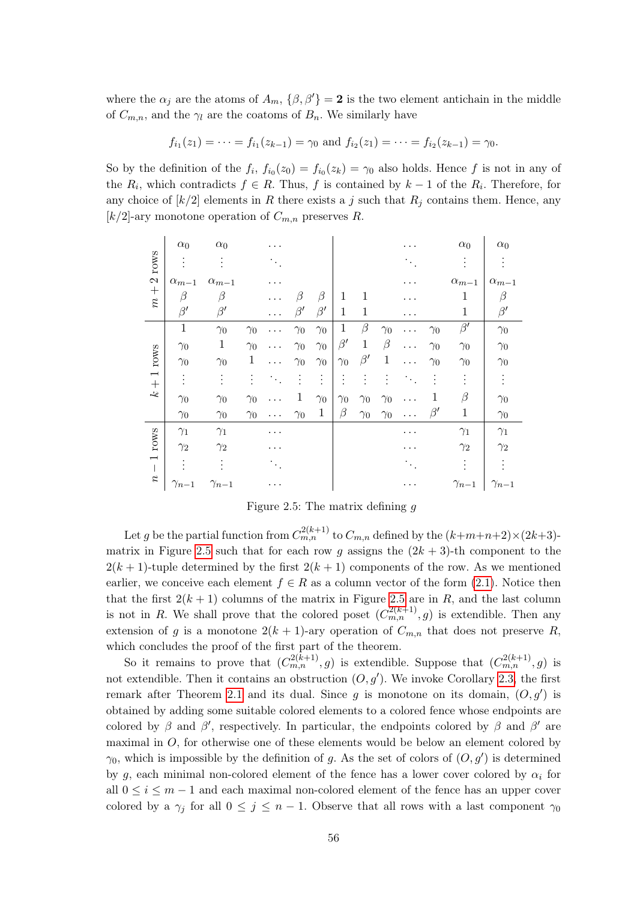where the $\alpha_j$ are the atoms of $A_m$, $\{\beta, \beta'\} = \mathbf{2}$ is the two element antichain in the middle of $C_{m,n}$, and the $\gamma_l$ are the coatoms of $B_n$. We similarly have

$$f_{i_1}(z_1) = \cdots = f_{i_1}(z_{k-1}) = \gamma_0 \text{ and } f_{i_2}(z_1) = \cdots = f_{i_2}(z_{k-1}) = \gamma_0.$$

So by the definition of the $f_i$, $f_{i_0}(z_0) = f_{i_0}(z_k) = \gamma_0$ also holds. Hence $f$ is not in any of the $R_i$, which contradicts $f \in R$. Thus, $f$ is contained by $k-1$ of the $R_i$. Therefore, for any choice of $[k/2]$ elements in $R$ there exists a $j$ such that $R_j$ contains them. Hence, any $[k/2]$-ary monotone operation of $C_{m,n}$ preserves $R$.

$$
\begin{array}{r|cccccc|cccccc|c}
 & \alpha_0 & \alpha_0 & & \cdots & & & & & & \cdots & & \alpha_0 & \alpha_0 \\
 & \vdots & \vdots & & \ddots & & & & & & \ddots & & \vdots & \vdots \\
m+2 \text{ rows} & \alpha_{m-1} & \alpha_{m-1} & & \cdots & & & & & & \cdots & & \alpha_{m-1} & \alpha_{m-1} \\
 & \beta & \beta & & \cdots & \beta & \beta & 1 & 1 & & \cdots & & 1 & \beta \\
 & \beta' & \beta' & & \cdots & \beta' & \beta' & 1 & 1 & & \cdots & & 1 & \beta' \\
\hline
 & 1 & \gamma_0 & \gamma_0 & \cdots & \gamma_0 & \gamma_0 & 1 & \beta & \gamma_0 & \cdots & \gamma_0 & \beta' & \gamma_0 \\
 & \gamma_0 & 1 & \gamma_0 & \cdots & \gamma_0 & \gamma_0 & \beta' & 1 & \beta & \cdots & \gamma_0 & \gamma_0 & \gamma_0 \\
k+1 \text{ rows} & \gamma_0 & \gamma_0 & 1 & \cdots & \gamma_0 & \gamma_0 & \gamma_0 & \beta' & 1 & \cdots & \gamma_0 & \gamma_0 & \gamma_0 \\
 & \vdots & \vdots & \vdots & \ddots & \vdots & \vdots & \vdots & \vdots & \vdots & \ddots & \vdots & \vdots & \vdots \\
 & \gamma_0 & \gamma_0 & \gamma_0 & \cdots & 1 & \gamma_0 & \gamma_0 & \gamma_0 & \gamma_0 & \cdots & 1 & \beta & \gamma_0 \\
 & \gamma_0 & \gamma_0 & \gamma_0 & \cdots & \gamma_0 & 1 & \beta & \gamma_0 & \gamma_0 & \cdots & \beta' & 1 & \gamma_0 \\
\hline
 & \gamma_1 & \gamma_1 & & \cdots & & & & & & \cdots & & \gamma_1 & \gamma_1 \\
n-1 \text{ rows} & \gamma_2 & \gamma_2 & & \cdots & & & & & & \cdots & & \gamma_2 & \gamma_2 \\
 & \vdots & \vdots & & \ddots & & & & & & \ddots & & \vdots & \vdots \\
 & \gamma_{n-1} & \gamma_{n-1} & & \cdots & & & & & & \cdots & & \gamma_{n-1} & \gamma_{n-1}
\end{array}
$$

Figure 2.5: The matrix defining $g$

Let $g$ be the partial function from $C_{m,n}^{2(k+1)}$ to $C_{m,n}$ defined by the $(k+m+n+2)\times(2k+3)$-matrix in Figure 2.5 such that for each row $g$ assigns the $(2k+3)$-th component to the $2(k+1)$-tuple determined by the first $2(k+1)$ components of the row. As we mentioned earlier, we conceive each element $f \in R$ as a column vector of the form (2.1). Notice then that the first $2(k+1)$ columns of the matrix in Figure 2.5 are in $R$, and the last column is not in $R$. We shall prove that the colored poset $(C_{m,n}^{2(k+1)}, g)$ is extendible. Then any extension of $g$ is a monotone $2(k+1)$-ary operation of $C_{m,n}$ that does not preserve $R$, which concludes the proof of the first part of the theorem.

So it remains to prove that $(C_{m,n}^{2(k+1)}, g)$ is extendible. Suppose that $(C_{m,n}^{2(k+1)}, g)$ is not extendible. Then it contains an obstruction $(O, g')$. We invoke Corollary 2.3, the first remark after Theorem 2.1 and its dual. Since $g$ is monotone on its domain, $(O, g')$ is obtained by adding some suitable colored elements to a colored fence whose endpoints are colored by $\beta$ and $\beta'$, respectively. In particular, the endpoints colored by $\beta$ and $\beta'$ are maximal in $O$, for otherwise one of these elements would be below an element colored by $\gamma_0$, which is impossible by the definition of $g$. As the set of colors of $(O, g')$ is determined by $g$, each minimal non-colored element of the fence has a lower cover colored by $\alpha_i$ for all $0 \le i \le m-1$ and each maximal non-colored element of the fence has an upper cover colored by a $\gamma_j$ for all $0 \le j \le n-1$. Observe that all rows with a last component $\gamma_0$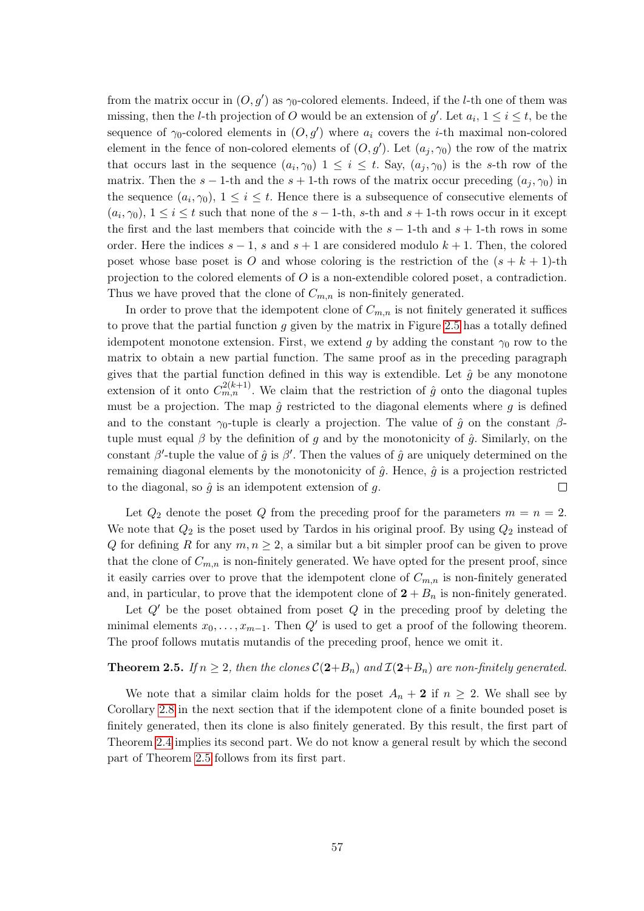from the matrix occur in $(O, g')$ as $\gamma_0$-colored elements. Indeed, if the $l$-th one of them was missing, then the $l$-th projection of $O$ would be an extension of $g'$. Let $a_i$, $1 \le i \le t$, be the sequence of $\gamma_0$-colored elements in $(O, g')$ where $a_i$ covers the $i$-th maximal non-colored element in the fence of non-colored elements of $(O, g')$. Let $(a_j, \gamma_0)$ the row of the matrix that occurs last in the sequence $(a_i, \gamma_0)$ $1 \le i \le t$. Say, $(a_j, \gamma_0)$ is the $s$-th row of the matrix. Then the $s-1$-th and the $s+1$-th rows of the matrix occur preceding $(a_j, \gamma_0)$ in the sequence $(a_i, \gamma_0)$, $1 \le i \le t$. Hence there is a subsequence of consecutive elements of $(a_i, \gamma_0)$, $1 \le i \le t$ such that none of the $s-1$-th, $s$-th and $s+1$-th rows occur in it except the first and the last members that coincide with the $s-1$-th and $s+1$-th rows in some order. Here the indices $s-1$, $s$ and $s+1$ are considered modulo $k+1$. Then, the colored poset whose base poset is $O$ and whose coloring is the restriction of the $(s+k+1)$-th projection to the colored elements of $O$ is a non-extendible colored poset, a contradiction. Thus we have proved that the clone of $C_{m,n}$ is non-finitely generated.

In order to prove that the idempotent clone of $C_{m,n}$ is not finitely generated it suffices to prove that the partial function $g$ given by the matrix in Figure 2.5 has a totally defined idempotent monotone extension. First, we extend $g$ by adding the constant $\gamma_0$ row to the matrix to obtain a new partial function. The same proof as in the preceding paragraph gives that the partial function defined in this way is extendible. Let $\hat{g}$ be any monotone extension of it onto $C_{m,n}^{2(k+1)}$. We claim that the restriction of $\hat{g}$ onto the diagonal tuples must be a projection. The map $\hat{g}$ restricted to the diagonal elements where $g$ is defined and to the constant $\gamma_0$-tuple is clearly a projection. The value of $\hat{g}$ on the constant $\beta$-tuple must equal $\beta$ by the definition of $g$ and by the monotonicity of $\hat{g}$. Similarly, on the constant $\beta'$-tuple the value of $\hat{g}$ is $\beta'$. Then the values of $\hat{g}$ are uniquely determined on the remaining diagonal elements by the monotonicity of $\hat{g}$. Hence, $\hat{g}$ is a projection restricted to the diagonal, so $\hat{g}$ is an idempotent extension of $g$. $\square$

Let $Q_2$ denote the poset $Q$ from the preceding proof for the parameters $m = n = 2$. We note that $Q_2$ is the poset used by Tardos in his original proof. By using $Q_2$ instead of $Q$ for defining $R$ for any $m, n \ge 2$, a similar but a bit simpler proof can be given to prove that the clone of $C_{m,n}$ is non-finitely generated. We have opted for the present proof, since it easily carries over to prove that the idempotent clone of $C_{m,n}$ is non-finitely generated and, in particular, to prove that the idempotent clone of $\mathbf{2} + B_n$ is non-finitely generated.

Let $Q'$ be the poset obtained from poset $Q$ in the preceding proof by deleting the minimal elements $x_0, \dots, x_{m-1}$. Then $Q'$ is used to get a proof of the following theorem. The proof follows mutatis mutandis of the preceding proof, hence we omit it.

**Theorem 2.5.** *If $n \ge 2$, then the clones $\mathcal{C}(\mathbf{2}+B_n)$ and $\mathcal{I}(\mathbf{2}+B_n)$ are non-finitely generated.*

We note that a similar claim holds for the poset $A_n + \mathbf{2}$ if $n \ge 2$. We shall see by Corollary 2.8 in the next section that if the idempotent clone of a finite bounded poset is finitely generated, then its clone is also finitely generated. By this result, the first part of Theorem 2.4 implies its second part. We do not know a general result by which the second part of Theorem 2.5 follows from its first part.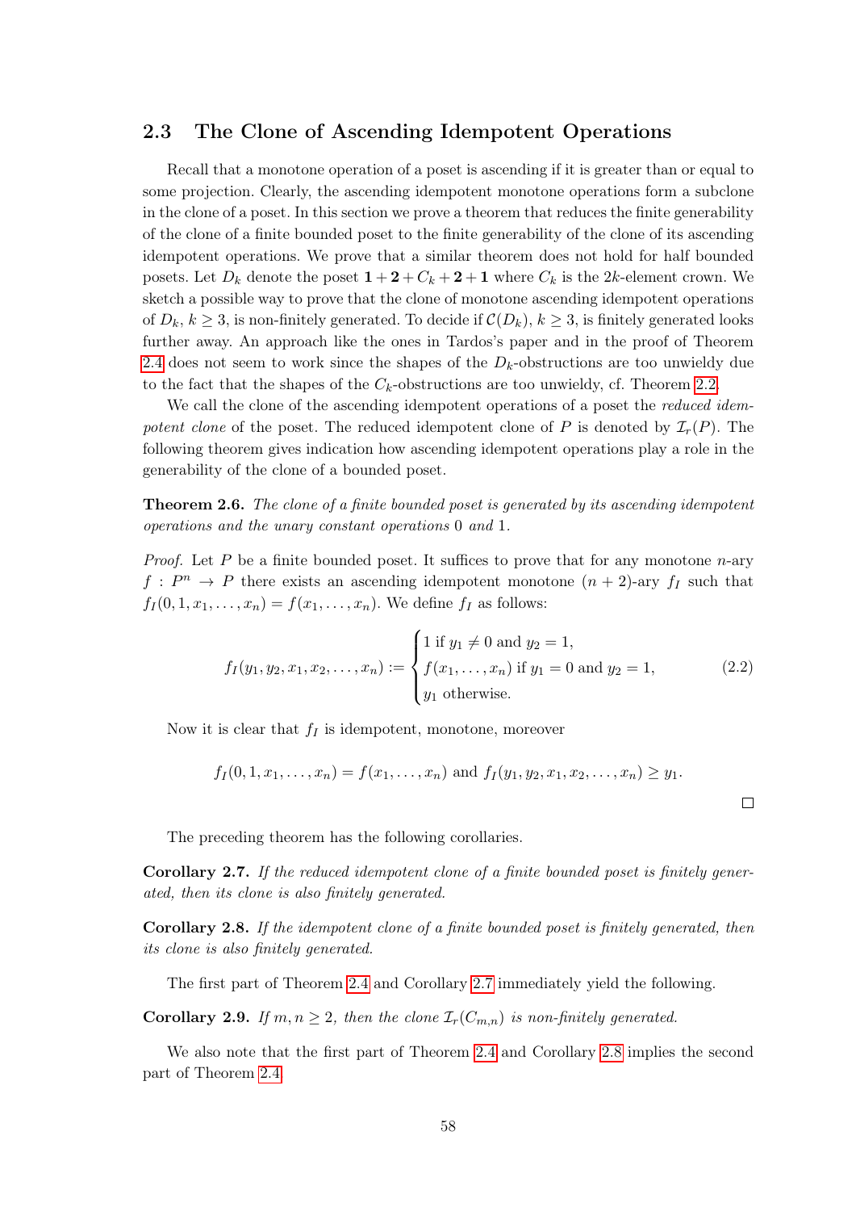## 2.3 The Clone of Ascending Idempotent Operations

Recall that a monotone operation of a poset is ascending if it is greater than or equal to some projection. Clearly, the ascending idempotent monotone operations form a subclone in the clone of a poset. In this section we prove a theorem that reduces the finite generability of the clone of a finite bounded poset to the finite generability of the clone of its ascending idempotent operations. We prove that a similar theorem does not hold for half bounded posets. Let $D_k$ denote the poset $\mathbf{1} + \mathbf{2} + C_k + \mathbf{2} + \mathbf{1}$ where $C_k$ is the $2k$-element crown. We sketch a possible way to prove that the clone of monotone ascending idempotent operations of $D_k$, $k \geq 3$, is non-finitely generated. To decide if $\mathcal{C}(D_k)$, $k \geq 3$, is finitely generated looks further away. An approach like the ones in Tardos's paper and in the proof of Theorem 2.4 does not seem to work since the shapes of the $D_k$-obstructions are too unwieldy due to the fact that the shapes of the $C_k$-obstructions are too unwieldy, cf. Theorem 2.2.

We call the clone of the ascending idempotent operations of a poset the *reduced idempotent clone* of the poset. The reduced idempotent clone of $P$ is denoted by $\mathcal{I}_r(P)$. The following theorem gives indication how ascending idempotent operations play a role in the generability of the clone of a bounded poset.

**Theorem 2.6.** *The clone of a finite bounded poset is generated by its ascending idempotent operations and the unary constant operations* 0 *and* 1.

*Proof.* Let $P$ be a finite bounded poset. It suffices to prove that for any monotone $n$-ary $f : P^n \to P$ there exists an ascending idempotent monotone $(n+2)$-ary $f_I$ such that $f_I(0, 1, x_1, \ldots, x_n) = f(x_1, \ldots, x_n)$. We define $f_I$ as follows:

$$f_I(y_1, y_2, x_1, x_2, \ldots, x_n) := \begin{cases} 1 \text{ if } y_1 \neq 0 \text{ and } y_2 = 1, \\ f(x_1, \ldots, x_n) \text{ if } y_1 = 0 \text{ and } y_2 = 1, \\ y_1 \text{ otherwise.} \end{cases} \tag{2.2}$$

Now it is clear that $f_I$ is idempotent, monotone, moreover

$$f_I(0, 1, x_1, \ldots, x_n) = f(x_1, \ldots, x_n) \text{ and } f_I(y_1, y_2, x_1, x_2, \ldots, x_n) \geq y_1.$$

□

The preceding theorem has the following corollaries.

**Corollary 2.7.** *If the reduced idempotent clone of a finite bounded poset is finitely generated, then its clone is also finitely generated.*

**Corollary 2.8.** *If the idempotent clone of a finite bounded poset is finitely generated, then its clone is also finitely generated.*

The first part of Theorem 2.4 and Corollary 2.7 immediately yield the following.

**Corollary 2.9.** *If* $m, n \geq 2$, *then the clone* $\mathcal{I}_r(C_{m,n})$ *is non-finitely generated.*

We also note that the first part of Theorem 2.4 and Corollary 2.8 implies the second part of Theorem 2.4.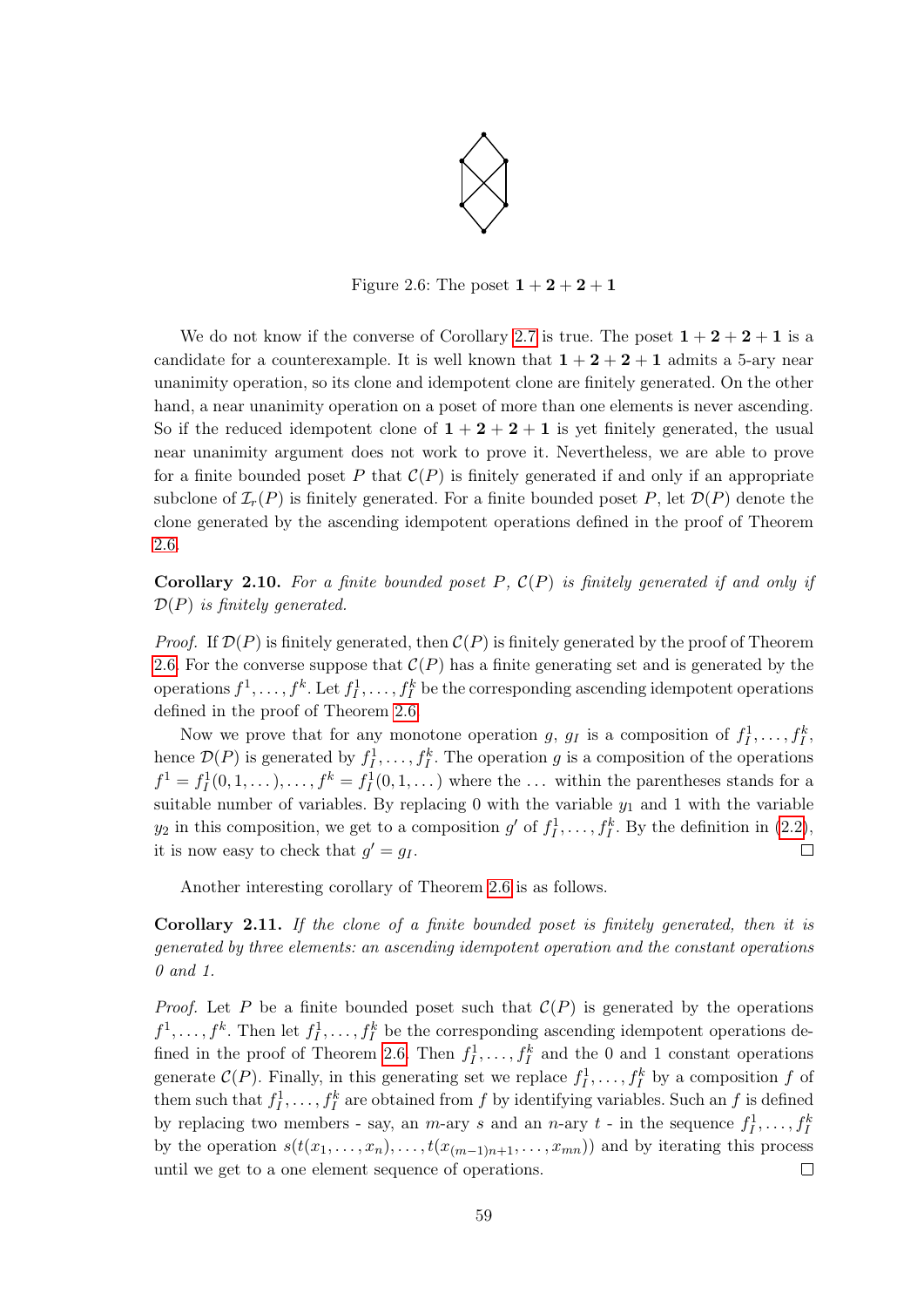Figure 2.6: The poset $\mathbf{1}+\mathbf{2}+\mathbf{2}+\mathbf{1}$

We do not know if the converse of Corollary 2.7 is true. The poset $\mathbf{1}+\mathbf{2}+\mathbf{2}+\mathbf{1}$ is a candidate for a counterexample. It is well known that $\mathbf{1}+\mathbf{2}+\mathbf{2}+\mathbf{1}$ admits a 5-ary near unanimity operation, so its clone and idempotent clone are finitely generated. On the other hand, a near unanimity operation on a poset of more than one elements is never ascending. So if the reduced idempotent clone of $\mathbf{1}+\mathbf{2}+\mathbf{2}+\mathbf{1}$ is yet finitely generated, the usual near unanimity argument does not work to prove it. Nevertheless, we are able to prove for a finite bounded poset $P$ that $\mathcal{C}(P)$ is finitely generated if and only if an appropriate subclone of $\mathcal{I}_r(P)$ is finitely generated. For a finite bounded poset $P$, let $\mathcal{D}(P)$ denote the clone generated by the ascending idempotent operations defined in the proof of Theorem 2.6.

**Corollary 2.10.** *For a finite bounded poset $P$, $\mathcal{C}(P)$ is finitely generated if and only if $\mathcal{D}(P)$ is finitely generated.*

*Proof.* If $\mathcal{D}(P)$ is finitely generated, then $\mathcal{C}(P)$ is finitely generated by the proof of Theorem 2.6. For the converse suppose that $\mathcal{C}(P)$ has a finite generating set and is generated by the operations $f^1, \dots, f^k$. Let $f^1_I, \dots, f^k_I$ be the corresponding ascending idempotent operations defined in the proof of Theorem 2.6.

Now we prove that for any monotone operation $g$, $g_I$ is a composition of $f^1_I, \dots, f^k_I$, hence $\mathcal{D}(P)$ is generated by $f^1_I, \dots, f^k_I$. The operation $g$ is a composition of the operations $f^1 = f^1_I(0, 1, \dots), \dots, f^k = f^1_I(0, 1, \dots)$ where the $\dots$ within the parentheses stands for a suitable number of variables. By replacing 0 with the variable $y_1$ and 1 with the variable $y_2$ in this composition, we get to a composition $g'$ of $f^1_I, \dots, f^k_I$. By the definition in (2.2), it is now easy to check that $g' = g_I$. □

Another interesting corollary of Theorem 2.6 is as follows.

**Corollary 2.11.** *If the clone of a finite bounded poset is finitely generated, then it is generated by three elements: an ascending idempotent operation and the constant operations 0 and 1.*

*Proof.* Let $P$ be a finite bounded poset such that $\mathcal{C}(P)$ is generated by the operations $f^1, \dots, f^k$. Then let $f^1_I, \dots, f^k_I$ be the corresponding idempotent operations defined in the proof of Theorem 2.6. Then $f^1_I, \dots, f^k_I$ and the 0 and 1 constant operations generate $\mathcal{C}(P)$. Finally, in this generating set we replace $f^1_I, \dots, f^k_I$ by a composition $f$ of them such that $f^1_I, \dots, f^k_I$ are obtained from $f$ by identifying variables. Such an $f$ is defined by replacing two members - say, an $m$-ary $s$ and an $n$-ary $t$ - in the sequence $f^1_I, \dots, f^k_I$ by the operation $s(t(x_1, \dots, x_n), \dots, t(x_{(m-1)n+1}, \dots, x_{mn}))$ and by iterating this process until we get to a one element sequence of operations. □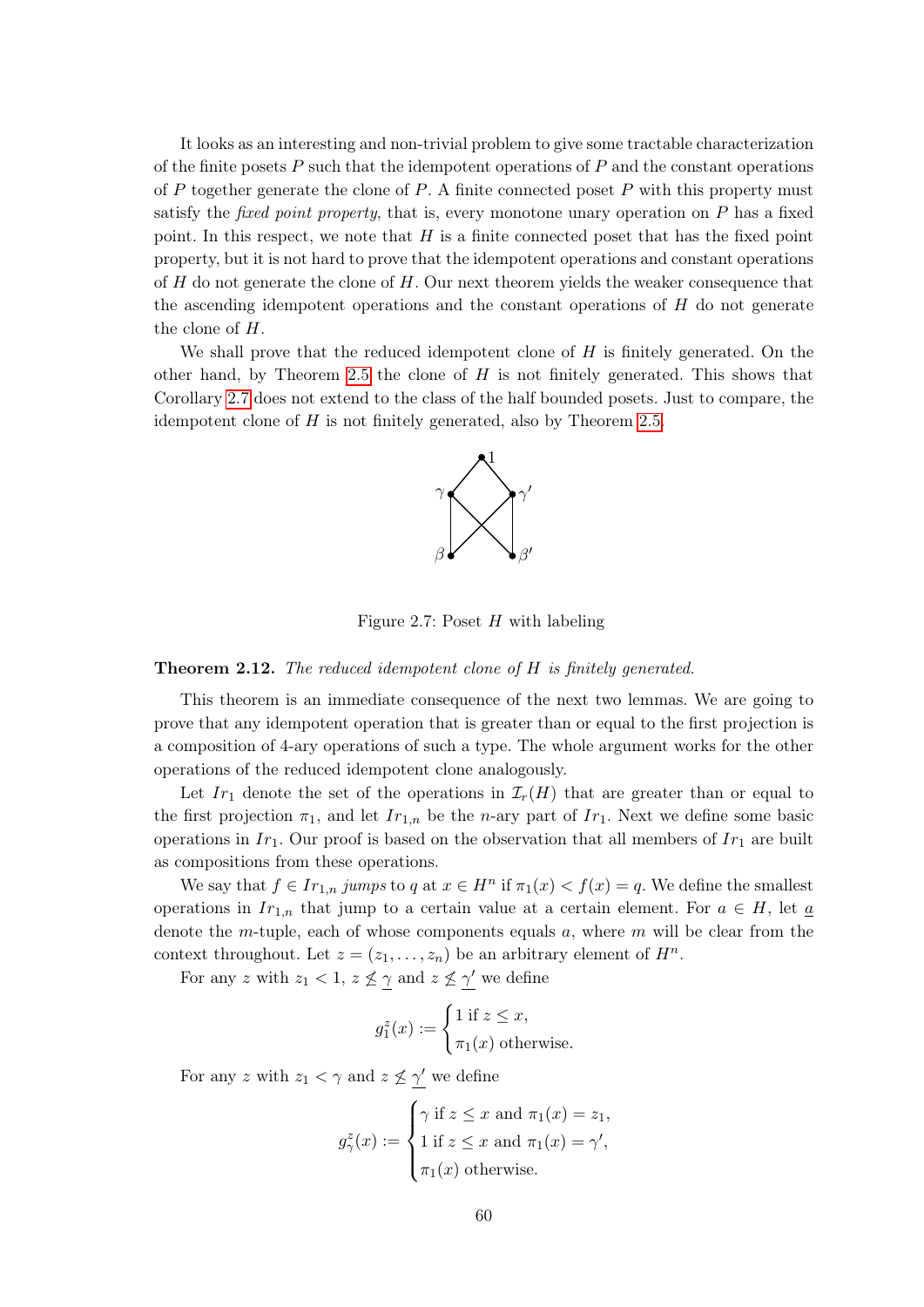It looks as an interesting and non-trivial problem to give some tractable characterization of the finite posets $P$ such that the idempotent operations of $P$ and the constant operations of $P$ together generate the clone of $P$. A finite connected poset $P$ with this property must satisfy the *fixed point property*, that is, every monotone unary operation on $P$ has a fixed point. In this respect, we note that $H$ is a finite connected poset that has the fixed point property, but it is not hard to prove that the idempotent operations and constant operations of $H$ do not generate the clone of $H$. Our next theorem yields the weaker consequence that the ascending idempotent operations and the constant operations of $H$ do not generate the clone of $H$.

We shall prove that the reduced idempotent clone of $H$ is finitely generated. On the other hand, by Theorem 2.5 the clone of $H$ is not finitely generated. This shows that Corollary 2.7 does not extend to the class of the half bounded posets. Just to compare, the idempotent clone of $H$ is not finitely generated, also by Theorem 2.5.

Figure 2.7: Poset $H$ with labeling

**Theorem 2.12.** *The reduced idempotent clone of $H$ is finitely generated.*

This theorem is an immediate consequence of the next two lemmas. We are going to prove that any idempotent operation that is greater than or equal to the first projection is a composition of 4-ary operations of such a type. The whole argument works for the other operations of the reduced idempotent clone analogously.

Let $Ir_1$ denote the set of the operations in $\mathcal{I}_r(H)$ that are greater than or equal to the first projection $\pi_1$, and let $Ir_{1,n}$ be the $n$-ary part of $Ir_1$. Next we define some basic operations in $Ir_1$. Our proof is based on the observation that all members of $Ir_1$ are built as compositions from these operations.

We say that $f \in Ir_{1,n}$ *jumps* to $q$ at $x \in H^n$ if $\pi_1(x) < f(x) = q$. We define the smallest operations in $Ir_{1,n}$ that jump to a certain value at a certain element. For $a \in H$, let $\underline{a}$ denote the $m$-tuple, each of whose components equals $a$, where $m$ will be clear from the context throughout. Let $z = (z_1, \ldots, z_n)$ be an arbitrary element of $H^n$.

For any $z$ with $z_1 < 1$, $z \not\leq \underline{\gamma}$ and $z \not\leq \underline{\gamma'}$ we define

$$g_1^z(x) := \begin{cases} 1 \text{ if } z \leq x, \\ \pi_1(x) \text{ otherwise.} \end{cases}$$

For any $z$ with $z_1 < \gamma$ and $z \not\leq \underline{\gamma'}$ we define

$$g_\gamma^z(x) := \begin{cases} \gamma \text{ if } z \leq x \text{ and } \pi_1(x) = z_1, \\ 1 \text{ if } z \leq x \text{ and } \pi_1(x) = \gamma', \\ \pi_1(x) \text{ otherwise.} \end{cases}$$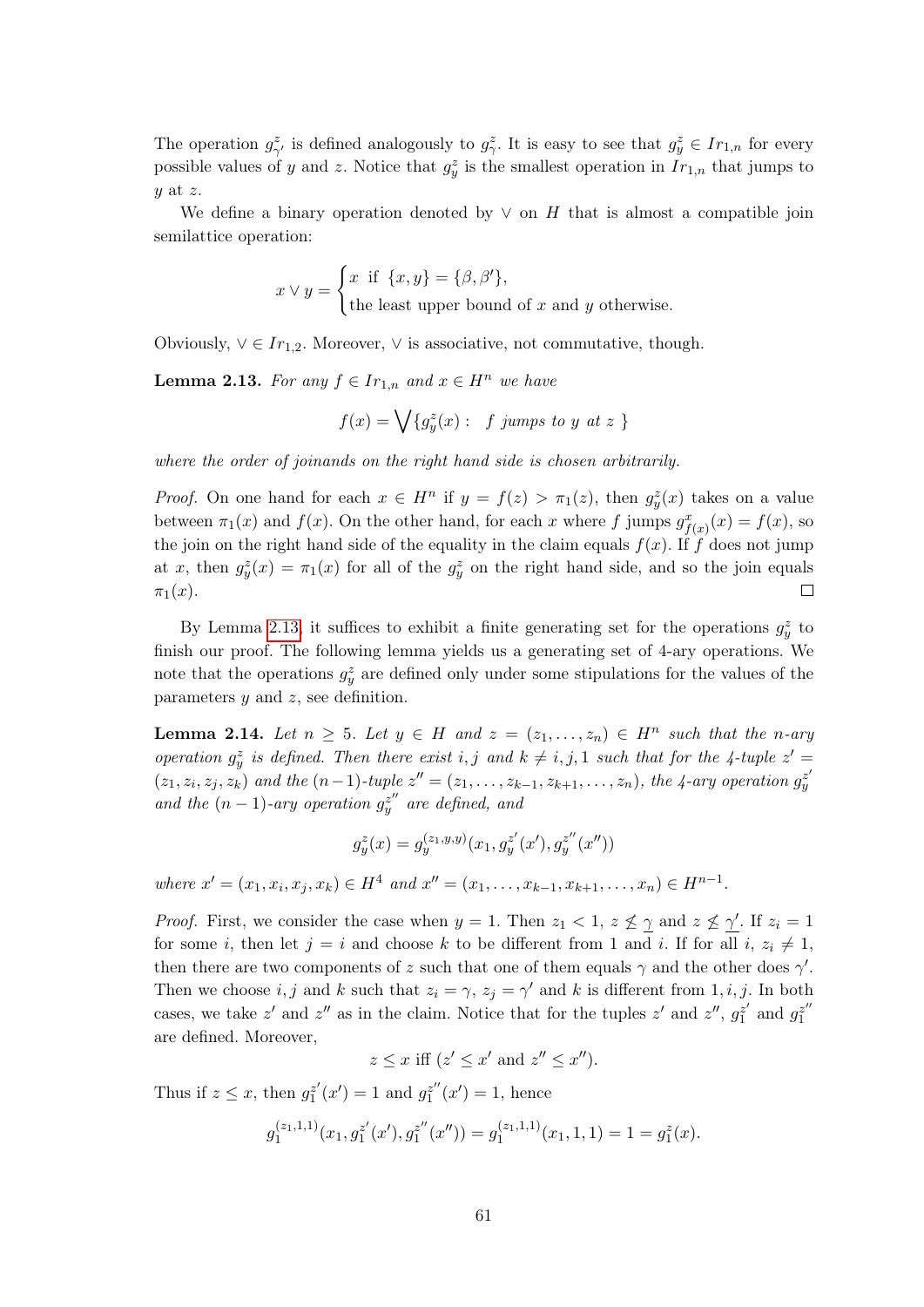The operation $g^z_{\gamma'}$ is defined analogously to $g^z_\gamma$. It is easy to see that $g^z_y \in Ir_{1,n}$ for every possible values of $y$ and $z$. Notice that $g^z_y$ is the smallest operation in $Ir_{1,n}$ that jumps to $y$ at $z$.

We define a binary operation denoted by $\vee$ on $H$ that is almost a compatible join semilattice operation:

$$x \vee y = \begin{cases} x \text{ if } \{x, y\} = \{\beta, \beta'\}, \\ \text{the least upper bound of } x \text{ and } y \text{ otherwise.} \end{cases}$$

Obviously, $\vee \in Ir_{1,2}$. Moreover, $\vee$ is associative, not commutative, though.

**Lemma 2.13.** *For any $f \in Ir_{1,n}$ and $x \in H^n$ we have*

$$f(x) = \bigvee \{g^z_y(x) : \ \ f \text{ jumps to } y \text{ at } z\ \}$$

*where the order of joinands on the right hand side is chosen arbitrarily.*

*Proof.* On one hand for each $x \in H^n$ if $y = f(z) > \pi_1(z)$, then $g^z_y(x)$ takes on a value between $\pi_1(x)$ and $f(x)$. On the other hand, for each $x$ where $f$ jumps $g^x_{f(x)}(x) = f(x)$, so the join on the right hand side of the equality in the claim equals $f(x)$. If $f$ does not jump at $x$, then $g^z_y(x) = \pi_1(x)$ for all of the $g^z_y$ on the right hand side, and so the join equals $\pi_1(x)$. ◻

By Lemma 2.13, it suffices to exhibit a finite generating set for the operations $g^z_y$ to finish our proof. The following lemma yields us a generating set of 4-ary operations. We note that the operations $g^z_y$ are defined only under some stipulations for the values of the parameters $y$ and $z$, see definition.

**Lemma 2.14.** *Let $n \geq 5$. Let $y \in H$ and $z = (z_1, \dots, z_n) \in H^n$ such that the $n$-ary operation $g^z_y$ is defined. Then there exist $i, j$ and $k \neq i, j, 1$ such that for the 4-tuple $z' = (z_1, z_i, z_j, z_k)$ and the $(n-1)$-tuple $z'' = (z_1, \dots, z_{k-1}, z_{k+1}, \dots, z_n)$, the 4-ary operation $g^{z'}_y$ and the $(n-1)$-ary operation $g^{z''}_y$ are defined, and*

$$g^z_y(x) = g^{(z_1,y,y)}_y(x_1, g^{z'}_y(x'), g^{z''}_y(x''))$$

*where $x' = (x_1, x_i, x_j, x_k) \in H^4$ and $x'' = (x_1, \dots, x_{k-1}, x_{k+1}, \dots, x_n) \in H^{n-1}$.*

*Proof.* First, we consider the case when $y = 1$. Then $z_1 < 1$, $z \not\leq \underline{\gamma}$ and $z \not\leq \underline{\gamma'}$. If $z_i = 1$ for some $i$, then let $j = i$ and choose $k$ to be different from 1 and $i$. If for all $i$, $z_i \neq 1$, then there are two components of $z$ such that one of them equals $\gamma$ and the other does $\gamma'$. Then we choose $i, j$ and $k$ such that $z_i = \gamma$, $z_j = \gamma'$ and $k$ is different from $1, i, j$. In both cases, we take $z'$ and $z''$ as in the claim. Notice that for the tuples $z'$ and $z''$, $g^{z'}_1$ and $g^{z''}_1$ are defined. Moreover,

$$z \leq x \text{ iff } (z' \leq x' \text{ and } z'' \leq x'').$$

Thus if $z \leq x$, then $g^{z'}_1(x') = 1$ and $g^{z''}_1(x') = 1$, hence

$$g^{(z_1,1,1)}_1(x_1, g^{z'}_1(x'), g^{z''}_1(x'')) = g^{(z_1,1,1)}_1(x_1, 1, 1) = 1 = g^z_1(x).$$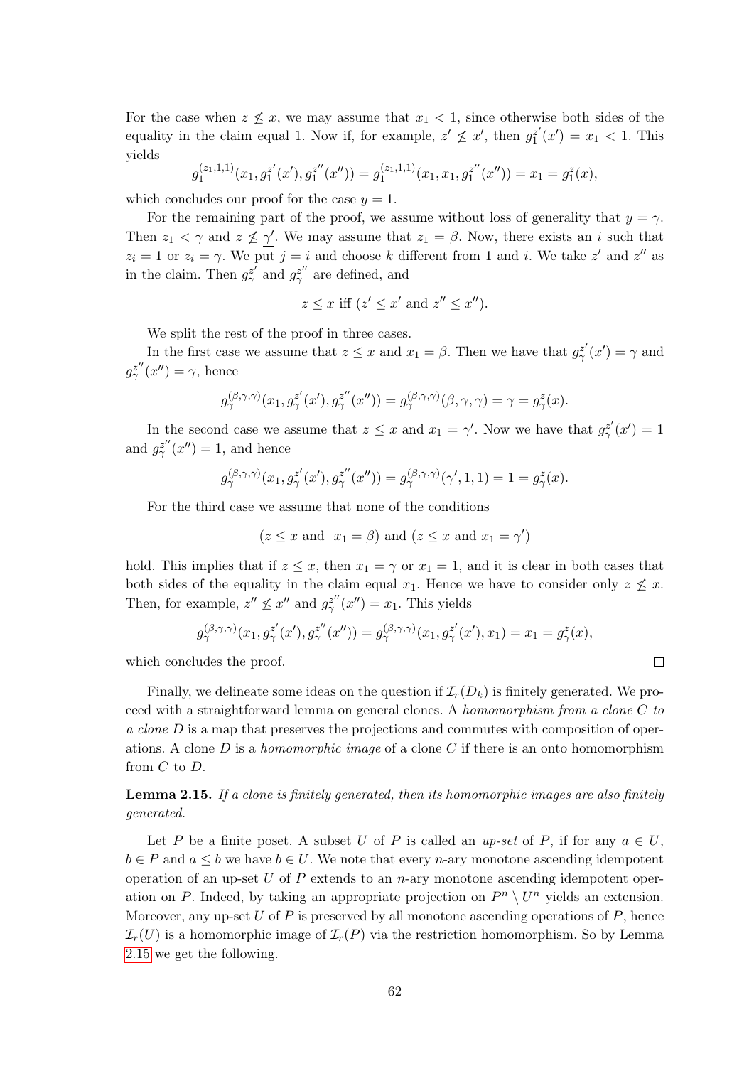For the case when $z \not\leq x$, we may assume that $x_1 < 1$, since otherwise both sides of the equality in the claim equal 1. Now if, for example, $z' \not\leq x'$, then $g_1^{z'}(x') = x_1 < 1$. This yields

$$g_1^{(z_1,1,1)}(x_1, g_1^{z'}(x'), g_1^{z''}(x'')) = g_1^{(z_1,1,1)}(x_1, x_1, g_1^{z''}(x'')) = x_1 = g_1^z(x),$$

which concludes our proof for the case $y = 1$.

For the remaining part of the proof, we assume without loss of generality that $y = \gamma$. Then $z_1 < \gamma$ and $z \not\leq \underline{\gamma}'$. We may assume that $z_1 = \beta$. Now, there exists an $i$ such that $z_i = 1$ or $z_i = \gamma$. We put $j = i$ and choose $k$ different from 1 and $i$. We take $z'$ and $z''$ as in the claim. Then $g_\gamma^{z'}$ and $g_\gamma^{z''}$ are defined, and

$$z \leq x \text{ iff } (z' \leq x' \text{ and } z'' \leq x'').$$

We split the rest of the proof in three cases.

In the first case we assume that $z \leq x$ and $x_1 = \beta$. Then we have that $g_\gamma^{z'}(x') = \gamma$ and $g_\gamma^{z''}(x'') = \gamma$, hence

$$g_\gamma^{(\beta,\gamma,\gamma)}(x_1, g_\gamma^{z'}(x'), g_\gamma^{z''}(x'')) = g_\gamma^{(\beta,\gamma,\gamma)}(\beta, \gamma, \gamma) = \gamma = g_\gamma^z(x).$$

In the second case we assume that $z \leq x$ and $x_1 = \gamma'$. Now we have that $g_\gamma^{z'}(x') = 1$ and $g_\gamma^{z''}(x'') = 1$, and hence

$$g_\gamma^{(\beta,\gamma,\gamma)}(x_1, g_\gamma^{z'}(x'), g_\gamma^{z''}(x'')) = g_\gamma^{(\beta,\gamma,\gamma)}(\gamma', 1, 1) = 1 = g_\gamma^z(x).$$

For the third case we assume that none of the conditions

$$(z \leq x \text{ and } \; x_1 = \beta) \text{ and } (z \leq x \text{ and } x_1 = \gamma')$$

hold. This implies that if $z \leq x$, then $x_1 = \gamma$ or $x_1 = 1$, and it is clear in both cases that both sides of the equality in the claim equal $x_1$. Hence we have to consider only $z \not\leq x$. Then, for example, $z'' \not\leq x''$ and $g_\gamma^{z''}(x'') = x_1$. This yields

$$g_\gamma^{(\beta,\gamma,\gamma)}(x_1, g_\gamma^{z'}(x'), g_\gamma^{z''}(x'')) = g_\gamma^{(\beta,\gamma,\gamma)}(x_1, g_\gamma^{z'}(x'), x_1) = x_1 = g_\gamma^z(x),$$

which concludes the proof. □

Finally, we delineate some ideas on the question if $\mathcal{I}_r(D_k)$ is finitely generated. We proceed with a straightforward lemma on general clones. A *homomorphism from a clone $C$ to a clone $D$* is a map that preserves the projections and commutes with composition of operations. A clone $D$ is a *homomorphic image* of a clone $C$ if there is an onto homomorphism from $C$ to $D$.

**Lemma 2.15.** *If a clone is finitely generated, then its homomorphic images are also finitely generated.*

Let $P$ be a finite poset. A subset $U$ of $P$ is called an *up-set* of $P$, if for any $a \in U$, $b \in P$ and $a \leq b$ we have $b \in U$. We note that every $n$-ary monotone ascending idempotent operation of an up-set $U$ of $P$ extends to an $n$-ary monotone ascending idempotent operation on $P$. Indeed, by taking an appropriate projection on $P^n \setminus U^n$ yields an extension. Moreover, any up-set $U$ of $P$ is preserved by all monotone ascending operations of $P$, hence $\mathcal{I}_r(U)$ is a homomorphic image of $\mathcal{I}_r(P)$ via the restriction homomorphism. So by Lemma 2.15 we get the following.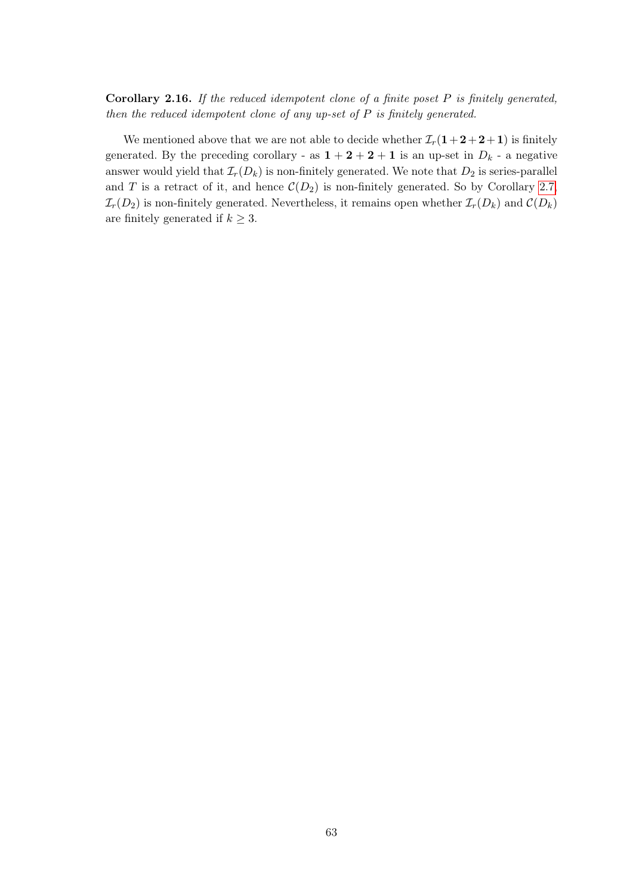**Corollary 2.16.** *If the reduced idempotent clone of a finite poset $P$ is finitely generated, then the reduced idempotent clone of any up-set of $P$ is finitely generated.*

We mentioned above that we are not able to decide whether $\mathcal{I}_r(\mathbf{1}+\mathbf{2}+\mathbf{2}+\mathbf{1})$ is finitely generated. By the preceding corollary - as $\mathbf{1}+\mathbf{2}+\mathbf{2}+\mathbf{1}$ is an up-set in $D_k$ - a negative answer would yield that $\mathcal{I}_r(D_k)$ is non-finitely generated. We note that $D_2$ is series-parallel and $T$ is a retract of it, and hence $\mathcal{C}(D_2)$ is non-finitely generated. So by Corollary 2.7, $\mathcal{I}_r(D_2)$ is non-finitely generated. Nevertheless, it remains open whether $\mathcal{I}_r(D_k)$ and $\mathcal{C}(D_k)$ are finitely generated if $k \geq 3$.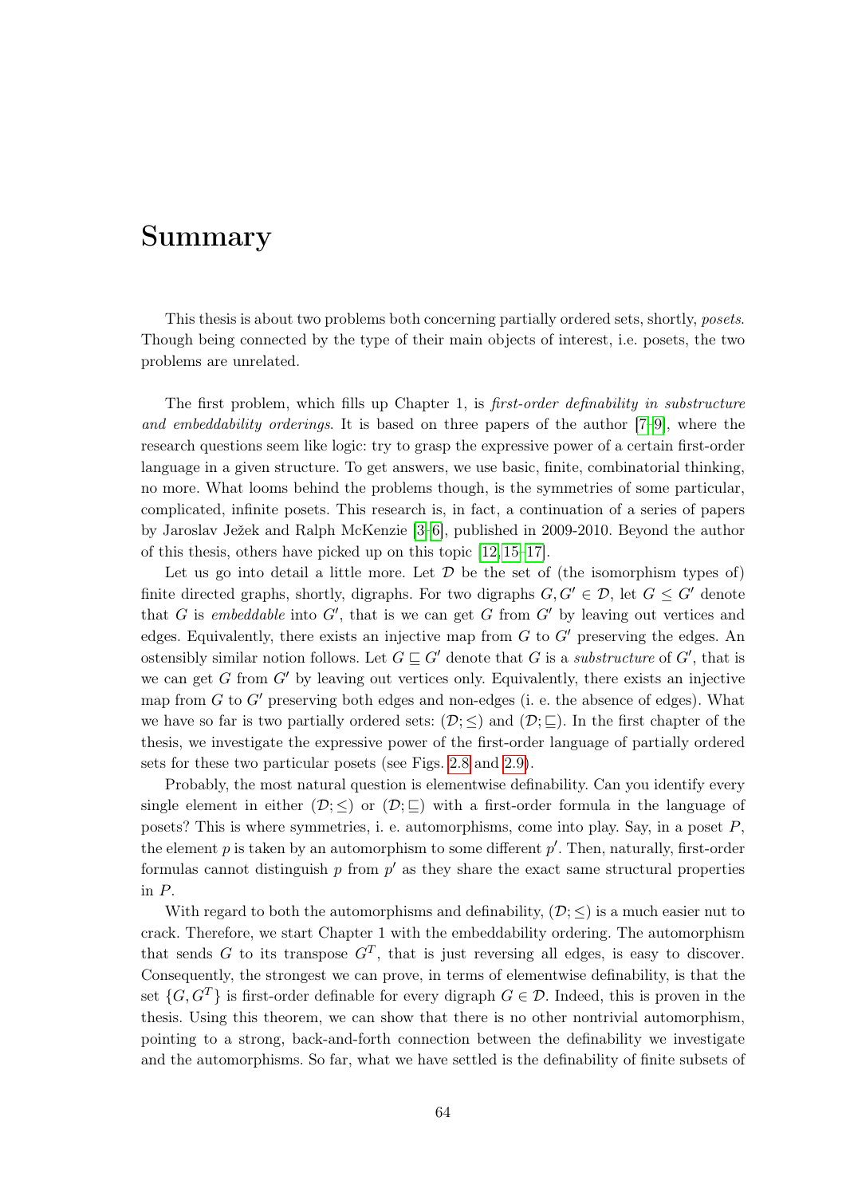# Summary

This thesis is about two problems both concerning partially ordered sets, shortly, *posets*. Though being connected by the type of their main objects of interest, i.e. posets, the two problems are unrelated.

The first problem, which fills up Chapter 1, is *first-order definability in substructure and embeddability orderings*. It is based on three papers of the author [7–9], where the research questions seem like logic: try to grasp the expressive power of a certain first-order language in a given structure. To get answers, we use basic, finite, combinatorial thinking, no more. What looms behind the problems though, is the symmetries of some particular, complicated, infinite posets. This research is, in fact, a continuation of a series of papers by Jaroslav Ježek and Ralph McKenzie [3–6], published in 2009-2010. Beyond the author of this thesis, others have picked up on this topic [12, 15–17].

Let us go into detail a little more. Let $\mathcal{D}$ be the set of (the isomorphism types of) finite directed graphs, shortly, digraphs. For two digraphs $G, G' \in \mathcal{D}$, let $G \leq G'$ denote that $G$ is *embeddable* into $G'$, that is we can get $G$ from $G'$ by leaving out vertices and edges. Equivalently, there exists an injective map from $G$ to $G'$ preserving the edges. An ostensibly similar notion follows. Let $G \sqsubseteq G'$ denote that $G$ is a *substructure* of $G'$, that is we can get $G$ from $G'$ by leaving out vertices only. Equivalently, there exists an injective map from $G$ to $G'$ preserving both edges and non-edges (i. e. the absence of edges). What we have so far is two partially ordered sets: $(\mathcal{D}; \leq)$ and $(\mathcal{D}; \sqsubseteq)$. In the first chapter of the thesis, we investigate the expressive power of the first-order language of partially ordered sets for these two particular posets (see Figs. 2.8 and 2.9).

Probably, the most natural question is elementwise definability. Can you identify every single element in either $(\mathcal{D}; \leq)$ or $(\mathcal{D}; \sqsubseteq)$ with a first-order formula in the language of posets? This is where symmetries, i. e. automorphisms, come into play. Say, in a poset $P$, the element $p$ is taken by an automorphism to some different $p'$. Then, naturally, first-order formulas cannot distinguish $p$ from $p'$ as they share the exact same structural properties in $P$.

With regard to both the automorphisms and definability, $(\mathcal{D}; \leq)$ is a much easier nut to crack. Therefore, we start Chapter 1 with the embeddability ordering. The automorphism that sends $G$ to its transpose $G^T$, that is just reversing all edges, is easy to discover. Consequently, the strongest we can prove, in terms of elementwise definability, is that the set $\{G, G^T\}$ is first-order definable for every digraph $G \in \mathcal{D}$. Indeed, this is proven in the thesis. Using this theorem, we can show that there is no other nontrivial automorphism, pointing to a strong, back-and-forth connection between the definability we investigate and the automorphisms. So far, what we have settled is the definability of finite subsets of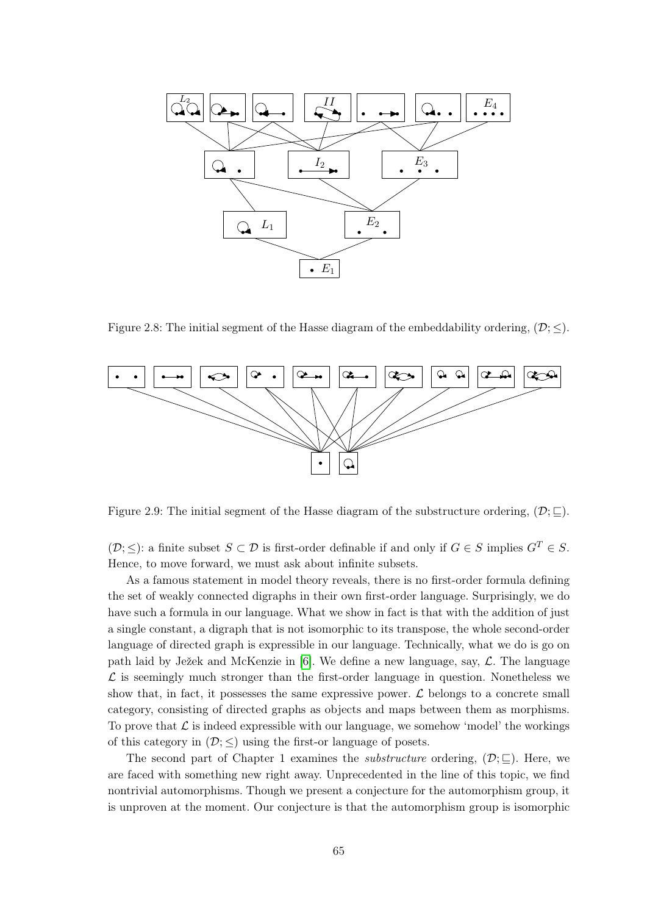Figure 2.8: The initial segment of the Hasse diagram of the embeddability ordering, $(\mathcal{D}; \leq)$.

Figure 2.9: The initial segment of the Hasse diagram of the substructure ordering, $(\mathcal{D}; \sqsubseteq)$.

$(\mathcal{D}; \leq)$: a finite subset $S \subset \mathcal{D}$ is first-order definable if and only if $G \in S$ implies $G^T \in S$. Hence, to move forward, we must ask about infinite subsets.

As a famous statement in model theory reveals, there is no first-order formula defining the set of weakly connected digraphs in their own first-order language. Surprisingly, we do have such a formula in our language. What we show in fact is that with the addition of just a single constant, a digraph that is not isomorphic to its transpose, the whole second-order language of directed graph is expressible in our language. Technically, what we do is go on path laid by Ježek and McKenzie in [6]. We define a new language, say, $\mathcal{L}$. The language $\mathcal{L}$ is seemingly much stronger than the first-order language in question. Nonetheless we show that, in fact, it possesses the same expressive power. $\mathcal{L}$ belongs to a concrete small category, consisting of directed graphs as objects and maps between them as morphisms. To prove that $\mathcal{L}$ is indeed expressible with our language, we somehow 'model' the workings of this category in $(\mathcal{D}; \leq)$ using the first-or language of posets.

The second part of Chapter 1 examines the *substructure* ordering, $(\mathcal{D}; \sqsubseteq)$. Here, we are faced with something new right away. Unprecedented in the line of this topic, we find nontrivial automorphisms. Though we present a conjecture for the automorphism group, it is unproven at the moment. Our conjecture is that the automorphism group is isomorphic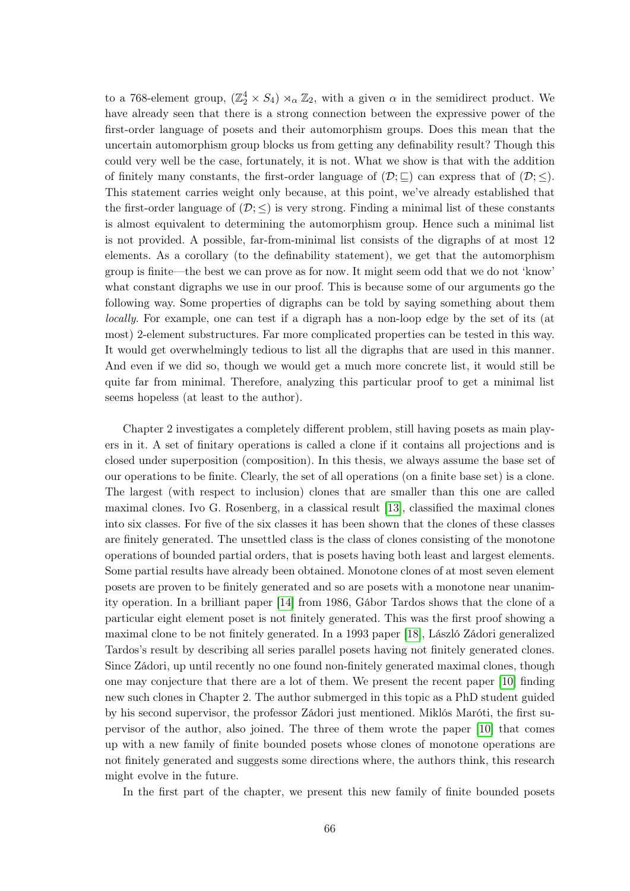to a 768-element group, $(\mathbb{Z}_2^4 \times S_4) \rtimes_\alpha \mathbb{Z}_2$, with a given $\alpha$ in the semidirect product. We have already seen that there is a strong connection between the expressive power of the first-order language of posets and their automorphism groups. Does this mean that the uncertain automorphism group blocks us from getting any definability result? Though this could very well be the case, fortunately, it is not. What we show is that with the addition of finitely many constants, the first-order language of $(\mathcal{D}; \sqsubseteq)$ can express that of $(\mathcal{D}; \leq)$. This statement carries weight only because, at this point, we've already established that the first-order language of $(\mathcal{D}; \leq)$ is very strong. Finding a minimal list of these constants is almost equivalent to determining the automorphism group. Hence such a minimal list is not provided. A possible, far-from-minimal list consists of the digraphs of at most 12 elements. As a corollary (to the definability statement), we get that the automorphism group is finite—the best we can prove as for now. It might seem odd that we do not 'know' what constant digraphs we use in our proof. This is because some of our arguments go the following way. Some properties of digraphs can be told by saying something about them *locally*. For example, one can test if a digraph has a non-loop edge by the set of its (at most) 2-element substructures. Far more complicated properties can be tested in this way. It would get overwhelmingly tedious to list all the digraphs that are used in this manner. And even if we did so, though we would get a much more concrete list, it would still be quite far from minimal. Therefore, analyzing this particular proof to get a minimal list seems hopeless (at least to the author).

Chapter 2 investigates a completely different problem, still having posets as main players in it. A set of finitary operations is called a clone if it contains all projections and is closed under superposition (composition). In this thesis, we always assume the base set of our operations to be finite. Clearly, the set of all operations (on a finite base set) is a clone. The largest (with respect to inclusion) clones that are smaller than this one are called maximal clones. Ivo G. Rosenberg, in a classical result [13], classified the maximal clones into six classes. For five of the six classes it has been shown that the clones of these classes are finitely generated. The unsettled class is the class of clones consisting of the monotone operations of bounded partial orders, that is posets having both least and largest elements. Some partial results have already been obtained. Monotone clones of at most seven element posets are proven to be finitely generated and so are posets with a monotone near unanimity operation. In a brilliant paper [14] from 1986, Gábor Tardos shows that the clone of a particular eight element poset is not finitely generated. This was the first proof showing a maximal clone to be not finitely generated. In a 1993 paper [18], László Zádori generalized Tardos's result by describing all series parallel posets having not finitely generated clones. Since Zádori, up until recently no one found non-finitely generated maximal clones, though one may conjecture that there are a lot of them. We present the recent paper [10] finding new such clones in Chapter 2. The author submerged in this topic as a PhD student guided by his second supervisor, the professor Zádori just mentioned. Miklós Maróti, the first supervisor of the author, also joined. The three of them wrote the paper [10] that comes up with a new family of finite bounded posets whose clones of monotone operations are not finitely generated and suggests some directions where, the authors think, this research might evolve in the future.

In the first part of the chapter, we present this new family of finite bounded posets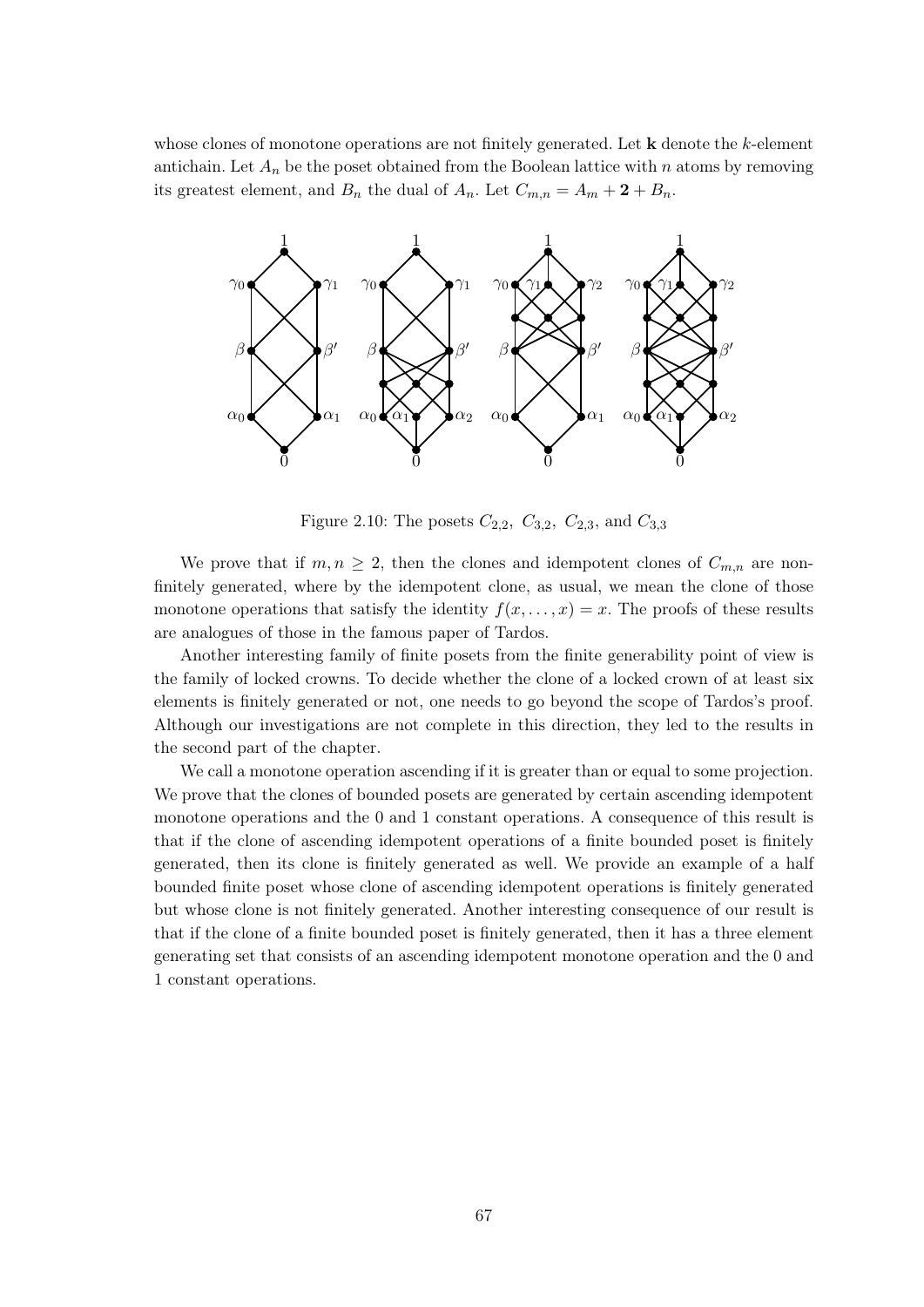whose clones of monotone operations are not finitely generated. Let $\mathbf{k}$ denote the $k$-element antichain. Let $A_n$ be the poset obtained from the Boolean lattice with $n$ atoms by removing its greatest element, and $B_n$ the dual of $A_n$. Let $C_{m,n} = A_m + \mathbf{2} + B_n$.

Figure 2.10: The posets $C_{2,2},\ C_{3,2},\ C_{2,3}$, and $C_{3,3}$

We prove that if $m, n \geq 2$, then the clones and idempotent clones of $C_{m,n}$ are non-finitely generated, where by the idempotent clone, as usual, we mean the clone of those monotone operations that satisfy the identity $f(x, \ldots, x) = x$. The proofs of these results are analogues of those in the famous paper of Tardos.

Another interesting family of finite posets from the finite generability point of view is the family of locked crowns. To decide whether the clone of a locked crown of at least six elements is finitely generated or not, one needs to go beyond the scope of Tardos's proof. Although our investigations are not complete in this direction, they led to the results in the second part of the chapter.

We call a monotone operation ascending if it is greater than or equal to some projection. We prove that the clones of bounded posets are generated by certain ascending idempotent monotone operations and the 0 and 1 constant operations. A consequence of this result is that if the clone of ascending idempotent operations of a finite bounded poset is finitely generated, then its clone is finitely generated as well. We provide an example of a half bounded finite poset whose clone of ascending idempotent operations is finitely generated but whose clone is not finitely generated. Another interesting consequence of our result is that if the clone of a finite bounded poset is finitely generated, then it has a three element generating set that consists of an ascending idempotent monotone operation and the 0 and 1 constant operations.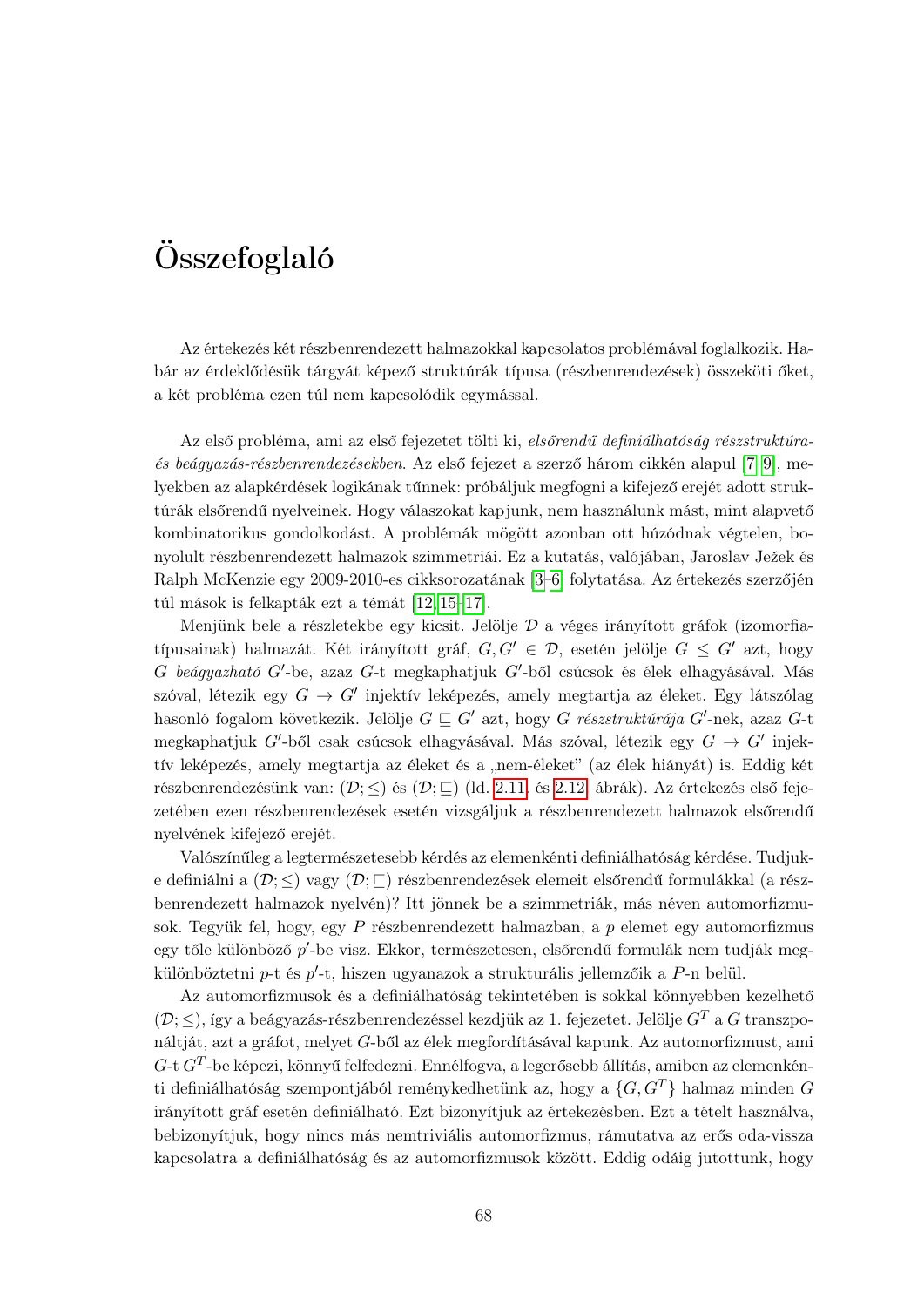# Összefoglaló

Az értekezés két részbenrendezett halmazokkal kapcsolatos problémával foglalkozik. Habár az érdeklődésük tárgyát képező struktúrák típusa (részbenrendezések) összeköti őket, a két probléma ezen túl nem kapcsolódik egymással.

Az első probléma, ami az első fejezetet tölti ki, *elsőrendű definiálhatóság részstruktúra- és beágyazás-részbenrendezésekben*. Az első fejezet a szerző három cikkén alapul [7–9], melyekben az alapkérdések logikának tűnnek: próbáljuk megfogni a kifejező erejét adott struktúrák elsőrendű nyelveinek. Hogy válaszokat kapjunk, nem használunk mást, mint alapvető kombinatorikus gondolkodást. A problémák mögött azonban ott húzódnak végtelen, bonyolult részbenrendezett halmazok szimmetriái. Ez a kutatás, valójában, Jaroslav Ježek és Ralph McKenzie egy 2009-2010-es cikksorozatának [3–6] folytatása. Az értekezés szerzőjén túl mások is felkapták ezt a témát [12, 15–17].

Menjünk bele a részletekbe egy kicsit. Jelölje $\mathcal{D}$ a véges irányított gráfok (izomorfiatípusainak) halmazát. Két irányított gráf, $G, G' \in \mathcal{D}$, esetén jelölje $G \leq G'$ azt, hogy $G$ *beágyazható* $G'$-be, azaz $G$-t megkaphatjuk $G'$-ből csúcsok és élek elhagyásával. Más szóval, létezik egy $G \to G'$ injektív leképezés, amely megtartja az éleket. Egy látszólag hasonló fogalom következik. Jelölje $G \sqsubseteq G'$ azt, hogy $G$ *részstruktúrája* $G'$-nek, azaz $G$-t megkaphatjuk $G'$-ből csak csúcsok elhagyásával. Más szóval, létezik egy $G \to G'$ injektív leképezés, amely megtartja az éleket és a „nem-éleket" (az élek hiányát) is. Eddig két részbenrendezésünk van: $(\mathcal{D}; \leq)$ és $(\mathcal{D}; \sqsubseteq)$ (ld. 2.11. és 2.12. ábrák). Az értekezés első fejezetében ezen részbenrendezések esetén vizsgáljuk a részbenrendezett halmazok elsőrendű nyelvének kifejező erejét.

Valószínűleg a legtermészetesebb kérdés az elemenkénti definiálhatóság kérdése. Tudjuk-e definiálni a $(\mathcal{D}; \leq)$ vagy $(\mathcal{D}; \sqsubseteq)$ részbenrendezések elemeit elsőrendű formulákkal (a részbenrendezett halmazok nyelvén)? Itt jönnek be a szimmetriák, más néven automorfizmusok. Tegyük fel, hogy, egy $P$ részbenrendezett halmazban, a $p$ elemet egy automorfizmus egy tőle különböző $p'$-be visz. Ekkor, természetesen, elsőrendű formulák nem tudják megkülönböztetni $p$-t és $p'$-t, hiszen ugyanazok a strukturális jellemzőik a $P$-n belül.

Az automorfizmusok és a definiálhatóság tekintetében is sokkal könnyebben kezelhető $(\mathcal{D}; \leq)$, így a beágyazás-részbenrendezéssel kezdjük az 1. fejezetet. Jelölje $G^T$ a $G$ transzponáltját, azt a gráfot, melyet $G$-ből az élek megfordításával kapunk. Az automorfizmust, ami $G$-t $G^T$-be képezi, könnyű felfedezni. Ennélfogva, a legerősebb állítás, amiben az elemenkénti definiálhatóság szempontjából reménykedhetünk az, hogy a $\{G, G^T\}$ halmaz minden $G$ irányított gráf esetén definiálható. Ezt bizonyítjuk az értekezésben. Ezt a tételt használva, bebizonyítjuk, hogy nincs más nemtriviális automorfizmus, rámutatva az erős oda-vissza kapcsolatra a definiálhatóság és az automorfizmusok között. Eddig odáig jutottunk, hogy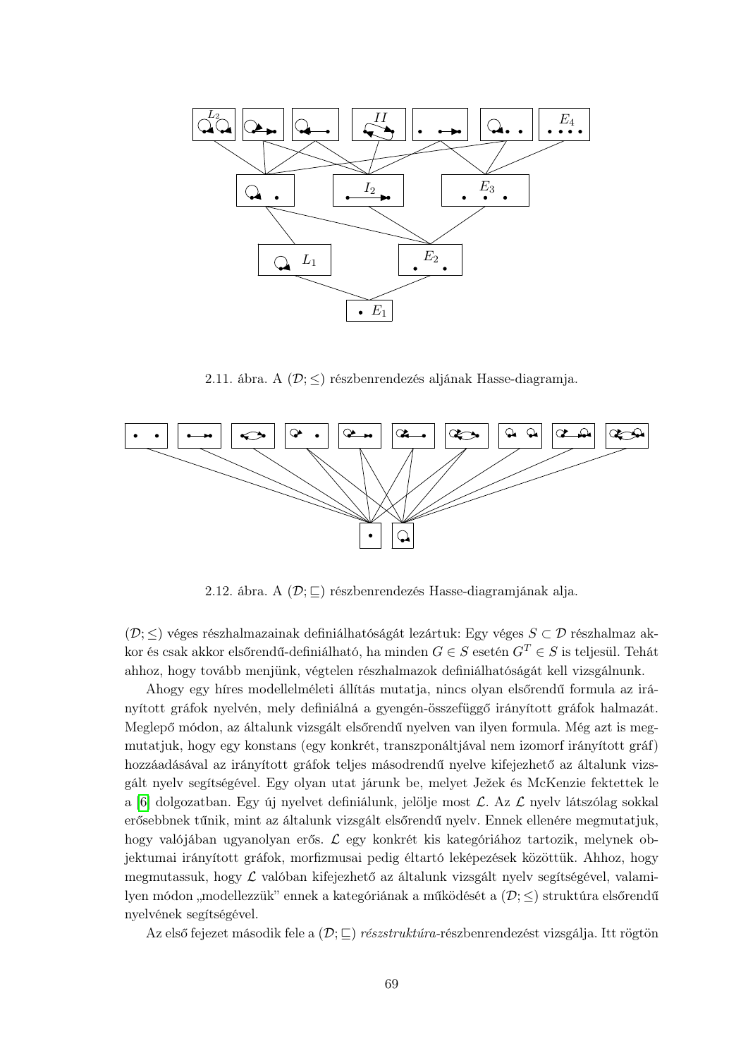2.11. ábra. A $(\mathcal{D}; \leq)$ részbenrendezés aljának Hasse-diagramja.

2.12. ábra. A $(\mathcal{D}; \sqsubseteq)$ részbenrendezés Hasse-diagramjának alja.

$(\mathcal{D}; \leq)$ véges részhalmazainak definiálhatóságát lezártuk: Egy véges $S \subset \mathcal{D}$ részhalmaz akkor és csak akkor elsőrendű-definiálható, ha minden $G \in S$ esetén $G^T \in S$ is teljesül. Tehát ahhoz, hogy tovább menjünk, végtelen részhalmazok definiálhatóságát kell vizsgálnunk.

Ahogy egy híres modellelméleti állítás mutatja, nincs olyan elsőrendű formula az irányított gráfok nyelvén, mely definiálná a gyengén-összefüggő irányított gráfok halmazát. Meglepő módon, az általunk vizsgált elsőrendű nyelven van ilyen formula. Még azt is megmutatjuk, hogy egy konstans (egy konkrét, transzponáltjával nem izomorf irányított gráf) hozzáadásával az irányított gráfok teljes másodrendű nyelve kifejezhető az általunk vizsgált nyelv segítségével. Egy olyan utat járunk be, melyet Ježek és McKenzie fektettek le a [6] dolgozatban. Egy új nyelvet definiálunk, jelölje most $\mathcal{L}$. Az $\mathcal{L}$ nyelv látszólag sokkal erősebbnek tűnik, mint az általunk vizsgált elsőrendű nyelv. Ennek ellenére megmutatjuk, hogy valójában ugyanolyan erős. $\mathcal{L}$ egy konkrét kis kategóriához tartozik, melynek objektumai irányított gráfok, morfizmusai pedig éltartó leképezések közöttük. Ahhoz, hogy megmutassuk, hogy $\mathcal{L}$ valóban kifejezhető az általunk vizsgált nyelv segítségével, valamilyen módon „modellezzük" ennek a kategóriának a működését a $(\mathcal{D}; \leq)$ struktúra elsőrendű nyelvének segítségével.

Az első fejezet második fele a $(\mathcal{D}; \sqsubseteq)$ *részstruktúra*-részbenrendezést vizsgálja. Itt rögtön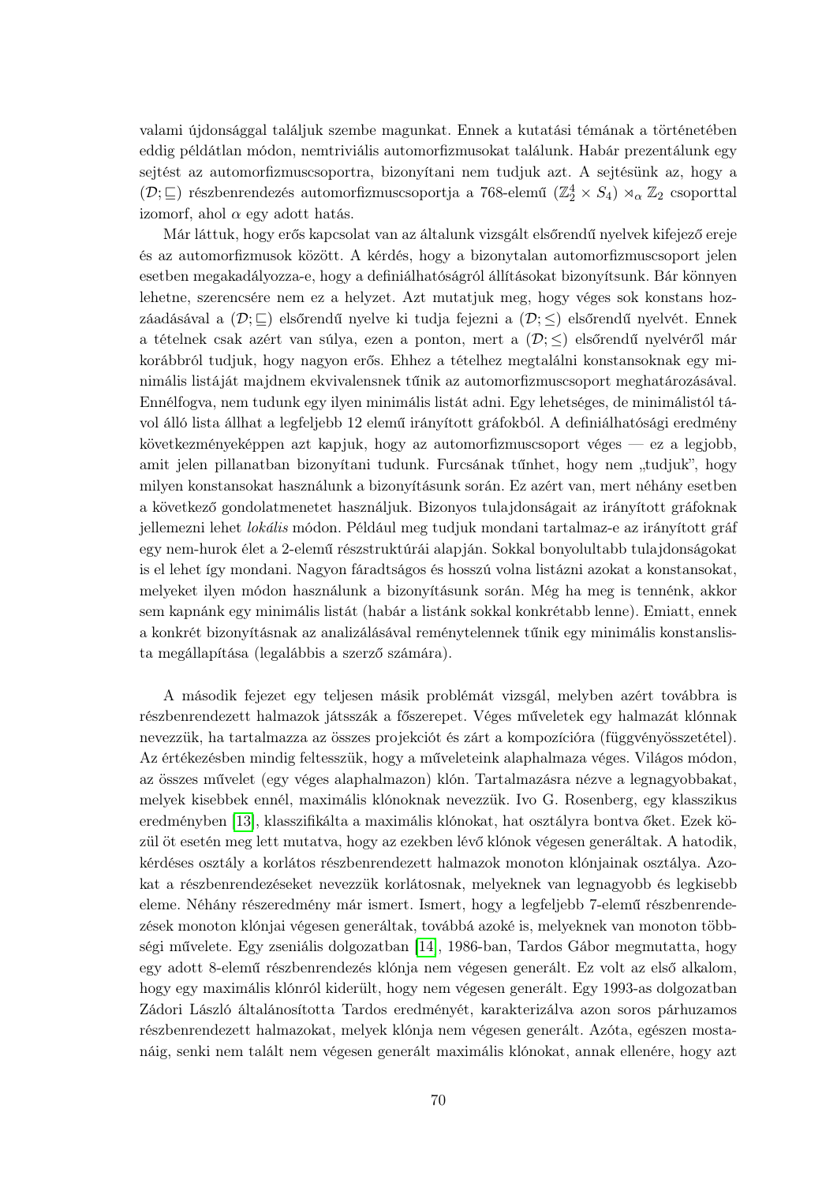valami újdonsággal találjuk szembe magunkat. Ennek a kutatási témának a történetében eddig példátlan módon, nemtriviális automorfizmusokat találunk. Habár prezentálunk egy sejtést az automorfizmuscsoportra, bizonyítani nem tudjuk azt. A sejtésünk az, hogy a $(\mathcal{D}; \sqsubseteq)$ részbenrendezés automorfizmuscsoportja a 768-elemű $(\mathbb{Z}_2^4 \times S_4) \rtimes_\alpha \mathbb{Z}_2$ csoporttal izomorf, ahol $\alpha$ egy adott hatás.

Már láttuk, hogy erős kapcsolat van az általunk vizsgált elsőrendű nyelvek kifejező ereje és az automorfizmusok között. A kérdés, hogy a bizonytalan automorfizmuscsoport jelen esetben megakadályozza-e, hogy a definiálhatóságról állításokat bizonyítsunk. Bár könnyen lehetne, szerencsére nem ez a helyzet. Azt mutatjuk meg, hogy véges sok konstans hozzáadásával a $(\mathcal{D}; \sqsubseteq)$ elsőrendű nyelve ki tudja fejezni a $(\mathcal{D}; \leq)$ elsőrendű nyelvét. Ennek a tételnek csak azért van súlya, ezen a ponton, mert a $(\mathcal{D}; \leq)$ elsőrendű nyelvéről már korábbról tudjuk, hogy nagyon erős. Ehhez a tételhez megtalálni konstansoknak egy minimális listáját majdnem ekvivalensnek tűnik az automorfizmuscsoport meghatározásával. Ennélfogva, nem tudunk egy ilyen minimális listát adni. Egy lehetséges, de minimálistól távol álló lista állhat a legfeljebb 12 elemű irányított gráfokból. A definiálhatósági eredmény következményeképpen azt kapjuk, hogy az automorfizmuscsoport véges — ez a legjobb, amit jelen pillanatban bizonyítani tudunk. Furcsának tűnhet, hogy nem „tudjuk", hogy milyen konstansokat használunk a bizonyításunk során. Ez azért van, mert néhány esetben a következő gondolatmenetet használjuk. Bizonyos tulajdonságait az irányított gráfoknak jellemezni lehet *lokális* módon. Például meg tudjuk mondani tartalmaz-e az irányított gráf egy nem-hurok élet a 2-elemű részstruktúrái alapján. Sokkal bonyolultabb tulajdonságokat is el lehet így mondani. Nagyon fáradtságos és hosszú volna listázni azokat a konstansokat, melyeket ilyen módon használunk a bizonyításunk során. Még ha meg is tennénk, akkor sem kapnánk egy minimális listát (habár a listánk sokkal konkrétabb lenne). Emiatt, ennek a konkrét bizonyításnak az analizálásával reménytelennek tűnik egy minimális konstanslista megállapítása (legalábbis a szerző számára).

A második fejezet egy teljesen másik problémát vizsgál, melyben azért továbbra is részbenrendezett halmazok játsszák a főszerepet. Véges műveletek egy halmazát klónnak nevezzük, ha tartalmazza az összes projekciót és zárt a kompozícióra (függvényösszetétel). Az értekezésben mindig feltesszük, hogy a műveleteink alaphalmaza véges. Világos módon, az összes művelet (egy véges alaphalmazon) klón. Tartalmazásra nézve a legnagyobbakat, melyek kisebbek ennél, maximális klónoknak nevezzük. Ivo G. Rosenberg, egy klasszikus eredményben [13], klasszifikálta a maximális klónokat, hat osztályra bontva őket. Ezek közül öt esetén meg lett mutatva, hogy az ezekben lévő klónok végesen generáltak. A hatodik, kérdéses osztály a korlátos részbenrendezett halmazok monoton klónjainak osztálya. Azokat a részbenrendezéseket nevezzük korlátosnak, melyeknek van legnagyobb és legkisebb eleme. Néhány részeredmény már ismert. Ismert, hogy a legfeljebb 7-elemű részbenrendezések monoton klónjai végesen generáltak, továbbá azoké is, melyeknek van monoton többségi művelete. Egy zseniális dolgozatban [14], 1986-ban, Tardos Gábor megmutatta, hogy egy adott 8-elemű részbenrendezés klónja nem végesen generált. Ez volt az első alkalom, hogy egy maximális klónról kiderült, hogy nem végesen generált. Egy 1993-as dolgozatban Zádori László általánosította Tardos eredményét, karakterizálva azon soros párhuzamos részbenrendezett halmazokat, melyek klónja nem végesen generált. Azóta, egészen mostanáig, senki nem talált nem végesen generált maximális klónokat, annak ellenére, hogy azt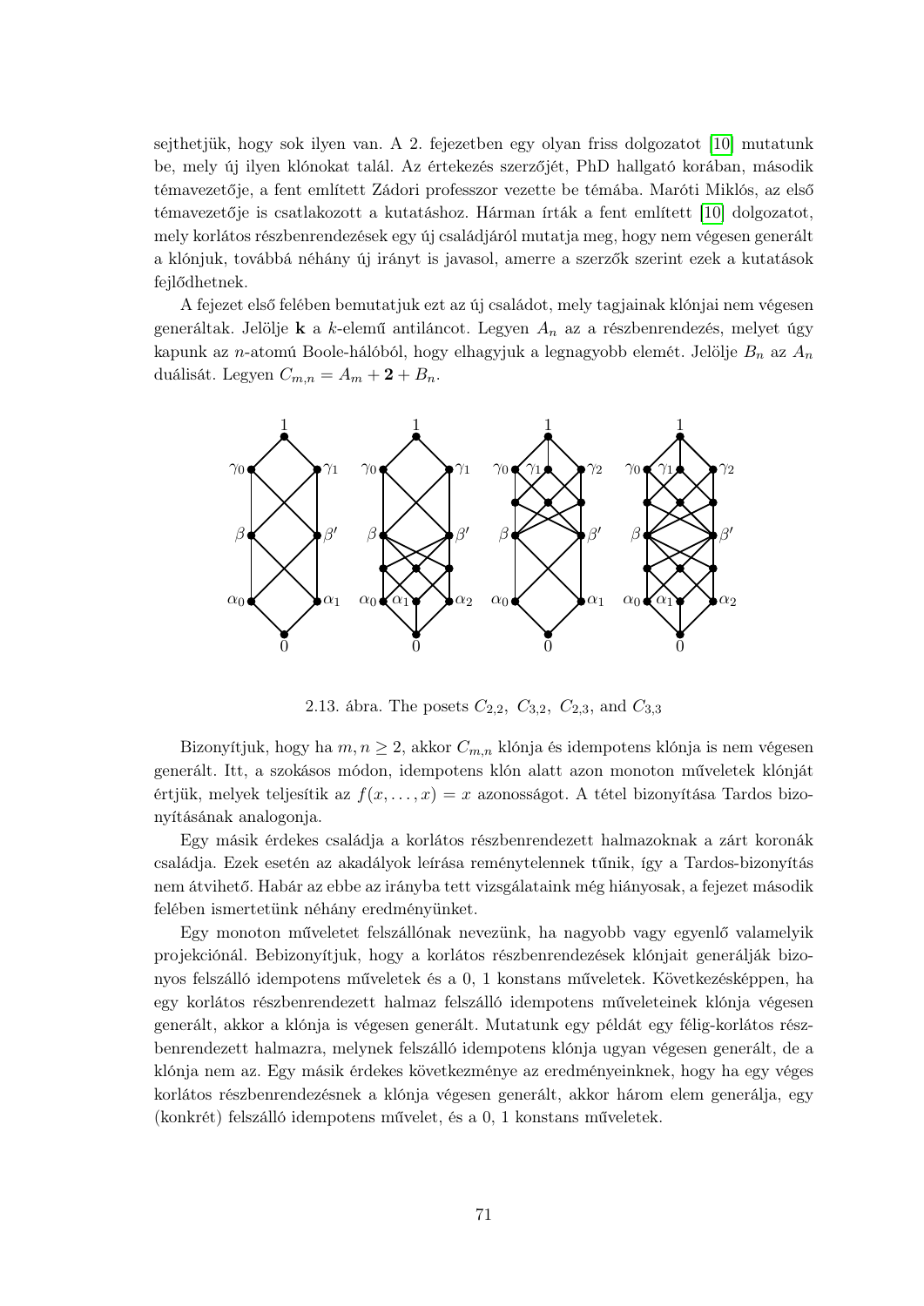sejthetjük, hogy sok ilyen van. A 2. fejezetben egy olyan friss dolgozatot [10] mutatunk be, mely új ilyen klónokat talál. Az értekezés szerzőjét, PhD hallgató korában, második témavezetője, a fent említett Zádori professzor vezette be témába. Maróti Miklós, az első témavezetője is csatlakozott a kutatáshoz. Hárman írták a fent említett [10] dolgozatot, mely korlátos részbenrendezések egy új családjáról mutatja meg, hogy nem végesen generált a klónjuk, továbbá néhány új irányt is javasol, amerre a szerzők szerint ezek a kutatások fejlődhetnek.

A fejezet első felében bemutatjuk ezt az új családot, mely tagjainak klónjai nem végesen generáltak. Jelölje $\mathbf{k}$ a $k$-elemű antiláncot. Legyen $A_n$ az a részbenrendezés, melyet úgy kapunk az $n$-atomú Boole-hálóból, hogy elhagyjuk a legnagyobb elemét. Jelölje $B_n$ az $A_n$ duálisát. Legyen $C_{m,n} = A_m + \mathbf{2} + B_n$.

2.13. ábra. The posets $C_{2,2}$, $C_{3,2}$, $C_{2,3}$, and $C_{3,3}$

Bizonyítjuk, hogy ha $m, n \geq 2$, akkor $C_{m,n}$ klónja és idempotens klónja is nem végesen generált. Itt, a szokásos módon, idempotens klón alatt azon monoton műveletek klónját értjük, melyek teljesítik az $f(x, \ldots, x) = x$ azonosságot. A tétel bizonyítása Tardos bizonyításának analogonja.

Egy másik érdekes családja a korlátos részbenrendezett halmazoknak a zárt koronák családja. Ezek esetén az akadályok leírása reménytelennek tűnik, így a Tardos-bizonyítás nem átvihető. Habár az ebbe az irányba tett vizsgálataink még hiányosak, a fejezet második felében ismertetünk néhány eredményünket.

Egy monoton műveletet felszállónak nevezünk, ha nagyobb vagy egyenlő valamelyik projekciónál. Bebizonyítjuk, hogy a korlátos részbenrendezések klónjait generálják bizonyos felszálló idempotens műveletek és a 0, 1 konstans műveletek. Következésképpen, ha egy korlátos részbenrendezett halmaz felszálló idempotens műveleteinek klónja végesen generált, akkor a klónja is végesen generált. Mutatunk egy példát egy félig-korlátos részbenrendezett halmazra, melynek felszálló idempotens klónja ugyan végesen generált, de a klónja nem az. Egy másik érdekes következménye az eredményeinknek, hogy ha egy véges korlátos részbenrendezésnek a klónja végesen generált, akkor három elem generálja, egy (konkrét) felszálló idempotens művelet, és a 0, 1 konstans műveletek.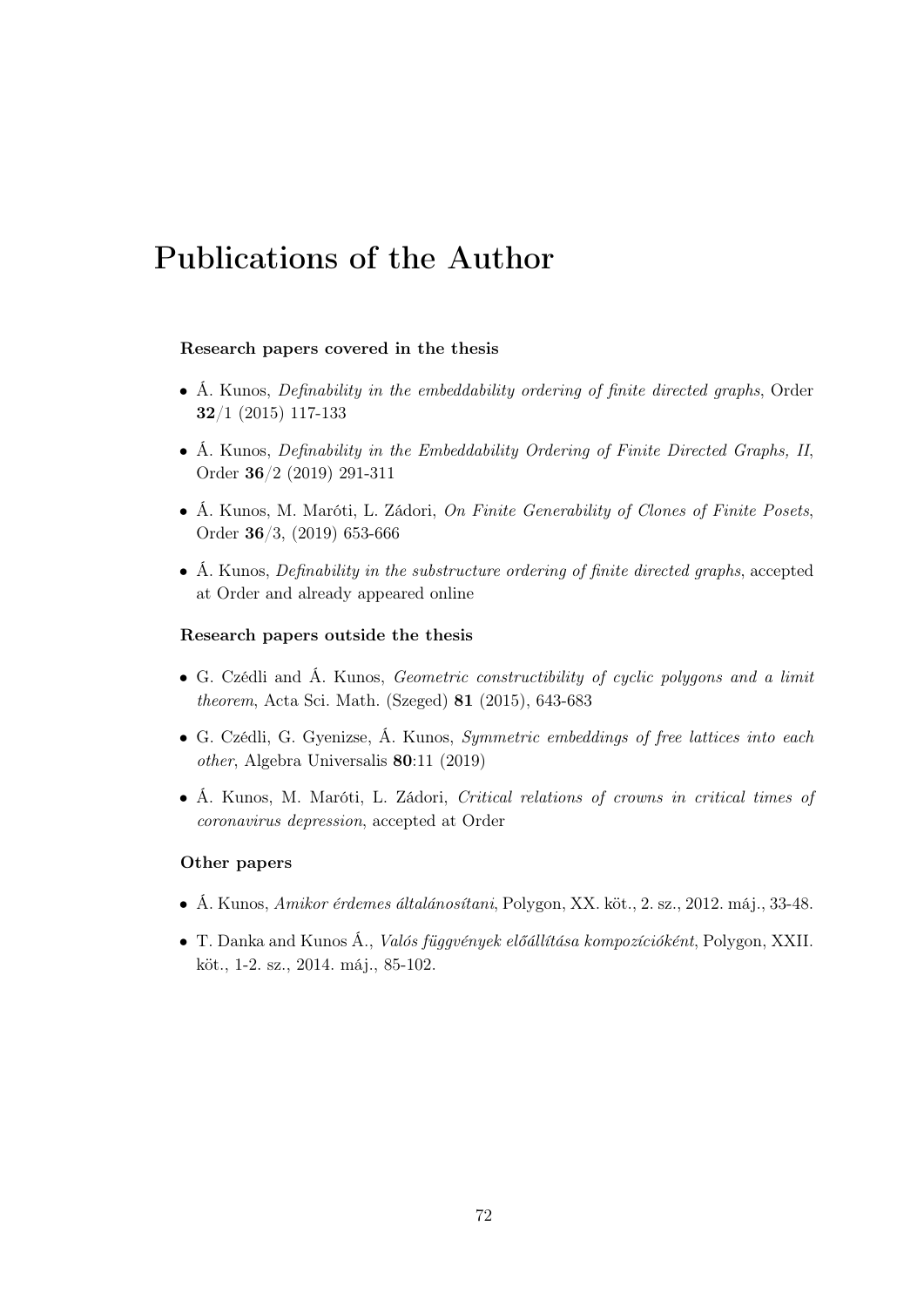# Publications of the Author

**Research papers covered in the thesis**

- Á. Kunos, *Definability in the embeddability ordering of finite directed graphs*, Order **32**/1 (2015) 117-133
- Á. Kunos, *Definability in the Embeddability Ordering of Finite Directed Graphs, II*, Order **36**/2 (2019) 291-311
- Á. Kunos, M. Maróti, L. Zádori, *On Finite Generability of Clones of Finite Posets*, Order **36**/3, (2019) 653-666
- Á. Kunos, *Definability in the substructure ordering of finite directed graphs*, accepted at Order and already appeared online

**Research papers outside the thesis**

- G. Czédli and Á. Kunos, *Geometric constructibility of cyclic polygons and a limit theorem*, Acta Sci. Math. (Szeged) **81** (2015), 643-683
- G. Czédli, G. Gyenizse, Á. Kunos, *Symmetric embeddings of free lattices into each other*, Algebra Universalis **80**:11 (2019)
- Á. Kunos, M. Maróti, L. Zádori, *Critical relations of crowns in critical times of coronavirus depression*, accepted at Order

**Other papers**

- Á. Kunos, *Amikor érdemes általánosítani*, Polygon, XX. köt., 2. sz., 2012. máj., 33-48.
- T. Danka and Kunos Á., *Valós függvények előállítása kompozícióként*, Polygon, XXII. köt., 1-2. sz., 2014. máj., 85-102.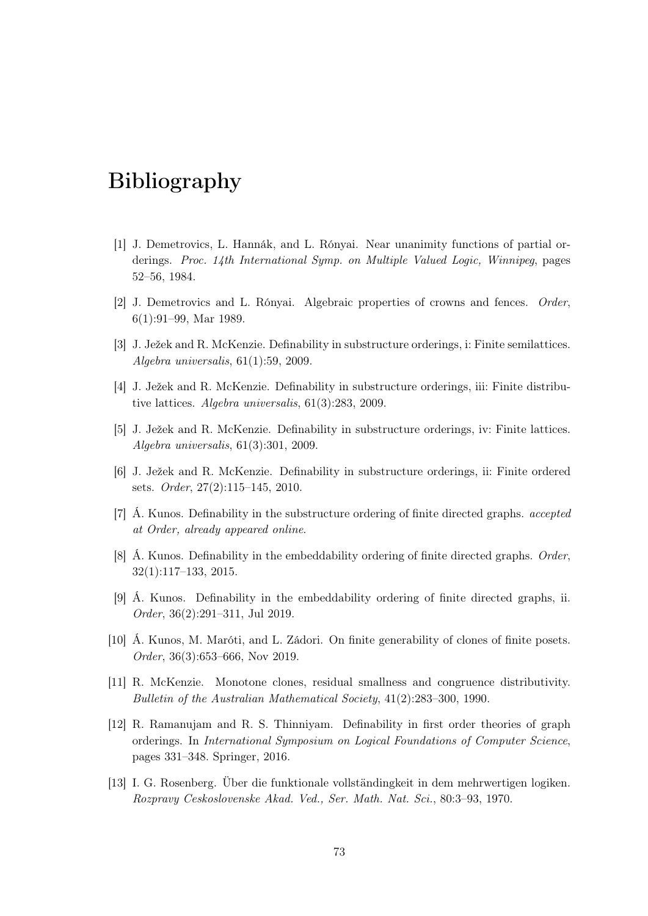# Bibliography

[1] J. Demetrovics, L. Hannák, and L. Rónyai. Near unanimity functions of partial orderings. *Proc. 14th International Symp. on Multiple Valued Logic, Winnipeg*, pages 52–56, 1984.

[2] J. Demetrovics and L. Rónyai. Algebraic properties of crowns and fences. *Order*, 6(1):91–99, Mar 1989.

[3] J. Ježek and R. McKenzie. Definability in substructure orderings, i: Finite semilattices. *Algebra universalis*, 61(1):59, 2009.

[4] J. Ježek and R. McKenzie. Definability in substructure orderings, iii: Finite distributive lattices. *Algebra universalis*, 61(3):283, 2009.

[5] J. Ježek and R. McKenzie. Definability in substructure orderings, iv: Finite lattices. *Algebra universalis*, 61(3):301, 2009.

[6] J. Ježek and R. McKenzie. Definability in substructure orderings, ii: Finite ordered sets. *Order*, 27(2):115–145, 2010.

[7] Á. Kunos. Definability in the substructure ordering of finite directed graphs. *accepted at Order, already appeared online*.

[8] Á. Kunos. Definability in the embeddability ordering of finite directed graphs. *Order*, 32(1):117–133, 2015.

[9] Á. Kunos. Definability in the embeddability ordering of finite directed graphs, ii. *Order*, 36(2):291–311, Jul 2019.

[10] Á. Kunos, M. Maróti, and L. Zádori. On finite generability of clones of finite posets. *Order*, 36(3):653–666, Nov 2019.

[11] R. McKenzie. Monotone clones, residual smallness and congruence distributivity. *Bulletin of the Australian Mathematical Society*, 41(2):283–300, 1990.

[12] R. Ramanujam and R. S. Thinniyam. Definability in first order theories of graph orderings. In *International Symposium on Logical Foundations of Computer Science*, pages 331–348. Springer, 2016.

[13] I. G. Rosenberg. Über die funktionale vollständingkeit in dem mehrwertigen logiken. *Rozpravy Ceskoslovenske Akad. Ved., Ser. Math. Nat. Sci.*, 80:3–93, 1970.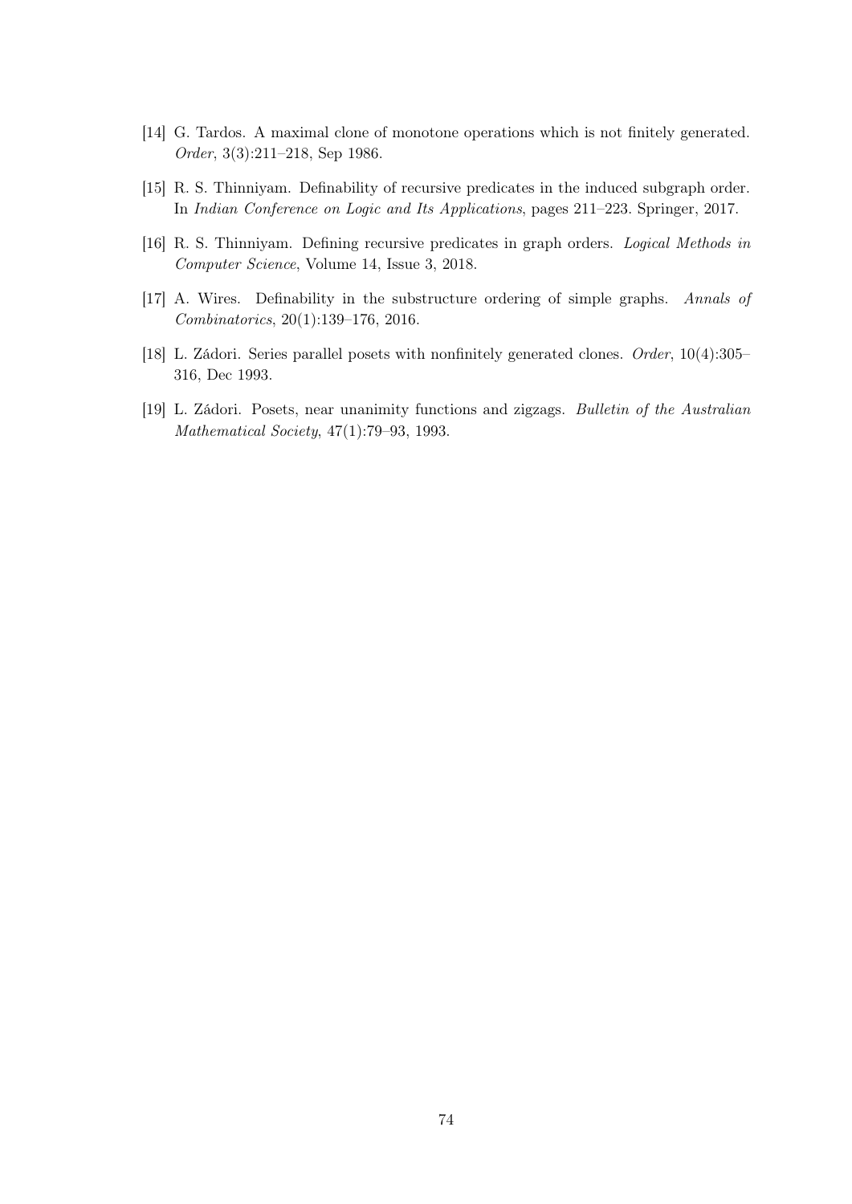[14] G. Tardos. A maximal clone of monotone operations which is not finitely generated. *Order*, 3(3):211–218, Sep 1986.

[15] R. S. Thinniyam. Definability of recursive predicates in the induced subgraph order. In *Indian Conference on Logic and Its Applications*, pages 211–223. Springer, 2017.

[16] R. S. Thinniyam. Defining recursive predicates in graph orders. *Logical Methods in Computer Science*, Volume 14, Issue 3, 2018.

[17] A. Wires. Definability in the substructure ordering of simple graphs. *Annals of Combinatorics*, 20(1):139–176, 2016.

[18] L. Zádori. Series parallel posets with nonfinitely generated clones. *Order*, 10(4):305–316, Dec 1993.

[19] L. Zádori. Posets, near unanimity functions and zigzags. *Bulletin of the Australian Mathematical Society*, 47(1):79–93, 1993.